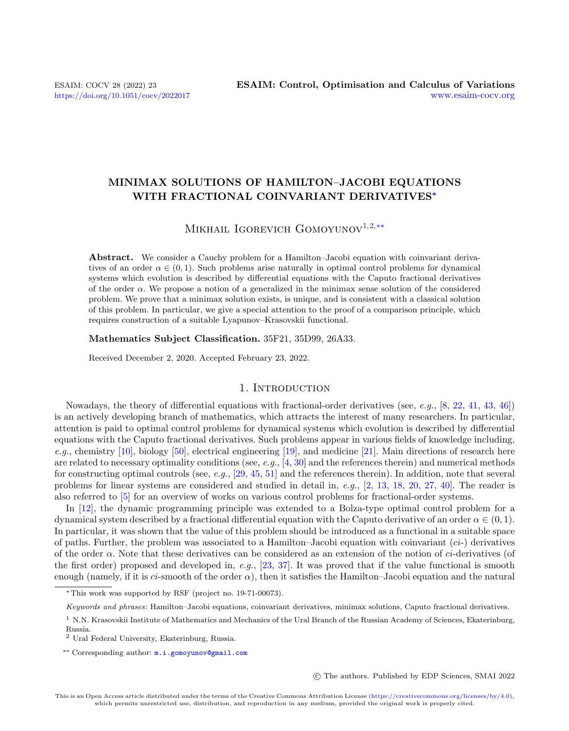# MINIMAX SOLUTIONS OF HAMILTON–JACOBI EQUATIONS WITH FRACTIONAL COINVARIANT DERIVATIVES[*]

Mikhail Igorevich Gomoyunov[1,2,**]

**Abstract.** We consider a Cauchy problem for a Hamilton–Jacobi equation with coinvariant derivatives of an order $\alpha \in (0,1)$. Such problems arise naturally in optimal control problems for dynamical systems which evolution is described by differential equations with the Caputo fractional derivatives of the order $\alpha$. We propose a notion of a generalized in the minimax sense solution of the considered problem. We prove that a minimax solution exists, is unique, and is consistent with a classical solution of this problem. In particular, we give a special attention to the proof of a comparison principle, which requires construction of a suitable Lyapunov–Krasovskii functional.

**Mathematics Subject Classification.** 35F21, 35D99, 26A33.

Received December 2, 2020. Accepted February 23, 2022.

## 1. Introduction

Nowadays, the theory of differential equations with fractional-order derivatives (see, *e.g.*, [8, 22, 41, 43, 46]) is an actively developing branch of mathematics, which attracts the interest of many researchers. In particular, attention is paid to optimal control problems for dynamical systems which evolution is described by differential equations with the Caputo fractional derivatives. Such problems appear in various fields of knowledge including, *e.g.*, chemistry [10], biology [50], electrical engineering [19], and medicine [21]. Main directions of research here are related to necessary optimality conditions (see, *e.g.*, [4, 30] and the references therein) and numerical methods for constructing optimal controls (see, *e.g.*, [29, 45, 51] and the references therein). In addition, note that several problems for linear systems are considered and studied in detail in, *e.g.*, [2, 13, 18, 20, 27, 40]. The reader is also referred to [5] for an overview of works on various control problems for fractional-order systems.

In [12], the dynamic programming principle was extended to a Bolza-type optimal control problem for a dynamical system described by a fractional differential equation with the Caputo derivative of an order $\alpha \in (0,1)$. In particular, it was shown that the value of this problem should be introduced as a functional in a suitable space of paths. Further, the problem was associated to a Hamilton–Jacobi equation with coinvariant (*ci*-) derivatives of the order $\alpha$. Note that these derivatives can be considered as an extension of the notion of *ci*-derivatives (of the first order) proposed and developed in, *e.g.*, [23, 37]. It was proved that if the value functional is smooth enough (namely, if it is *ci*-smooth of the order $\alpha$), then it satisfies the Hamilton–Jacobi equation and the natural

---

[*] This work was supported by RSF (project no. 19-71-00073).

*Keywords and phrases:* Hamilton–Jacobi equations, coinvariant derivatives, minimax solutions, Caputo fractional derivatives.

[1] N.N. Krasovskii Institute of Mathematics and Mechanics of the Ural Branch of the Russian Academy of Sciences, Ekaterinburg, Russia.

[2] Ural Federal University, Ekaterinburg, Russia.

[**] Corresponding author: m.i.gomoyunov@gmail.com

© The authors. Published by EDP Sciences, SMAI 2022

This is an Open Access article distributed under the terms of the Creative Commons Attribution License (https://creativecommons.org/licenses/by/4.0), which permits unrestricted use, distribution, and reproduction in any medium, provided the original work is properly cited.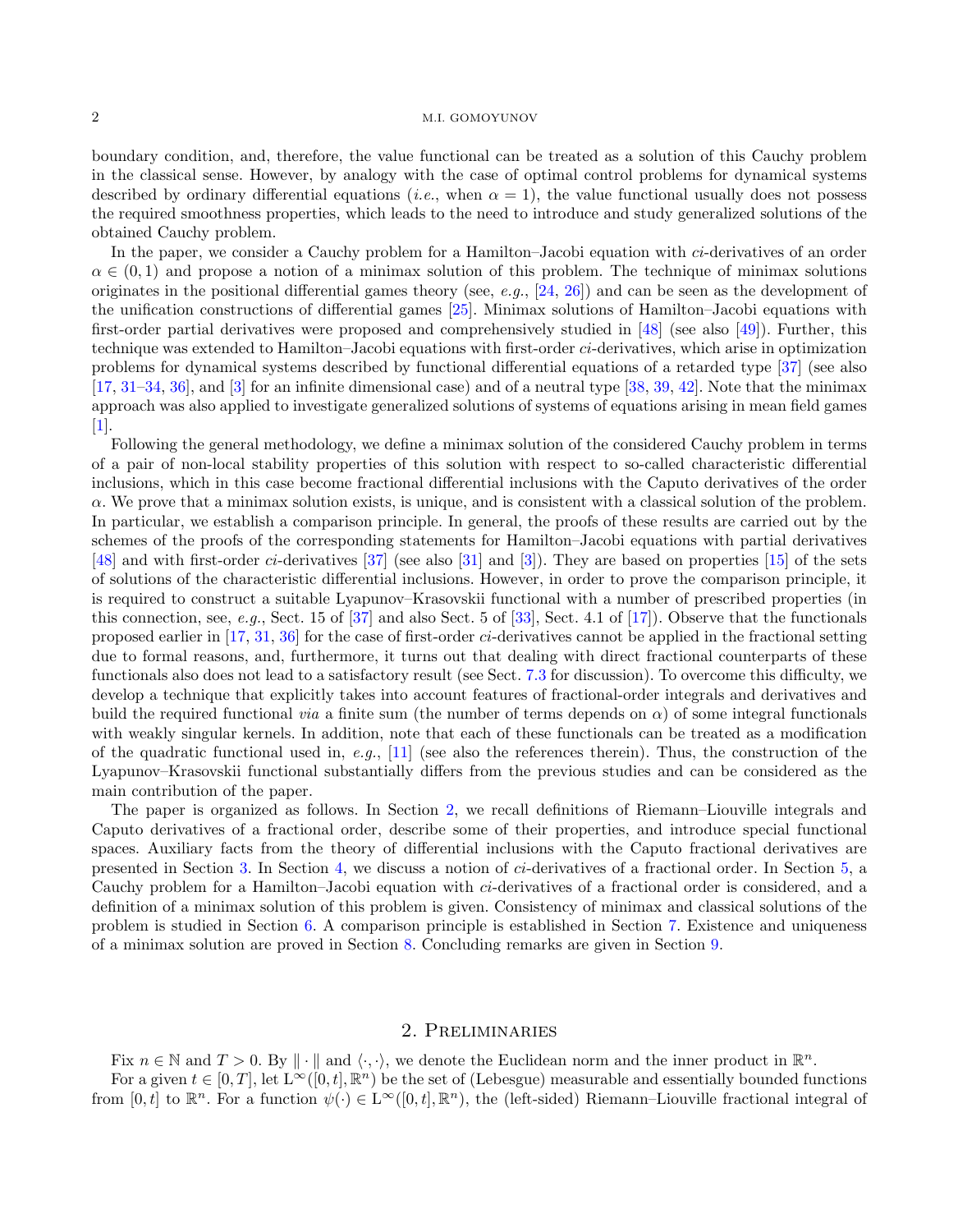boundary condition, and, therefore, the value functional can be treated as a solution of this Cauchy problem in the classical sense. However, by analogy with the case of optimal control problems for dynamical systems described by ordinary differential equations (*i.e.*, when $\alpha = 1$), the value functional usually does not possess the required smoothness properties, which leads to the need to introduce and study generalized solutions of the obtained Cauchy problem.

In the paper, we consider a Cauchy problem for a Hamilton–Jacobi equation with *ci*-derivatives of an order $\alpha \in (0, 1)$ and propose a notion of a minimax solution of this problem. The technique of minimax solutions originates in the positional differential games theory (see, *e.g.*, [24, 26]) and can be seen as the development of the unification constructions of differential games [25]. Minimax solutions of Hamilton–Jacobi equations with first-order partial derivatives were proposed and comprehensively studied in [48] (see also [49]). Further, this technique was extended to Hamilton–Jacobi equations with first-order *ci*-derivatives, which arise in optimization problems for dynamical systems described by functional differential equations of a retarded type [37] (see also [17, 31–34, 36], and [3] for an infinite dimensional case) and of a neutral type [38, 39, 42]. Note that the minimax approach was also applied to investigate generalized solutions of systems of equations arising in mean field games [1].

Following the general methodology, we define a minimax solution of the considered Cauchy problem in terms of a pair of non-local stability properties of this solution with respect to so-called characteristic differential inclusions, which in this case become fractional differential inclusions with the Caputo derivatives of the order $\alpha$. We prove that a minimax solution exists, is unique, and is consistent with a classical solution of the problem. In particular, we establish a comparison principle. In general, the proofs of these results are carried out by the schemes of the proofs of the corresponding statements for Hamilton–Jacobi equations with partial derivatives [48] and with first-order *ci*-derivatives [37] (see also [31] and [3]). They are based on properties [15] of the sets of solutions of the characteristic differential inclusions. However, in order to prove the comparison principle, it is required to construct a suitable Lyapunov–Krasovskii functional with a number of prescribed properties (in this connection, see, *e.g.*, Sect. 15 of [37] and also Sect. 5 of [33], Sect. 4.1 of [17]). Observe that the functionals proposed earlier in [17, 31, 36] for the case of first-order *ci*-derivatives cannot be applied in the fractional setting due to formal reasons, and, furthermore, it turns out that dealing with direct fractional counterparts of these functionals also does not lead to a satisfactory result (see Sect. 7.3 for discussion). To overcome this difficulty, we develop a technique that explicitly takes into account features of fractional-order integrals and derivatives and build the required functional *via* a finite sum (the number of terms depends on $\alpha$) of some integral functionals with weakly singular kernels. In addition, note that each of these functionals can be treated as a modification of the quadratic functional used in, *e.g.*, [11] (see also the references therein). Thus, the construction of the Lyapunov–Krasovskii functional substantially differs from the previous studies and can be considered as the main contribution of the paper.

The paper is organized as follows. In Section 2, we recall definitions of Riemann–Liouville integrals and Caputo derivatives of a fractional order, describe some of their properties, and introduce special functional spaces. Auxiliary facts from the theory of differential inclusions with the Caputo fractional derivatives are presented in Section 3. In Section 4, we discuss a notion of *ci*-derivatives of a fractional order. In Section 5, a Cauchy problem for a Hamilton–Jacobi equation with *ci*-derivatives of a fractional order is considered, and a definition of a minimax solution of this problem is given. Consistency of minimax and classical solutions of the problem is studied in Section 6. A comparison principle is established in Section 7. Existence and uniqueness of a minimax solution are proved in Section 8. Concluding remarks are given in Section 9.

## 2. Preliminaries

Fix $n \in \mathbb{N}$ and $T > 0$. By $\|\cdot\|$ and $\langle \cdot, \cdot \rangle$, we denote the Euclidean norm and the inner product in $\mathbb{R}^n$.

For a given $t \in [0, T]$, let $\mathrm{L}^\infty([0, t], \mathbb{R}^n)$ be the set of (Lebesgue) measurable and essentially bounded functions from $[0, t]$ to $\mathbb{R}^n$. For a function $\psi(\cdot) \in \mathrm{L}^\infty([0, t], \mathbb{R}^n)$, the (left-sided) Riemann–Liouville fractional integral of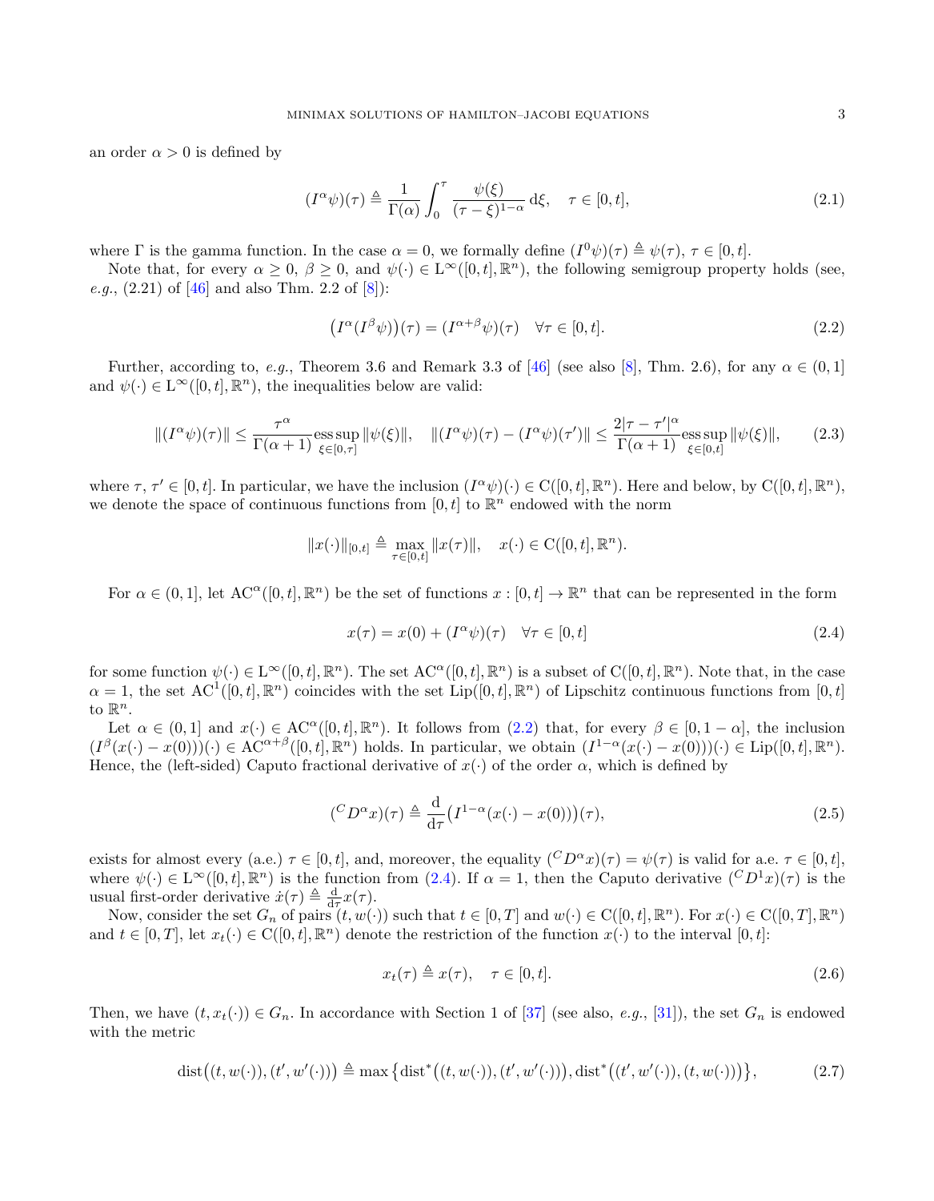an order $\alpha > 0$ is defined by

$$(I^\alpha \psi)(\tau) \triangleq \frac{1}{\Gamma(\alpha)} \int_0^\tau \frac{\psi(\xi)}{(\tau - \xi)^{1-\alpha}} \, \mathrm{d}\xi, \quad \tau \in [0, t], \tag{2.1}$$

where $\Gamma$ is the gamma function. In the case $\alpha = 0$, we formally define $(I^0 \psi)(\tau) \triangleq \psi(\tau)$, $\tau \in [0, t]$.

Note that, for every $\alpha \geq 0$, $\beta \geq 0$, and $\psi(\cdot) \in \mathrm{L}^\infty([0, t], \mathbb{R}^n)$, the following semigroup property holds (see, *e.g.*, (2.21) of [46] and also Thm. 2.2 of [8]):

$$\big(I^\alpha (I^\beta \psi)\big)(\tau) = (I^{\alpha+\beta} \psi)(\tau) \quad \forall \tau \in [0, t]. \tag{2.2}$$

Further, according to, *e.g.*, Theorem 3.6 and Remark 3.3 of [46] (see also [8], Thm. 2.6), for any $\alpha \in (0, 1]$ and $\psi(\cdot) \in \mathrm{L}^\infty([0, t], \mathbb{R}^n)$, the inequalities below are valid:

$$\|(I^\alpha \psi)(\tau)\| \leq \frac{\tau^\alpha}{\Gamma(\alpha + 1)} \operatorname*{ess\,sup}_{\xi \in [0, \tau]} \|\psi(\xi)\|, \quad \|(I^\alpha \psi)(\tau) - (I^\alpha \psi)(\tau')\| \leq \frac{2|\tau - \tau'|^\alpha}{\Gamma(\alpha + 1)} \operatorname*{ess\,sup}_{\xi \in [0, t]} \|\psi(\xi)\|, \tag{2.3}$$

where $\tau$, $\tau' \in [0, t]$. In particular, we have the inclusion $(I^\alpha \psi)(\cdot) \in \mathrm{C}([0, t], \mathbb{R}^n)$. Here and below, by $\mathrm{C}([0, t], \mathbb{R}^n)$, we denote the space of continuous functions from $[0, t]$ to $\mathbb{R}^n$ endowed with the norm

$$\|x(\cdot)\|_{[0,t]} \triangleq \max_{\tau \in [0, t]} \|x(\tau)\|, \quad x(\cdot) \in \mathrm{C}([0, t], \mathbb{R}^n).$$

For $\alpha \in (0, 1]$, let $\mathrm{AC}^\alpha([0, t], \mathbb{R}^n)$ be the set of functions $x : [0, t] \to \mathbb{R}^n$ that can be represented in the form

$$x(\tau) = x(0) + (I^\alpha \psi)(\tau) \quad \forall \tau \in [0, t] \tag{2.4}$$

for some function $\psi(\cdot) \in \mathrm{L}^\infty([0, t], \mathbb{R}^n)$. The set $\mathrm{AC}^\alpha([0, t], \mathbb{R}^n)$ is a subset of $\mathrm{C}([0, t], \mathbb{R}^n)$. Note that, in the case $\alpha = 1$, the set $\mathrm{AC}^1([0, t], \mathbb{R}^n)$ coincides with the set $\mathrm{Lip}([0, t], \mathbb{R}^n)$ of Lipschitz continuous functions from $[0, t]$ to $\mathbb{R}^n$.

Let $\alpha \in (0, 1]$ and $x(\cdot) \in \mathrm{AC}^\alpha([0, t], \mathbb{R}^n)$. It follows from (2.2) that, for every $\beta \in [0, 1 - \alpha]$, the inclusion $(I^\beta (x(\cdot) - x(0)))(\cdot) \in \mathrm{AC}^{\alpha+\beta}([0, t], \mathbb{R}^n)$ holds. In particular, we obtain $(I^{1-\alpha}(x(\cdot) - x(0)))(\cdot) \in \mathrm{Lip}([0, t], \mathbb{R}^n)$. Hence, the (left-sided) Caputo fractional derivative of $x(\cdot)$ of the order $\alpha$, which is defined by

$$({}^C D^\alpha x)(\tau) \triangleq \frac{\mathrm{d}}{\mathrm{d}\tau} \big(I^{1-\alpha}(x(\cdot) - x(0))\big)(\tau), \tag{2.5}$$

exists for almost every (a.e.) $\tau \in [0, t]$, and, moreover, the equality $({}^C D^\alpha x)(\tau) = \psi(\tau)$ is valid for a.e. $\tau \in [0, t]$, where $\psi(\cdot) \in \mathrm{L}^\infty([0, t], \mathbb{R}^n)$ is the function from (2.4). If $\alpha = 1$, then the Caputo derivative $({}^C D^1 x)(\tau)$ is the usual first-order derivative $\dot{x}(\tau) \triangleq \frac{\mathrm{d}}{\mathrm{d}\tau} x(\tau)$.

Now, consider the set $G_n$ of pairs $(t, w(\cdot))$ such that $t \in [0, T]$ and $w(\cdot) \in \mathrm{C}([0, t], \mathbb{R}^n)$. For $x(\cdot) \in \mathrm{C}([0, T], \mathbb{R}^n)$ and $t \in [0, T]$, let $x_t(\cdot) \in \mathrm{C}([0, t], \mathbb{R}^n)$ denote the restriction of the function $x(\cdot)$ to the interval $[0, t]$:

$$x_t(\tau) \triangleq x(\tau), \quad \tau \in [0, t]. \tag{2.6}$$

Then, we have $(t, x_t(\cdot)) \in G_n$. In accordance with Section 1 of [37] (see also, *e.g.*, [31]), the set $G_n$ is endowed with the metric

$$\operatorname{dist}\big((t, w(\cdot)), (t', w'(\cdot))\big) \triangleq \max\big\{\operatorname{dist}^*\big((t, w(\cdot)), (t', w'(\cdot))\big), \operatorname{dist}^*\big((t', w'(\cdot)), (t, w(\cdot))\big)\big\}, \tag{2.7}$$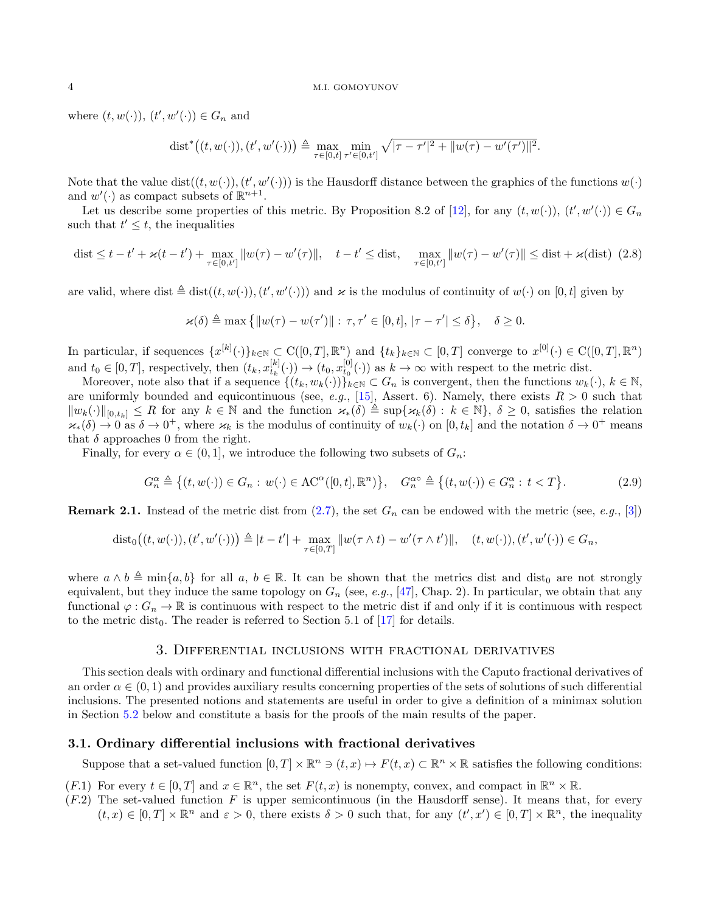where $(t, w(\cdot))$, $(t', w'(\cdot)) \in G_n$ and

$$\operatorname{dist}^*\big((t, w(\cdot)), (t', w'(\cdot))\big) \triangleq \max_{\tau \in [0,t]} \min_{\tau' \in [0,t']} \sqrt{|\tau - \tau'|^2 + \|w(\tau) - w'(\tau')\|^2}.$$

Note that the value $\operatorname{dist}((t, w(\cdot)), (t', w'(\cdot)))$ is the Hausdorff distance between the graphics of the functions $w(\cdot)$ and $w'(\cdot)$ as compact subsets of $\mathbb{R}^{n+1}$.

Let us describe some properties of this metric. By Proposition 8.2 of [12], for any $(t, w(\cdot))$, $(t', w'(\cdot)) \in G_n$ such that $t' \leq t$, the inequalities

$$\operatorname{dist} \leq t - t' + \varkappa(t - t') + \max_{\tau \in [0,t']} \|w(\tau) - w'(\tau)\|, \quad t - t' \leq \operatorname{dist}, \quad \max_{\tau \in [0,t']} \|w(\tau) - w'(\tau)\| \leq \operatorname{dist} + \varkappa(\operatorname{dist}) \tag{2.8}$$

are valid, where $\operatorname{dist} \triangleq \operatorname{dist}((t, w(\cdot)), (t', w'(\cdot)))$ and $\varkappa$ is the modulus of continuity of $w(\cdot)$ on $[0, t]$ given by

$$\varkappa(\delta) \triangleq \max\big\{\|w(\tau) - w(\tau')\| : \tau, \tau' \in [0, t], |\tau - \tau'| \leq \delta\big\}, \quad \delta \geq 0.$$

In particular, if sequences $\{x^{[k]}(\cdot)\}_{k \in \mathbb{N}} \subset \mathrm{C}([0, T], \mathbb{R}^n)$ and $\{t_k\}_{k \in \mathbb{N}} \subset [0, T]$ converge to $x^{[0]}(\cdot) \in \mathrm{C}([0, T], \mathbb{R}^n)$ and $t_0 \in [0, T]$, respectively, then $(t_k, x^{[k]}_{t_k}(\cdot)) \to (t_0, x^{[0]}_{t_0}(\cdot))$ as $k \to \infty$ with respect to the metric dist.

Moreover, note also that if a sequence $\{(t_k, w_k(\cdot))\}_{k \in \mathbb{N}} \subset G_n$ is convergent, then the functions $w_k(\cdot)$, $k \in \mathbb{N}$, are uniformly bounded and equicontinuous (see, *e.g.*, [15], Assert. 6). Namely, there exists $R > 0$ such that $\|w_k(\cdot)\|_{[0,t_k]} \leq R$ for any $k \in \mathbb{N}$ and the function $\varkappa_*(\delta) \triangleq \sup\{\varkappa_k(\delta) : k \in \mathbb{N}\}$, $\delta \geq 0$, satisfies the relation $\varkappa_*(\delta) \to 0$ as $\delta \to 0^+$, where $\varkappa_k$ is the modulus of continuity of $w_k(\cdot)$ on $[0, t_k]$ and the notation $\delta \to 0^+$ means that $\delta$ approaches 0 from the right.

Finally, for every $\alpha \in (0, 1]$, we introduce the following two subsets of $G_n$:

$$G_n^\alpha \triangleq \big\{(t, w(\cdot)) \in G_n : w(\cdot) \in \mathrm{AC}^\alpha([0, t], \mathbb{R}^n)\big\}, \quad G_n^{\alpha\circ} \triangleq \big\{(t, w(\cdot)) \in G_n^\alpha : t < T\big\}. \tag{2.9}$$

**Remark 2.1.** Instead of the metric dist from (2.7), the set $G_n$ can be endowed with the metric (see, *e.g.*, [3])

$$\operatorname{dist}_0\big((t, w(\cdot)), (t', w'(\cdot))\big) \triangleq |t - t'| + \max_{\tau \in [0,T]} \|w(\tau \wedge t) - w'(\tau \wedge t')\|, \quad (t, w(\cdot)), (t', w'(\cdot)) \in G_n,$$

where $a \wedge b \triangleq \min\{a, b\}$ for all $a$, $b \in \mathbb{R}$. It can be shown that the metrics dist and $\operatorname{dist}_0$ are not strongly equivalent, but they induce the same topology on $G_n$ (see, *e.g.*, [47], Chap. 2). In particular, we obtain that any functional $\varphi : G_n \to \mathbb{R}$ is continuous with respect to the metric dist if and only if it is continuous with respect to the metric $\operatorname{dist}_0$. The reader is referred to Section 5.1 of [17] for details.

## 3. Differential inclusions with fractional derivatives

This section deals with ordinary and functional differential inclusions with the Caputo fractional derivatives of an order $\alpha \in (0, 1)$ and provides auxiliary results concerning properties of the sets of solutions of such differential inclusions. The presented notions and statements are useful in order to give a definition of a minimax solution in Section 5.2 below and constitute a basis for the proofs of the main results of the paper.

### 3.1. Ordinary differential inclusions with fractional derivatives

Suppose that a set-valued function $[0, T] \times \mathbb{R}^n \ni (t, x) \mapsto F(t, x) \subset \mathbb{R}^n \times \mathbb{R}$ satisfies the following conditions:

$(F.1)$ For every $t \in [0, T]$ and $x \in \mathbb{R}^n$, the set $F(t, x)$ is nonempty, convex, and compact in $\mathbb{R}^n \times \mathbb{R}$.

$(F.2)$ The set-valued function $F$ is upper semicontinuous (in the Hausdorff sense). It means that, for every $(t, x) \in [0, T] \times \mathbb{R}^n$ and $\varepsilon > 0$, there exists $\delta > 0$ such that, for any $(t', x') \in [0, T] \times \mathbb{R}^n$, the inequality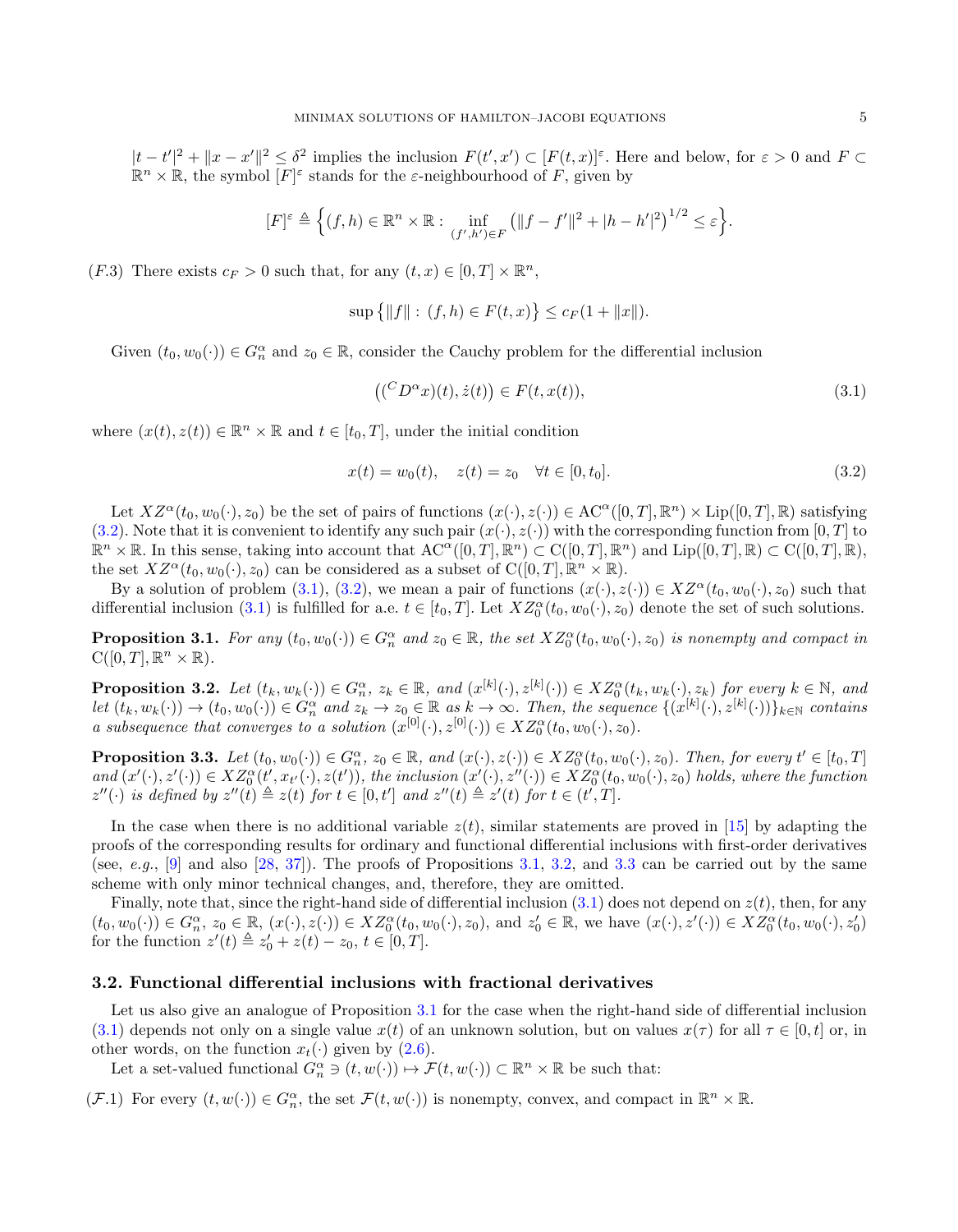$|t - t'|^2 + \|x - x'\|^2 \leq \delta^2$ implies the inclusion $F(t', x') \subset [F(t, x)]^\varepsilon$. Here and below, for $\varepsilon > 0$ and $F \subset \mathbb{R}^n \times \mathbb{R}$, the symbol $[F]^\varepsilon$ stands for the $\varepsilon$-neighbourhood of $F$, given by

$$[F]^\varepsilon \triangleq \Big\{(f, h) \in \mathbb{R}^n \times \mathbb{R} : \inf_{(f', h') \in F} \big(\|f - f'\|^2 + |h - h'|^2\big)^{1/2} \leq \varepsilon\Big\}.$$

$(F.3)$ There exists $c_F > 0$ such that, for any $(t, x) \in [0, T] \times \mathbb{R}^n$,

$$\sup\big\{\|f\| : (f, h) \in F(t, x)\big\} \leq c_F(1 + \|x\|).$$

Given $(t_0, w_0(\cdot)) \in G_n^\alpha$ and $z_0 \in \mathbb{R}$, consider the Cauchy problem for the differential inclusion

$$\big(({}^C D^\alpha x)(t), \dot{z}(t)\big) \in F(t, x(t)), \tag{3.1}$$

where $(x(t), z(t)) \in \mathbb{R}^n \times \mathbb{R}$ and $t \in [t_0, T]$, under the initial condition

$$x(t) = w_0(t), \quad z(t) = z_0 \quad \forall t \in [0, t_0]. \tag{3.2}$$

Let $XZ^\alpha(t_0, w_0(\cdot), z_0)$ be the set of pairs of functions $(x(\cdot), z(\cdot)) \in \mathrm{AC}^\alpha([0, T], \mathbb{R}^n) \times \mathrm{Lip}([0, T], \mathbb{R})$ satisfying (3.2). Note that it is convenient to identify any such pair $(x(\cdot), z(\cdot))$ with the corresponding function from $[0, T]$ to $\mathbb{R}^n \times \mathbb{R}$. In this sense, taking into account that $\mathrm{AC}^\alpha([0, T], \mathbb{R}^n) \subset \mathrm{C}([0, T], \mathbb{R}^n)$ and $\mathrm{Lip}([0, T], \mathbb{R}) \subset \mathrm{C}([0, T], \mathbb{R})$, the set $XZ^\alpha(t_0, w_0(\cdot), z_0)$ can be considered as a subset of $\mathrm{C}([0, T], \mathbb{R}^n \times \mathbb{R})$.

By a solution of problem (3.1), (3.2), we mean a pair of functions $(x(\cdot), z(\cdot)) \in XZ^\alpha(t_0, w_0(\cdot), z_0)$ such that differential inclusion (3.1) is fulfilled for a.e. $t \in [t_0, T]$. Let $XZ_0^\alpha(t_0, w_0(\cdot), z_0)$ denote the set of such solutions.

**Proposition 3.1.** *For any $(t_0, w_0(\cdot)) \in G_n^\alpha$ and $z_0 \in \mathbb{R}$, the set $XZ_0^\alpha(t_0, w_0(\cdot), z_0)$ is nonempty and compact in $\mathrm{C}([0, T], \mathbb{R}^n \times \mathbb{R})$.*

**Proposition 3.2.** *Let $(t_k, w_k(\cdot)) \in G_n^\alpha$, $z_k \in \mathbb{R}$, and $(x^{[k]}(\cdot), z^{[k]}(\cdot)) \in XZ_0^\alpha(t_k, w_k(\cdot), z_k)$ for every $k \in \mathbb{N}$, and let $(t_k, w_k(\cdot)) \to (t_0, w_0(\cdot)) \in G_n^\alpha$ and $z_k \to z_0 \in \mathbb{R}$ as $k \to \infty$. Then, the sequence $\{(x^{[k]}(\cdot), z^{[k]}(\cdot))\}_{k \in \mathbb{N}}$ contains a subsequence that converges to a solution $(x^{[0]}(\cdot), z^{[0]}(\cdot)) \in XZ_0^\alpha(t_0, w_0(\cdot), z_0)$.*

**Proposition 3.3.** *Let $(t_0, w_0(\cdot)) \in G_n^\alpha$, $z_0 \in \mathbb{R}$, and $(x(\cdot), z(\cdot)) \in XZ_0^\alpha(t_0, w_0(\cdot), z_0)$. Then, for every $t' \in [t_0, T]$ and $(x'(\cdot), z'(\cdot)) \in XZ_0^\alpha(t', x_{t'}(\cdot), z(t'))$, the inclusion $(x'(\cdot), z''(\cdot)) \in XZ_0^\alpha(t_0, w_0(\cdot), z_0)$ holds, where the function $z''(\cdot)$ is defined by $z''(t) \triangleq z(t)$ for $t \in [0, t']$ and $z''(t) \triangleq z'(t)$ for $t \in (t', T]$.*

In the case when there is no additional variable $z(t)$, similar statements are proved in [15] by adapting the proofs of the corresponding results for ordinary and functional differential inclusions with first-order derivatives (see, *e.g.*, [9] and also [28, 37]). The proofs of Propositions 3.1, 3.2, and 3.3 can be carried out by the same scheme with only minor technical changes, and, therefore, they are omitted.

Finally, note that, since the right-hand side of differential inclusion (3.1) does not depend on $z(t)$, then, for any $(t_0, w_0(\cdot)) \in G_n^\alpha$, $z_0 \in \mathbb{R}$, $(x(\cdot), z(\cdot)) \in XZ_0^\alpha(t_0, w_0(\cdot), z_0)$, and $z_0' \in \mathbb{R}$, we have $(x(\cdot), z'(\cdot)) \in XZ_0^\alpha(t_0, w_0(\cdot), z_0')$ for the function $z'(t) \triangleq z_0' + z(t) - z_0$, $t \in [0, T]$.

### 3.2. Functional differential inclusions with fractional derivatives

Let us also give an analogue of Proposition 3.1 for the case when the right-hand side of differential inclusion (3.1) depends not only on a single value $x(t)$ of an unknown solution, but on values $x(\tau)$ for all $\tau \in [0, t]$ or, in other words, on the function $x_t(\cdot)$ given by (2.6).

Let a set-valued functional $G_n^\alpha \ni (t, w(\cdot)) \mapsto \mathcal{F}(t, w(\cdot)) \subset \mathbb{R}^n \times \mathbb{R}$ be such that:

$(\mathcal{F}.1)$ For every $(t, w(\cdot)) \in G_n^\alpha$, the set $\mathcal{F}(t, w(\cdot))$ is nonempty, convex, and compact in $\mathbb{R}^n \times \mathbb{R}$.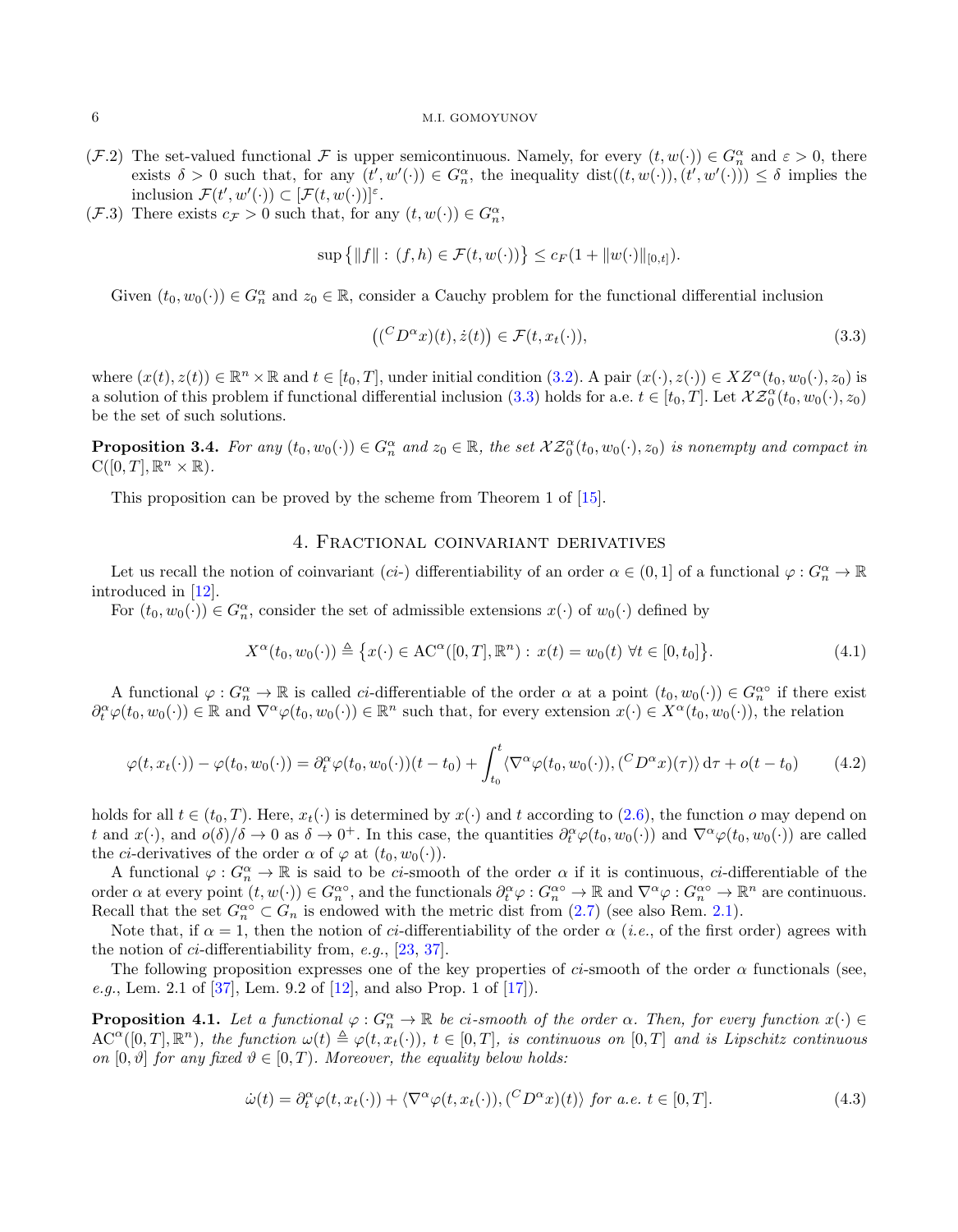($\mathcal{F}$.2) The set-valued functional $\mathcal{F}$ is upper semicontinuous. Namely, for every $(t, w(\cdot)) \in G_n^\alpha$ and $\varepsilon > 0$, there exists $\delta > 0$ such that, for any $(t', w'(\cdot)) \in G_n^\alpha$, the inequality $\operatorname{dist}((t, w(\cdot)), (t', w'(\cdot))) \leq \delta$ implies the inclusion $\mathcal{F}(t', w'(\cdot)) \subset [\mathcal{F}(t, w(\cdot))]^\varepsilon$.

($\mathcal{F}$.3) There exists $c_{\mathcal{F}} > 0$ such that, for any $(t, w(\cdot)) \in G_n^\alpha$,

$$\sup\big\{\|f\| : (f, h) \in \mathcal{F}(t, w(\cdot))\big\} \leq c_F(1 + \|w(\cdot)\|_{[0,t]}).$$

Given $(t_0, w_0(\cdot)) \in G_n^\alpha$ and $z_0 \in \mathbb{R}$, consider a Cauchy problem for the functional differential inclusion

$$\big((^C D^\alpha x)(t), \dot{z}(t)\big) \in \mathcal{F}(t, x_t(\cdot)), \tag{3.3}$$

where $(x(t), z(t)) \in \mathbb{R}^n \times \mathbb{R}$ and $t \in [t_0, T]$, under initial condition (3.2). A pair $(x(\cdot), z(\cdot)) \in XZ^\alpha(t_0, w_0(\cdot), z_0)$ is a solution of this problem if functional differential inclusion (3.3) holds for a.e. $t \in [t_0, T]$. Let $\mathcal{XZ}_0^\alpha(t_0, w_0(\cdot), z_0)$ be the set of such solutions.

**Proposition 3.4.** *For any $(t_0, w_0(\cdot)) \in G_n^\alpha$ and $z_0 \in \mathbb{R}$, the set $\mathcal{XZ}_0^\alpha(t_0, w_0(\cdot), z_0)$ is nonempty and compact in $\mathrm{C}([0, T], \mathbb{R}^n \times \mathbb{R})$.*

This proposition can be proved by the scheme from Theorem 1 of [15].

## 4. Fractional coinvariant derivatives

Let us recall the notion of coinvariant (*ci*-) differentiability of an order $\alpha \in (0, 1]$ of a functional $\varphi : G_n^\alpha \to \mathbb{R}$ introduced in [12].

For $(t_0, w_0(\cdot)) \in G_n^\alpha$, consider the set of admissible extensions $x(\cdot)$ of $w_0(\cdot)$ defined by

$$X^\alpha(t_0, w_0(\cdot)) \triangleq \big\{x(\cdot) \in \mathrm{AC}^\alpha([0, T], \mathbb{R}^n) : x(t) = w_0(t) \ \forall t \in [0, t_0]\big\}. \tag{4.1}$$

A functional $\varphi : G_n^\alpha \to \mathbb{R}$ is called *ci*-differentiable of the order $\alpha$ at a point $(t_0, w_0(\cdot)) \in G_n^{\alpha\circ}$ if there exist $\partial_t^\alpha \varphi(t_0, w_0(\cdot)) \in \mathbb{R}$ and $\nabla^\alpha \varphi(t_0, w_0(\cdot)) \in \mathbb{R}^n$ such that, for every extension $x(\cdot) \in X^\alpha(t_0, w_0(\cdot))$, the relation

$$\varphi(t, x_t(\cdot)) - \varphi(t_0, w_0(\cdot)) = \partial_t^\alpha \varphi(t_0, w_0(\cdot))(t - t_0) + \int_{t_0}^t \langle \nabla^\alpha \varphi(t_0, w_0(\cdot)), (^C D^\alpha x)(\tau)\rangle \, \mathrm{d}\tau + o(t - t_0) \tag{4.2}$$

holds for all $t \in (t_0, T)$. Here, $x_t(\cdot)$ is determined by $x(\cdot)$ and $t$ according to (2.6), the function $o$ may depend on $t$ and $x(\cdot)$, and $o(\delta)/\delta \to 0$ as $\delta \to 0^+$. In this case, the quantities $\partial_t^\alpha \varphi(t_0, w_0(\cdot))$ and $\nabla^\alpha \varphi(t_0, w_0(\cdot))$ are called the *ci*-derivatives of the order $\alpha$ of $\varphi$ at $(t_0, w_0(\cdot))$.

A functional $\varphi : G_n^\alpha \to \mathbb{R}$ is said to be *ci*-smooth of the order $\alpha$ if it is continuous, *ci*-differentiable of the order $\alpha$ at every point $(t, w(\cdot)) \in G_n^{\alpha\circ}$, and the functionals $\partial_t^\alpha \varphi : G_n^{\alpha\circ} \to \mathbb{R}$ and $\nabla^\alpha \varphi : G_n^{\alpha\circ} \to \mathbb{R}^n$ are continuous. Recall that the set $G_n^{\alpha\circ} \subset G_n$ is endowed with the metric dist from (2.7) (see also Rem. 2.1).

Note that, if $\alpha = 1$, then the notion of *ci*-differentiability of the order $\alpha$ (*i.e.*, of the first order) agrees with the notion of *ci*-differentiability from, *e.g.*, [23, 37].

The following proposition expresses one of the key properties of *ci*-smooth of the order $\alpha$ functionals (see, *e.g.*, Lem. 2.1 of [37], Lem. 9.2 of [12], and also Prop. 1 of [17]).

**Proposition 4.1.** *Let a functional $\varphi : G_n^\alpha \to \mathbb{R}$ be ci-smooth of the order $\alpha$. Then, for every function $x(\cdot) \in \mathrm{AC}^\alpha([0, T], \mathbb{R}^n)$, the function $\omega(t) \triangleq \varphi(t, x_t(\cdot))$, $t \in [0, T]$, is continuous on $[0, T]$ and is Lipschitz continuous on $[0, \vartheta]$ for any fixed $\vartheta \in [0, T)$. Moreover, the equality below holds:*

$$\dot{\omega}(t) = \partial_t^\alpha \varphi(t, x_t(\cdot)) + \langle \nabla^\alpha \varphi(t, x_t(\cdot)), (^C D^\alpha x)(t)\rangle \ \textit{for a.e. } t \in [0, T]. \tag{4.3}$$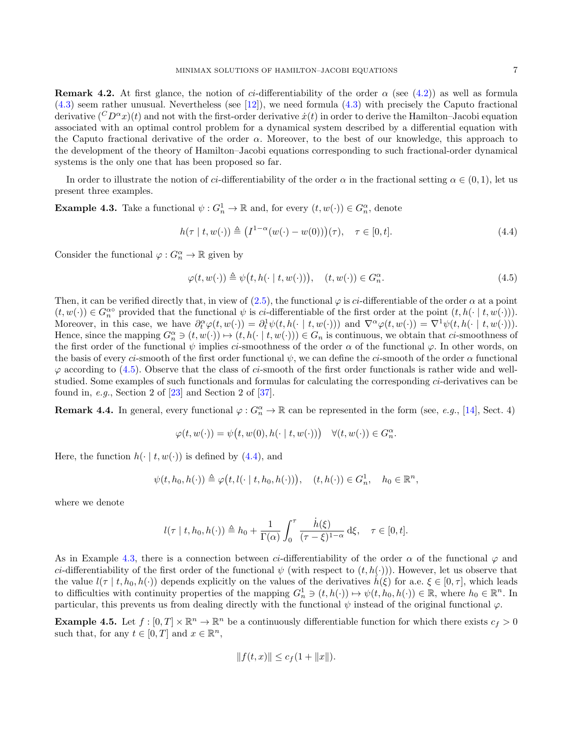**Remark 4.2.** At first glance, the notion of *ci*-differentiability of the order $\alpha$ (see (4.2)) as well as formula (4.3) seem rather unusual. Nevertheless (see [12]), we need formula (4.3) with precisely the Caputo fractional derivative $({}^C D^\alpha x)(t)$ and not with the first-order derivative $\dot{x}(t)$ in order to derive the Hamilton–Jacobi equation associated with an optimal control problem for a dynamical system described by a differential equation with the Caputo fractional derivative of the order $\alpha$. Moreover, to the best of our knowledge, this approach to the development of the theory of Hamilton–Jacobi equations corresponding to such fractional-order dynamical systems is the only one that has been proposed so far.

In order to illustrate the notion of *ci*-differentiability of the order $\alpha$ in the fractional setting $\alpha \in (0, 1)$, let us present three examples.

**Example 4.3.** Take a functional $\psi : G_n^1 \to \mathbb{R}$ and, for every $(t, w(\cdot)) \in G_n^\alpha$, denote

$$h(\tau \mid t, w(\cdot)) \triangleq \big(I^{1-\alpha}(w(\cdot) - w(0))\big)(\tau), \quad \tau \in [0, t]. \tag{4.4}$$

Consider the functional $\varphi : G_n^\alpha \to \mathbb{R}$ given by

$$\varphi(t, w(\cdot)) \triangleq \psi\big(t, h(\cdot \mid t, w(\cdot))\big), \quad (t, w(\cdot)) \in G_n^\alpha. \tag{4.5}$$

Then, it can be verified directly that, in view of (2.5), the functional $\varphi$ is *ci*-differentiable of the order $\alpha$ at a point $(t, w(\cdot)) \in G_n^{\alpha\circ}$ provided that the functional $\psi$ is *ci*-differentiable of the first order at the point $(t, h(\cdot \mid t, w(\cdot)))$. Moreover, in this case, we have $\partial_t^\alpha \varphi(t, w(\cdot)) = \partial_t^1 \psi(t, h(\cdot \mid t, w(\cdot)))$ and $\nabla^\alpha \varphi(t, w(\cdot)) = \nabla^1 \psi(t, h(\cdot \mid t, w(\cdot)))$. Hence, since the mapping $G_n^\alpha \ni (t, w(\cdot)) \mapsto (t, h(\cdot \mid t, w(\cdot))) \in G_n$ is continuous, we obtain that *ci*-smoothness of the first order of the functional $\psi$ implies *ci*-smoothness of the order $\alpha$ of the functional $\varphi$. In other words, on the basis of every *ci*-smooth of the first order functional $\psi$, we can define the *ci*-smooth of the order $\alpha$ functional $\varphi$ according to (4.5). Observe that the class of *ci*-smooth of the first order functionals is rather wide and well-studied. Some examples of such functionals and formulas for calculating the corresponding *ci*-derivatives can be found in, *e.g.*, Section 2 of [23] and Section 2 of [37].

**Remark 4.4.** In general, every functional $\varphi : G_n^\alpha \to \mathbb{R}$ can be represented in the form (see, *e.g.*, [14], Sect. 4)

$$\varphi(t, w(\cdot)) = \psi\big(t, w(0), h(\cdot \mid t, w(\cdot))\big) \quad \forall (t, w(\cdot)) \in G_n^\alpha.$$

Here, the function $h(\cdot \mid t, w(\cdot))$ is defined by (4.4), and

$$\psi(t, h_0, h(\cdot)) \triangleq \varphi\big(t, l(\cdot \mid t, h_0, h(\cdot))\big), \quad (t, h(\cdot)) \in G_n^1, \quad h_0 \in \mathbb{R}^n,$$

where we denote

$$l(\tau \mid t, h_0, h(\cdot)) \triangleq h_0 + \frac{1}{\Gamma(\alpha)} \int_0^\tau \frac{\dot{h}(\xi)}{(\tau - \xi)^{1-\alpha}} \, \mathrm{d}\xi, \quad \tau \in [0, t].$$

As in Example 4.3, there is a connection between *ci*-differentiability of the order $\alpha$ of the functional $\varphi$ and *ci*-differentiability of the first order of the functional $\psi$ (with respect to $(t, h(\cdot))$). However, let us observe that the value $l(\tau \mid t, h_0, h(\cdot))$ depends explicitly on the values of the derivatives $\dot{h}(\xi)$ for a.e. $\xi \in [0, \tau]$, which leads to difficulties with continuity properties of the mapping $G_n^1 \ni (t, h(\cdot)) \mapsto \psi(t, h_0, h(\cdot)) \in \mathbb{R}$, where $h_0 \in \mathbb{R}^n$. In particular, this prevents us from dealing directly with the functional $\psi$ instead of the original functional $\varphi$.

**Example 4.5.** Let $f : [0, T] \times \mathbb{R}^n \to \mathbb{R}^n$ be a continuously differentiable function for which there exists $c_f > 0$ such that, for any $t \in [0, T]$ and $x \in \mathbb{R}^n$,

$$\|f(t, x)\| \leq c_f(1 + \|x\|).$$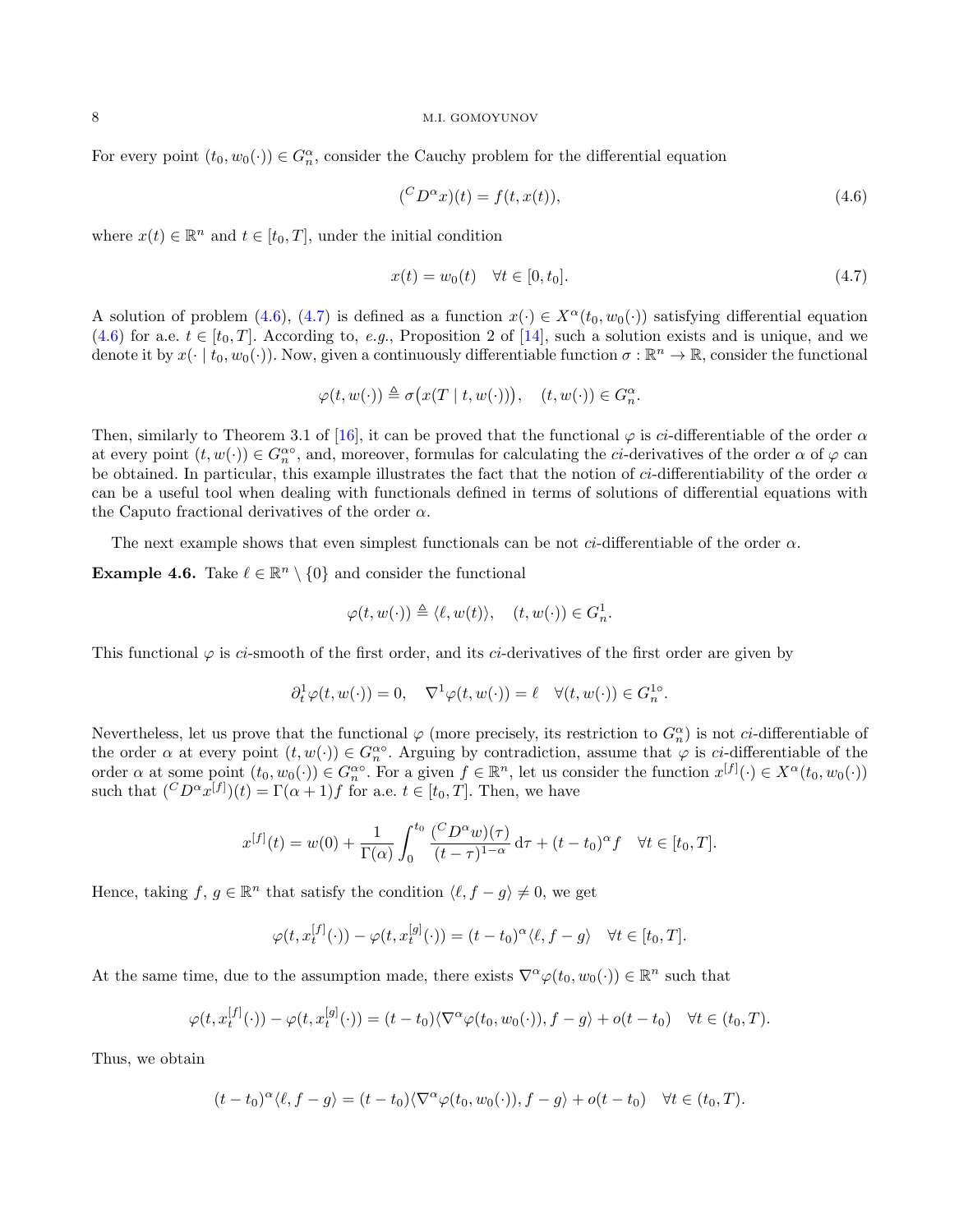For every point $(t_0, w_0(\cdot)) \in G_n^\alpha$, consider the Cauchy problem for the differential equation

$$({}^C D^\alpha x)(t) = f(t, x(t)), \tag{4.6}$$

where $x(t) \in \mathbb{R}^n$ and $t \in [t_0, T]$, under the initial condition

$$x(t) = w_0(t) \quad \forall t \in [0, t_0]. \tag{4.7}$$

A solution of problem (4.6), (4.7) is defined as a function $x(\cdot) \in X^\alpha(t_0, w_0(\cdot))$ satisfying differential equation (4.6) for a.e. $t \in [t_0, T]$. According to, *e.g.*, Proposition 2 of [14], such a solution exists and is unique, and we denote it by $x(\cdot \mid t_0, w_0(\cdot))$. Now, given a continuously differentiable function $\sigma : \mathbb{R}^n \to \mathbb{R}$, consider the functional

$$\varphi(t, w(\cdot)) \triangleq \sigma\big(x(T \mid t, w(\cdot))\big), \quad (t, w(\cdot)) \in G_n^\alpha.$$

Then, similarly to Theorem 3.1 of [16], it can be proved that the functional $\varphi$ is *ci*-differentiable of the order $\alpha$ at every point $(t, w(\cdot)) \in G_n^{\alpha\circ}$, and, moreover, formulas for calculating the *ci*-derivatives of the order $\alpha$ of $\varphi$ can be obtained. In particular, this example illustrates the fact that the notion of *ci*-differentiability of the order $\alpha$ can be a useful tool when dealing with functionals defined in terms of solutions of differential equations with the Caputo fractional derivatives of the order $\alpha$.

The next example shows that even simplest functionals can be not *ci*-differentiable of the order $\alpha$.

**Example 4.6.** Take $\ell \in \mathbb{R}^n \setminus \{0\}$ and consider the functional

$$\varphi(t, w(\cdot)) \triangleq \langle \ell, w(t) \rangle, \quad (t, w(\cdot)) \in G_n^1.$$

This functional $\varphi$ is *ci*-smooth of the first order, and its *ci*-derivatives of the first order are given by

$$\partial_t^1 \varphi(t, w(\cdot)) = 0, \quad \nabla^1 \varphi(t, w(\cdot)) = \ell \quad \forall (t, w(\cdot)) \in G_n^{1\circ}.$$

Nevertheless, let us prove that the functional $\varphi$ (more precisely, its restriction to $G_n^\alpha$) is not *ci*-differentiable of the order $\alpha$ at every point $(t, w(\cdot)) \in G_n^{\alpha\circ}$. Arguing by contradiction, assume that $\varphi$ is *ci*-differentiable of the order $\alpha$ at some point $(t_0, w_0(\cdot)) \in G_n^{\alpha\circ}$. For a given $f \in \mathbb{R}^n$, let us consider the function $x^{[f]}(\cdot) \in X^\alpha(t_0, w_0(\cdot))$ such that $({}^C D^\alpha x^{[f]})(t) = \Gamma(\alpha + 1) f$ for a.e. $t \in [t_0, T]$. Then, we have

$$x^{[f]}(t) = w(0) + \frac{1}{\Gamma(\alpha)} \int_0^{t_0} \frac{({}^C D^\alpha w)(\tau)}{(t - \tau)^{1-\alpha}} \, \mathrm{d}\tau + (t - t_0)^\alpha f \quad \forall t \in [t_0, T].$$

Hence, taking $f$, $g \in \mathbb{R}^n$ that satisfy the condition $\langle \ell, f - g \rangle \neq 0$, we get

$$\varphi(t, x_t^{[f]}(\cdot)) - \varphi(t, x_t^{[g]}(\cdot)) = (t - t_0)^\alpha \langle \ell, f - g \rangle \quad \forall t \in [t_0, T].$$

At the same time, due to the assumption made, there exists $\nabla^\alpha \varphi(t_0, w_0(\cdot)) \in \mathbb{R}^n$ such that

$$\varphi(t, x_t^{[f]}(\cdot)) - \varphi(t, x_t^{[g]}(\cdot)) = (t - t_0) \langle \nabla^\alpha \varphi(t_0, w_0(\cdot)), f - g \rangle + o(t - t_0) \quad \forall t \in (t_0, T).$$

Thus, we obtain

$$(t - t_0)^\alpha \langle \ell, f - g \rangle = (t - t_0) \langle \nabla^\alpha \varphi(t_0, w_0(\cdot)), f - g \rangle + o(t - t_0) \quad \forall t \in (t_0, T).$$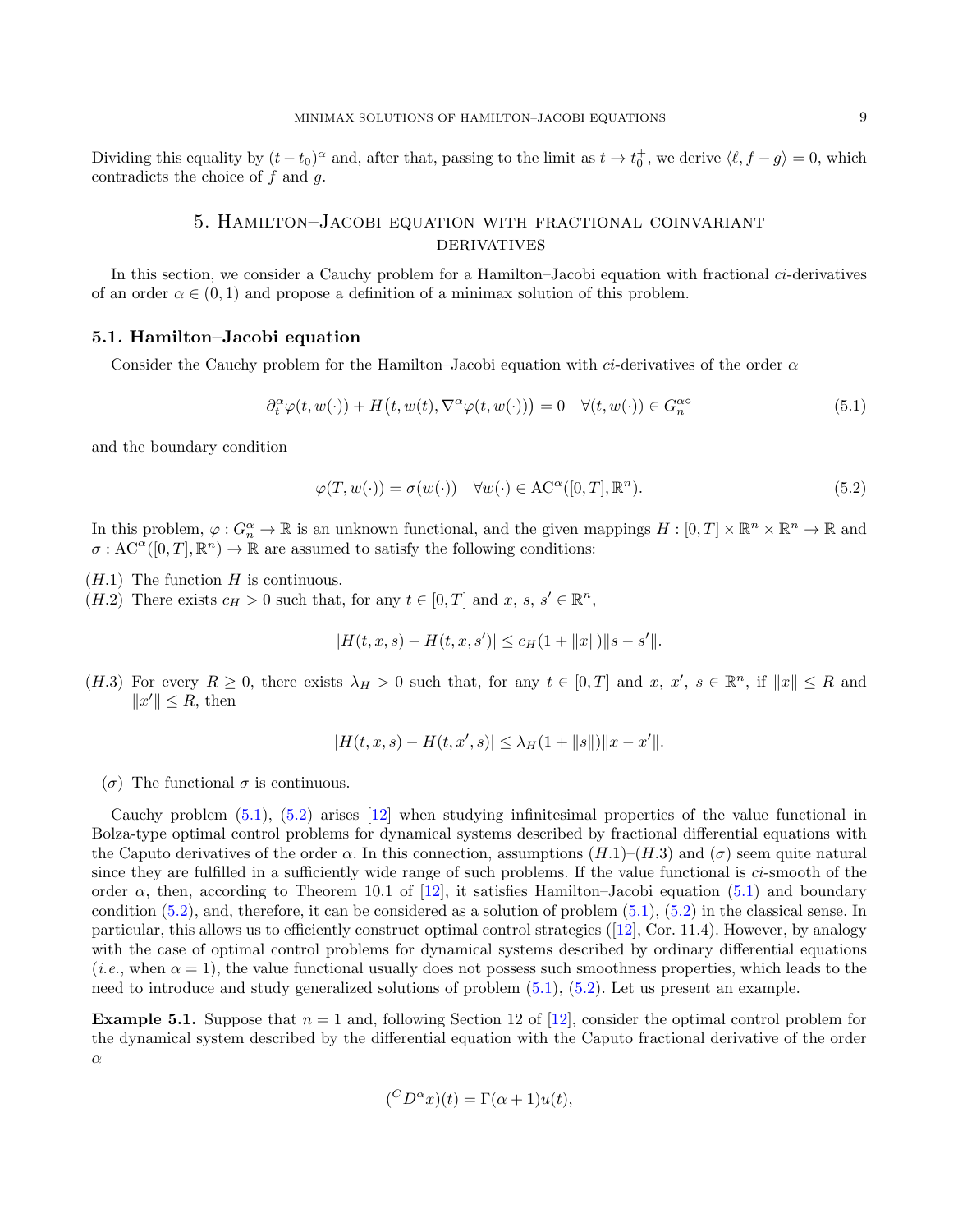Dividing this equality by $(t - t_0)^\alpha$ and, after that, passing to the limit as $t \to t_0^+$, we derive $\langle \ell, f - g \rangle = 0$, which contradicts the choice of $f$ and $g$.

## 5. Hamilton–Jacobi equation with fractional coinvariant derivatives

In this section, we consider a Cauchy problem for a Hamilton–Jacobi equation with fractional *ci*-derivatives of an order $\alpha \in (0, 1)$ and propose a definition of a minimax solution of this problem.

### 5.1. Hamilton–Jacobi equation

Consider the Cauchy problem for the Hamilton–Jacobi equation with *ci*-derivatives of the order $\alpha$

$$\partial_t^\alpha \varphi(t, w(\cdot)) + H\big(t, w(t), \nabla^\alpha \varphi(t, w(\cdot))\big) = 0 \quad \forall (t, w(\cdot)) \in G_n^{\alpha\circ} \tag{5.1}$$

and the boundary condition

$$\varphi(T, w(\cdot)) = \sigma(w(\cdot)) \quad \forall w(\cdot) \in \mathrm{AC}^\alpha([0, T], \mathbb{R}^n). \tag{5.2}$$

In this problem, $\varphi : G_n^\alpha \to \mathbb{R}$ is an unknown functional, and the given mappings $H : [0, T] \times \mathbb{R}^n \times \mathbb{R}^n \to \mathbb{R}$ and $\sigma : \mathrm{AC}^\alpha([0, T], \mathbb{R}^n) \to \mathbb{R}$ are assumed to satisfy the following conditions:

$(H.1)$ The function $H$ is continuous.

$(H.2)$ There exists $c_H > 0$ such that, for any $t \in [0, T]$ and $x$, $s$, $s' \in \mathbb{R}^n$,

$$|H(t, x, s) - H(t, x, s')| \leq c_H(1 + \|x\|)\|s - s'\|.$$

$(H.3)$ For every $R \geq 0$, there exists $\lambda_H > 0$ such that, for any $t \in [0, T]$ and $x$, $x'$, $s \in \mathbb{R}^n$, if $\|x\| \leq R$ and $\|x'\| \leq R$, then

$$|H(t, x, s) - H(t, x', s)| \leq \lambda_H(1 + \|s\|)\|x - x'\|.$$

$(\sigma)$ The functional $\sigma$ is continuous.

Cauchy problem (5.1), (5.2) arises [12] when studying infinitesimal properties of the value functional in Bolza-type optimal control problems for dynamical systems described by fractional differential equations with the Caputo derivatives of the order $\alpha$. In this connection, assumptions $(H.1)$–$(H.3)$ and $(\sigma)$ seem quite natural since they are fulfilled in a sufficiently wide range of such problems. If the value functional is *ci*-smooth of the order $\alpha$, then, according to Theorem 10.1 of [12], it satisfies Hamilton–Jacobi equation (5.1) and boundary condition (5.2), and, therefore, it can be considered as a solution of problem (5.1), (5.2) in the classical sense. In particular, this allows us to efficiently construct optimal control strategies ([12], Cor. 11.4). However, by analogy with the case of optimal control problems for dynamical systems described by ordinary differential equations (*i.e.*, when $\alpha = 1$), the value functional usually does not possess such smoothness properties, which leads to the need to introduce and study generalized solutions of problem (5.1), (5.2). Let us present an example.

**Example 5.1.** Suppose that $n = 1$ and, following Section 12 of [12], consider the optimal control problem for the dynamical system described by the differential equation with the Caputo fractional derivative of the order $\alpha$

$$({}^C D^\alpha x)(t) = \Gamma(\alpha + 1) u(t),$$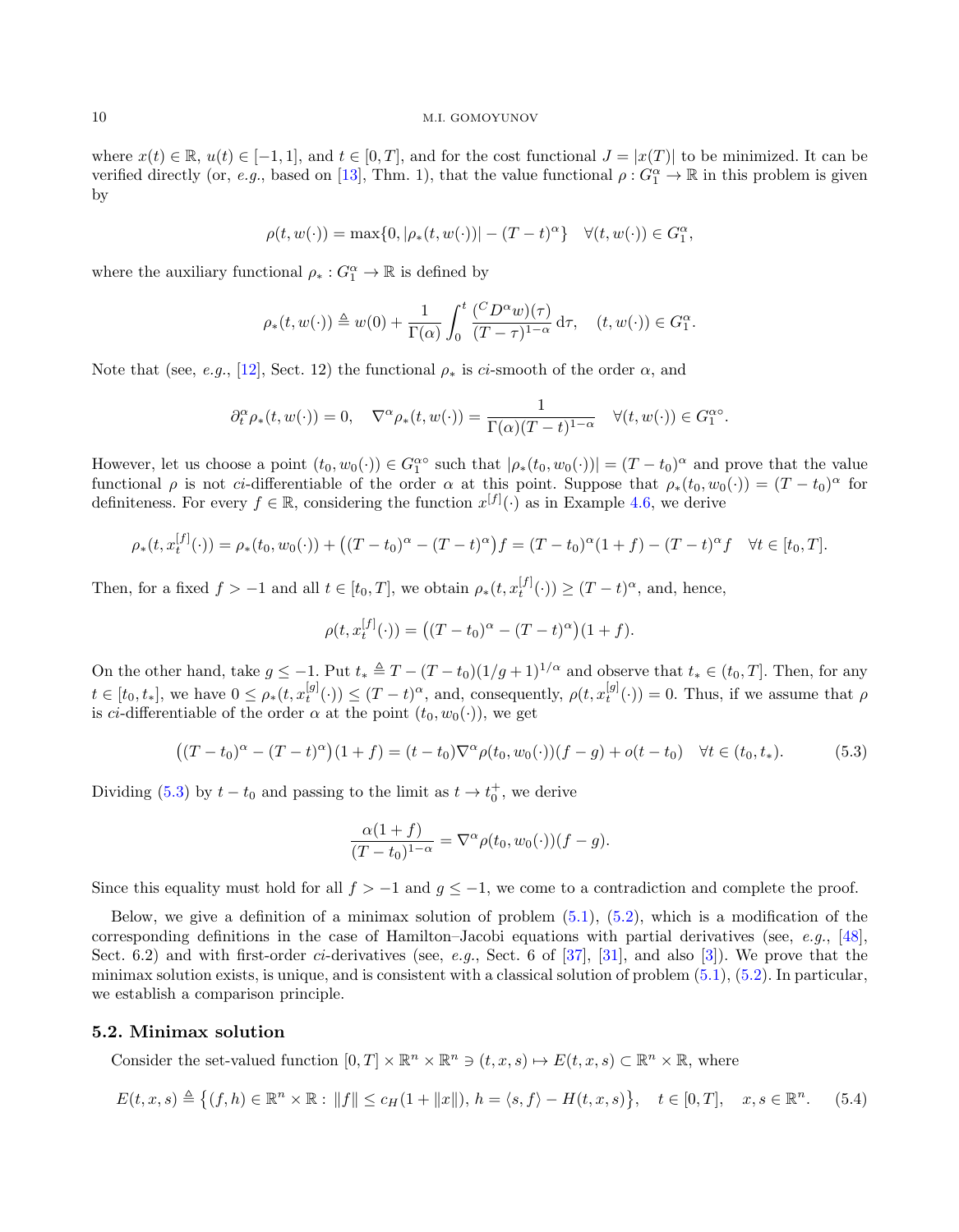where $x(t) \in \mathbb{R}$, $u(t) \in [-1, 1]$, and $t \in [0, T]$, and for the cost functional $J = |x(T)|$ to be minimized. It can be verified directly (or, *e.g.*, based on [13], Thm. 1), that the value functional $\rho : G_1^\alpha \to \mathbb{R}$ in this problem is given by

$$\rho(t, w(\cdot)) = \max\{0, |\rho_*(t, w(\cdot))| - (T - t)^\alpha\} \quad \forall (t, w(\cdot)) \in G_1^\alpha,$$

where the auxiliary functional $\rho_* : G_1^\alpha \to \mathbb{R}$ is defined by

$$\rho_*(t, w(\cdot)) \triangleq w(0) + \frac{1}{\Gamma(\alpha)} \int_0^t \frac{({}^C D^\alpha w)(\tau)}{(T - \tau)^{1-\alpha}} \, \mathrm{d}\tau, \quad (t, w(\cdot)) \in G_1^\alpha.$$

Note that (see, *e.g.*, [12], Sect. 12) the functional $\rho_*$ is *ci*-smooth of the order $\alpha$, and

$$\partial_t^\alpha \rho_*(t, w(\cdot)) = 0, \quad \nabla^\alpha \rho_*(t, w(\cdot)) = \frac{1}{\Gamma(\alpha)(T - t)^{1-\alpha}} \quad \forall (t, w(\cdot)) \in G_1^{\alpha\circ}.$$

However, let us choose a point $(t_0, w_0(\cdot)) \in G_1^{\alpha\circ}$ such that $|\rho_*(t_0, w_0(\cdot))| = (T - t_0)^\alpha$ and prove that the value functional $\rho$ is not *ci*-differentiable of the order $\alpha$ at this point. Suppose that $\rho_*(t_0, w_0(\cdot)) = (T - t_0)^\alpha$ for definiteness. For every $f \in \mathbb{R}$, considering the function $x^{[f]}(\cdot)$ as in Example 4.6, we derive

$$\rho_*(t, x_t^{[f]}(\cdot)) = \rho_*(t_0, w_0(\cdot)) + \big((T - t_0)^\alpha - (T - t)^\alpha\big) f = (T - t_0)^\alpha (1 + f) - (T - t)^\alpha f \quad \forall t \in [t_0, T].$$

Then, for a fixed $f > -1$ and all $t \in [t_0, T]$, we obtain $\rho_*(t, x_t^{[f]}(\cdot)) \geq (T - t)^\alpha$, and, hence,

$$\rho(t, x_t^{[f]}(\cdot)) = \big((T - t_0)^\alpha - (T - t)^\alpha\big)(1 + f).$$

On the other hand, take $g \leq -1$. Put $t_* \triangleq T - (T - t_0)(1/g + 1)^{1/\alpha}$ and observe that $t_* \in (t_0, T]$. Then, for any $t \in [t_0, t_*]$, we have $0 \leq \rho_*(t, x_t^{[g]}(\cdot)) \leq (T - t)^\alpha$, and, consequently, $\rho(t, x_t^{[g]}(\cdot)) = 0$. Thus, if we assume that $\rho$ is *ci*-differentiable of the order $\alpha$ at the point $(t_0, w_0(\cdot))$, we get

$$\big((T - t_0)^\alpha - (T - t)^\alpha\big)(1 + f) = (t - t_0) \nabla^\alpha \rho(t_0, w_0(\cdot))(f - g) + o(t - t_0) \quad \forall t \in (t_0, t_*). \tag{5.3}$$

Dividing (5.3) by $t - t_0$ and passing to the limit as $t \to t_0^+$, we derive

$$\frac{\alpha(1 + f)}{(T - t_0)^{1-\alpha}} = \nabla^\alpha \rho(t_0, w_0(\cdot))(f - g).$$

Since this equality must hold for all $f > -1$ and $g \leq -1$, we come to a contradiction and complete the proof.

Below, we give a definition of a minimax solution of problem (5.1), (5.2), which is a modification of the corresponding definitions in the case of Hamilton–Jacobi equations with partial derivatives (see, *e.g.*, [48], Sect. 6.2) and with first-order *ci*-derivatives (see, *e.g.*, Sect. 6 of [37], [31], and also [3]). We prove that the minimax solution exists, is unique, and is consistent with a classical solution of problem (5.1), (5.2). In particular, we establish a comparison principle.

### 5.2. Minimax solution

Consider the set-valued function $[0, T] \times \mathbb{R}^n \times \mathbb{R}^n \ni (t, x, s) \mapsto E(t, x, s) \subset \mathbb{R}^n \times \mathbb{R}$, where

$$E(t, x, s) \triangleq \big\{(f, h) \in \mathbb{R}^n \times \mathbb{R} : \|f\| \leq c_H(1 + \|x\|), \, h = \langle s, f \rangle - H(t, x, s)\big\}, \quad t \in [0, T], \quad x, s \in \mathbb{R}^n. \tag{5.4}$$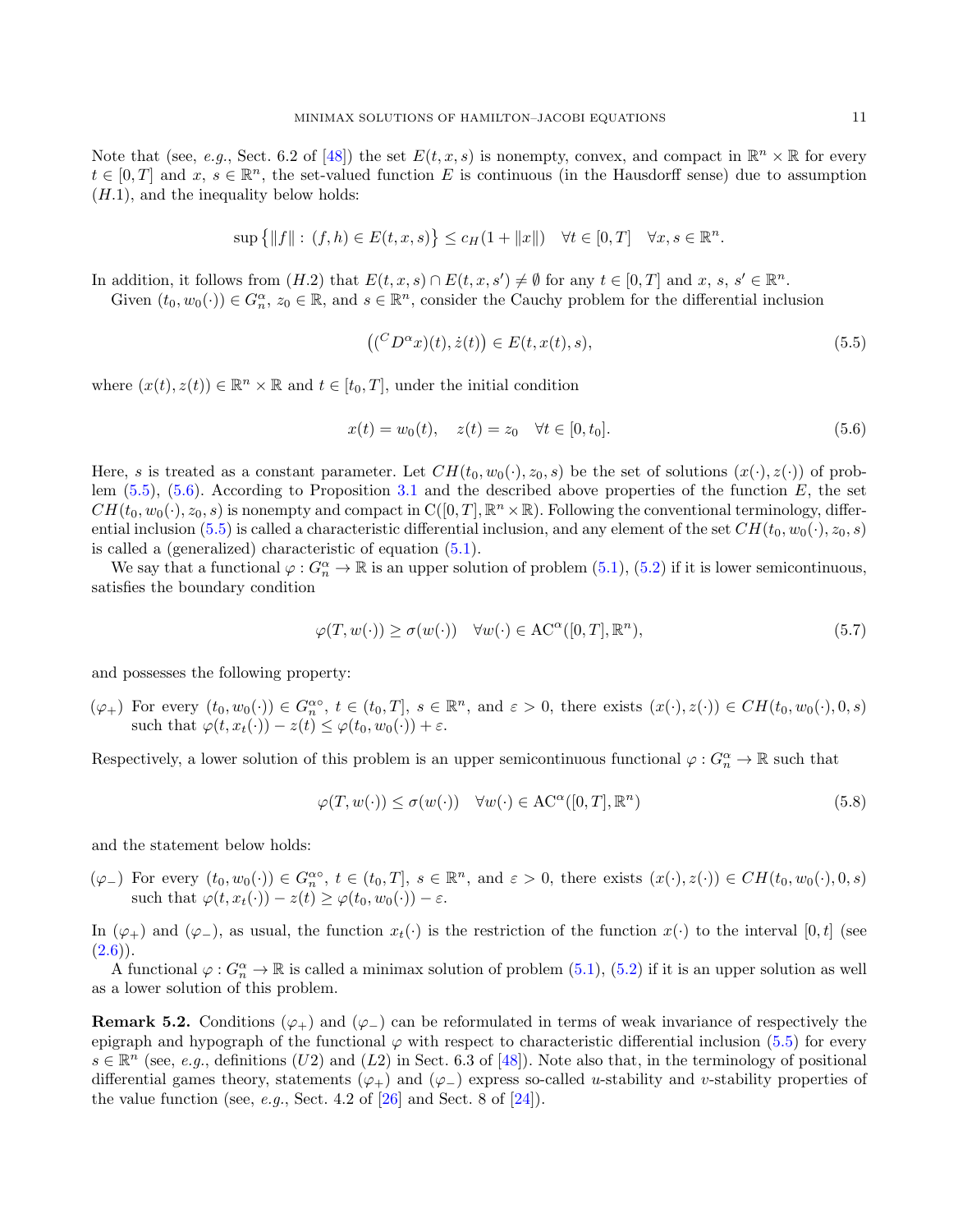Note that (see, *e.g.*, Sect. 6.2 of [48]) the set $E(t,x,s)$ is nonempty, convex, and compact in $\mathbb{R}^n \times \mathbb{R}$ for every $t \in [0,T]$ and $x$, $s \in \mathbb{R}^n$, the set-valued function $E$ is continuous (in the Hausdorff sense) due to assumption $(H.1)$, and the inequality below holds:

$$\sup\big\{\|f\| : (f,h) \in E(t,x,s)\big\} \leq c_H(1 + \|x\|) \quad \forall t \in [0,T] \quad \forall x, s \in \mathbb{R}^n.$$

In addition, it follows from $(H.2)$ that $E(t,x,s) \cap E(t,x,s') \neq \emptyset$ for any $t \in [0,T]$ and $x$, $s$, $s' \in \mathbb{R}^n$.

Given $(t_0, w_0(\cdot)) \in G_n^\alpha$, $z_0 \in \mathbb{R}$, and $s \in \mathbb{R}^n$, consider the Cauchy problem for the differential inclusion

$$\big(({}^C D^\alpha x)(t), \dot{z}(t)\big) \in E(t, x(t), s), \tag{5.5}$$

where $(x(t), z(t)) \in \mathbb{R}^n \times \mathbb{R}$ and $t \in [t_0, T]$, under the initial condition

$$x(t) = w_0(t), \quad z(t) = z_0 \quad \forall t \in [0, t_0]. \tag{5.6}$$

Here, $s$ is treated as a constant parameter. Let $CH(t_0, w_0(\cdot), z_0, s)$ be the set of solutions $(x(\cdot), z(\cdot))$ of problem (5.5), (5.6). According to Proposition 3.1 and the described above properties of the function $E$, the set $CH(t_0, w_0(\cdot), z_0, s)$ is nonempty and compact in $\mathrm{C}([0,T], \mathbb{R}^n \times \mathbb{R})$. Following the conventional terminology, differential inclusion (5.5) is called a characteristic differential inclusion, and any element of the set $CH(t_0, w_0(\cdot), z_0, s)$ is called a (generalized) characteristic of equation (5.1).

We say that a functional $\varphi : G_n^\alpha \to \mathbb{R}$ is an upper solution of problem (5.1), (5.2) if it is lower semicontinuous, satisfies the boundary condition

$$\varphi(T, w(\cdot)) \geq \sigma(w(\cdot)) \quad \forall w(\cdot) \in \mathrm{AC}^\alpha([0,T], \mathbb{R}^n), \tag{5.7}$$

and possesses the following property:

$(\varphi_+)$ For every $(t_0, w_0(\cdot)) \in G_n^{\alpha\circ}$, $t \in (t_0, T]$, $s \in \mathbb{R}^n$, and $\varepsilon > 0$, there exists $(x(\cdot), z(\cdot)) \in CH(t_0, w_0(\cdot), 0, s)$ such that $\varphi(t, x_t(\cdot)) - z(t) \leq \varphi(t_0, w_0(\cdot)) + \varepsilon$.

Respectively, a lower solution of this problem is an upper semicontinuous functional $\varphi : G_n^\alpha \to \mathbb{R}$ such that

$$\varphi(T, w(\cdot)) \leq \sigma(w(\cdot)) \quad \forall w(\cdot) \in \mathrm{AC}^\alpha([0,T], \mathbb{R}^n) \tag{5.8}$$

and the statement below holds:

$(\varphi_-)$ For every $(t_0, w_0(\cdot)) \in G_n^{\alpha\circ}$, $t \in (t_0, T]$, $s \in \mathbb{R}^n$, and $\varepsilon > 0$, there exists $(x(\cdot), z(\cdot)) \in CH(t_0, w_0(\cdot), 0, s)$ such that $\varphi(t, x_t(\cdot)) - z(t) \geq \varphi(t_0, w_0(\cdot)) - \varepsilon$.

In $(\varphi_+)$ and $(\varphi_-)$, as usual, the function $x_t(\cdot)$ is the restriction of the function $x(\cdot)$ to the interval $[0,t]$ (see (2.6)).

A functional $\varphi : G_n^\alpha \to \mathbb{R}$ is called a minimax solution of problem (5.1), (5.2) if it is an upper solution as well as a lower solution of this problem.

**Remark 5.2.** Conditions $(\varphi_+)$ and $(\varphi_-)$ can be reformulated in terms of weak invariance of respectively the epigraph and hypograph of the functional $\varphi$ with respect to characteristic differential inclusion (5.5) for every $s \in \mathbb{R}^n$ (see, *e.g.*, definitions $(U2)$ and $(L2)$ in Sect. 6.3 of [48]). Note also that, in the terminology of positional differential games theory, statements $(\varphi_+)$ and $(\varphi_-)$ express so-called $u$-stability and $v$-stability properties of the value function (see, *e.g.*, Sect. 4.2 of [26] and Sect. 8 of [24]).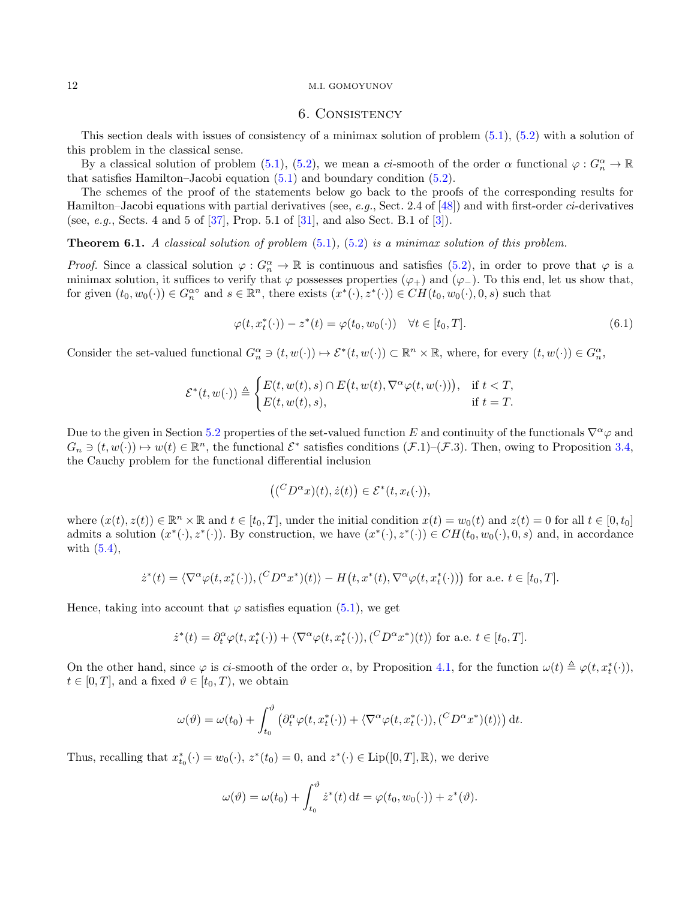## 6. Consistency

This section deals with issues of consistency of a minimax solution of problem (5.1), (5.2) with a solution of this problem in the classical sense.

By a classical solution of problem (5.1), (5.2), we mean a *ci*-smooth of the order $\alpha$ functional $\varphi : G_n^\alpha \to \mathbb{R}$ that satisfies Hamilton–Jacobi equation (5.1) and boundary condition (5.2).

The schemes of the proof of the statements below go back to the proofs of the corresponding results for Hamilton–Jacobi equations with partial derivatives (see, *e.g.*, Sect. 2.4 of [48]) and with first-order *ci*-derivatives (see, *e.g.*, Sects. 4 and 5 of [37], Prop. 5.1 of [31], and also Sect. B.1 of [3]).

**Theorem 6.1.** *A classical solution of problem* (5.1), (5.2) *is a minimax solution of this problem.*

*Proof.* Since a classical solution $\varphi : G_n^\alpha \to \mathbb{R}$ is continuous and satisfies (5.2), in order to prove that $\varphi$ is a minimax solution, it suffices to verify that $\varphi$ possesses properties $(\varphi_+)$ and $(\varphi_-)$. To this end, let us show that, for given $(t_0, w_0(\cdot)) \in G_n^{\alpha\circ}$ and $s \in \mathbb{R}^n$, there exists $(x^*(\cdot), z^*(\cdot)) \in CH(t_0, w_0(\cdot), 0, s)$ such that

$$\varphi(t, x_t^*(\cdot)) - z^*(t) = \varphi(t_0, w_0(\cdot)) \quad \forall t \in [t_0, T]. \tag{6.1}$$

Consider the set-valued functional $G_n^\alpha \ni (t, w(\cdot)) \mapsto \mathcal{E}^*(t, w(\cdot)) \subset \mathbb{R}^n \times \mathbb{R}$, where, for every $(t, w(\cdot)) \in G_n^\alpha$,

$$\mathcal{E}^*(t, w(\cdot)) \triangleq \begin{cases} E(t, w(t), s) \cap E\big(t, w(t), \nabla^\alpha \varphi(t, w(\cdot))\big), & \text{if } t < T, \\ E(t, w(t), s), & \text{if } t = T. \end{cases}$$

Due to the given in Section 5.2 properties of the set-valued function $E$ and continuity of the functionals $\nabla^\alpha \varphi$ and $G_n \ni (t, w(\cdot)) \mapsto w(t) \in \mathbb{R}^n$, the functional $\mathcal{E}^*$ satisfies conditions $(\mathcal{F}.1)$–$(\mathcal{F}.3)$. Then, owing to Proposition 3.4, the Cauchy problem for the functional differential inclusion

$$\big(({}^C D^\alpha x)(t), \dot{z}(t)\big) \in \mathcal{E}^*(t, x_t(\cdot)),$$

where $(x(t), z(t)) \in \mathbb{R}^n \times \mathbb{R}$ and $t \in [t_0, T]$, under the initial condition $x(t) = w_0(t)$ and $z(t) = 0$ for all $t \in [0, t_0]$ admits a solution $(x^*(\cdot), z^*(\cdot))$. By construction, we have $(x^*(\cdot), z^*(\cdot)) \in CH(t_0, w_0(\cdot), 0, s)$ and, in accordance with (5.4),

$$\dot{z}^*(t) = \langle \nabla^\alpha \varphi(t, x_t^*(\cdot)), ({}^C D^\alpha x^*)(t) \rangle - H\big(t, x^*(t), \nabla^\alpha \varphi(t, x_t^*(\cdot))\big) \text{ for a.e. } t \in [t_0, T].$$

Hence, taking into account that $\varphi$ satisfies equation (5.1), we get

$$\dot{z}^*(t) = \partial_t^\alpha \varphi(t, x_t^*(\cdot)) + \langle \nabla^\alpha \varphi(t, x_t^*(\cdot)), ({}^C D^\alpha x^*)(t) \rangle \text{ for a.e. } t \in [t_0, T].$$

On the other hand, since $\varphi$ is *ci*-smooth of the order $\alpha$, by Proposition 4.1, for the function $\omega(t) \triangleq \varphi(t, x_t^*(\cdot))$, $t \in [0, T]$, and a fixed $\vartheta \in [t_0, T)$, we obtain

$$\omega(\vartheta) = \omega(t_0) + \int_{t_0}^{\vartheta} \big(\partial_t^\alpha \varphi(t, x_t^*(\cdot)) + \langle \nabla^\alpha \varphi(t, x_t^*(\cdot)), ({}^C D^\alpha x^*)(t) \rangle\big) \, \mathrm{d}t.$$

Thus, recalling that $x_{t_0}^*(\cdot) = w_0(\cdot)$, $z^*(t_0) = 0$, and $z^*(\cdot) \in \mathrm{Lip}([0, T], \mathbb{R})$, we derive

$$\omega(\vartheta) = \omega(t_0) + \int_{t_0}^{\vartheta} \dot{z}^*(t) \, \mathrm{d}t = \varphi(t_0, w_0(\cdot)) + z^*(\vartheta).$$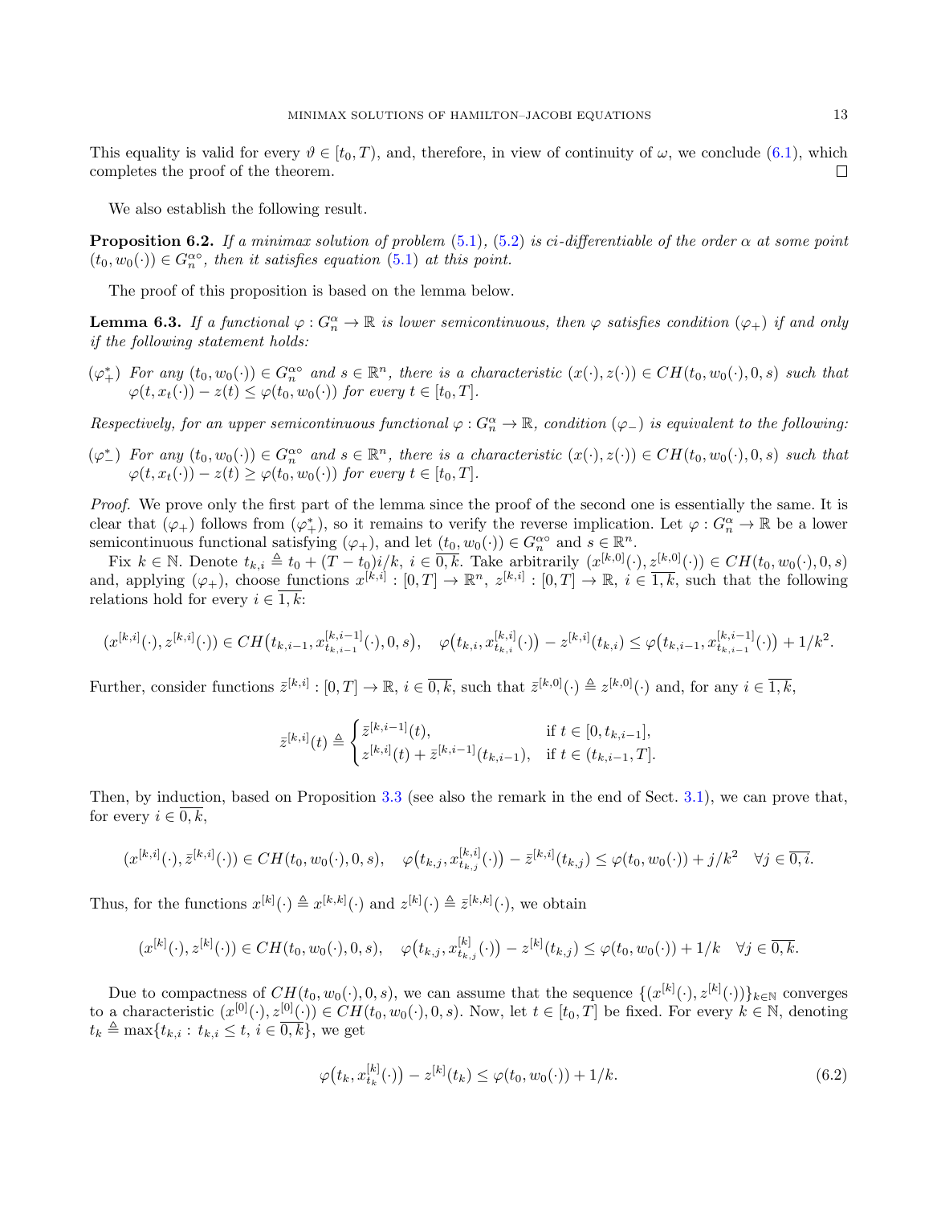This equality is valid for every $\vartheta \in [t_0, T)$, and, therefore, in view of continuity of $\omega$, we conclude (6.1), which completes the proof of the theorem. $\square$

We also establish the following result.

**Proposition 6.2.** *If a minimax solution of problem (5.1), (5.2) is ci-differentiable of the order $\alpha$ at some point $(t_0, w_0(\cdot)) \in G_n^{\alpha\circ}$, then it satisfies equation (5.1) at this point.*

The proof of this proposition is based on the lemma below.

**Lemma 6.3.** *If a functional $\varphi : G_n^\alpha \to \mathbb{R}$ is lower semicontinuous, then $\varphi$ satisfies condition $(\varphi_+)$ if and only if the following statement holds:*

$(\varphi_+^*)$ *For any $(t_0, w_0(\cdot)) \in G_n^{\alpha\circ}$ and $s \in \mathbb{R}^n$, there is a characteristic $(x(\cdot), z(\cdot)) \in CH(t_0, w_0(\cdot), 0, s)$ such that $\varphi(t, x_t(\cdot)) - z(t) \leq \varphi(t_0, w_0(\cdot))$ for every $t \in [t_0, T]$.*

*Respectively, for an upper semicontinuous functional $\varphi : G_n^\alpha \to \mathbb{R}$, condition $(\varphi_-)$ is equivalent to the following:*

$(\varphi_-^*)$ *For any $(t_0, w_0(\cdot)) \in G_n^{\alpha\circ}$ and $s \in \mathbb{R}^n$, there is a characteristic $(x(\cdot), z(\cdot)) \in CH(t_0, w_0(\cdot), 0, s)$ such that $\varphi(t, x_t(\cdot)) - z(t) \geq \varphi(t_0, w_0(\cdot))$ for every $t \in [t_0, T]$.*

*Proof.* We prove only the first part of the lemma since the proof of the second one is essentially the same. It is clear that $(\varphi_+)$ follows from $(\varphi_+^*)$, so it remains to verify the reverse implication. Let $\varphi : G_n^\alpha \to \mathbb{R}$ be a lower semicontinuous functional satisfying $(\varphi_+)$, and let $(t_0, w_0(\cdot)) \in G_n^{\alpha\circ}$ and $s \in \mathbb{R}^n$.

Fix $k \in \mathbb{N}$. Denote $t_{k,i} \triangleq t_0 + (T - t_0)i/k$, $i \in \overline{0, k}$. Take arbitrarily $(x^{[k,0]}(\cdot), z^{[k,0]}(\cdot)) \in CH(t_0, w_0(\cdot), 0, s)$ and, applying $(\varphi_+)$, choose functions $x^{[k,i]} : [0, T] \to \mathbb{R}^n$, $z^{[k,i]} : [0, T] \to \mathbb{R}$, $i \in \overline{1, k}$, such that the following relations hold for every $i \in \overline{1, k}$:

$$(x^{[k,i]}(\cdot), z^{[k,i]}(\cdot)) \in CH\big(t_{k,i-1}, x^{[k,i-1]}_{t_{k,i-1}}(\cdot), 0, s\big), \quad \varphi\big(t_{k,i}, x^{[k,i]}_{t_{k,i}}(\cdot)\big) - z^{[k,i]}(t_{k,i}) \leq \varphi\big(t_{k,i-1}, x^{[k,i-1]}_{t_{k,i-1}}(\cdot)\big) + 1/k^2.$$

Further, consider functions $\bar{z}^{[k,i]} : [0, T] \to \mathbb{R}$, $i \in \overline{0, k}$, such that $\bar{z}^{[k,0]}(\cdot) \triangleq z^{[k,0]}(\cdot)$ and, for any $i \in \overline{1, k}$,

$$\bar{z}^{[k,i]}(t) \triangleq \begin{cases} \bar{z}^{[k,i-1]}(t), & \text{if } t \in [0, t_{k,i-1}], \\ z^{[k,i]}(t) + \bar{z}^{[k,i-1]}(t_{k,i-1}), & \text{if } t \in (t_{k,i-1}, T]. \end{cases}$$

Then, by induction, based on Proposition 3.3 (see also the remark in the end of Sect. 3.1), we can prove that, for every $i \in \overline{0, k}$,

$$(x^{[k,i]}(\cdot), \bar{z}^{[k,i]}(\cdot)) \in CH(t_0, w_0(\cdot), 0, s), \quad \varphi\big(t_{k,j}, x^{[k,i]}_{t_{k,j}}(\cdot)\big) - \bar{z}^{[k,i]}(t_{k,j}) \leq \varphi(t_0, w_0(\cdot)) + j/k^2 \quad \forall j \in \overline{0, i}.$$

Thus, for the functions $x^{[k]}(\cdot) \triangleq x^{[k,k]}(\cdot)$ and $z^{[k]}(\cdot) \triangleq \bar{z}^{[k,k]}(\cdot)$, we obtain

$$(x^{[k]}(\cdot), z^{[k]}(\cdot)) \in CH(t_0, w_0(\cdot), 0, s), \quad \varphi\big(t_{k,j}, x^{[k]}_{t_{k,j}}(\cdot)\big) - z^{[k]}(t_{k,j}) \leq \varphi(t_0, w_0(\cdot)) + 1/k \quad \forall j \in \overline{0, k}.$$

Due to compactness of $CH(t_0, w_0(\cdot), 0, s)$, we can assume that the sequence $\{(x^{[k]}(\cdot), z^{[k]}(\cdot))\}_{k \in \mathbb{N}}$ converges to a characteristic $(x^{[0]}(\cdot), z^{[0]}(\cdot)) \in CH(t_0, w_0(\cdot), 0, s)$. Now, let $t \in [t_0, T]$ be fixed. For every $k \in \mathbb{N}$, denoting $t_k \triangleq \max\{t_{k,i} : t_{k,i} \leq t, \, i \in \overline{0, k}\}$, we get

$$\varphi\big(t_k, x^{[k]}_{t_k}(\cdot)\big) - z^{[k]}(t_k) \leq \varphi(t_0, w_0(\cdot)) + 1/k. \tag{6.2}$$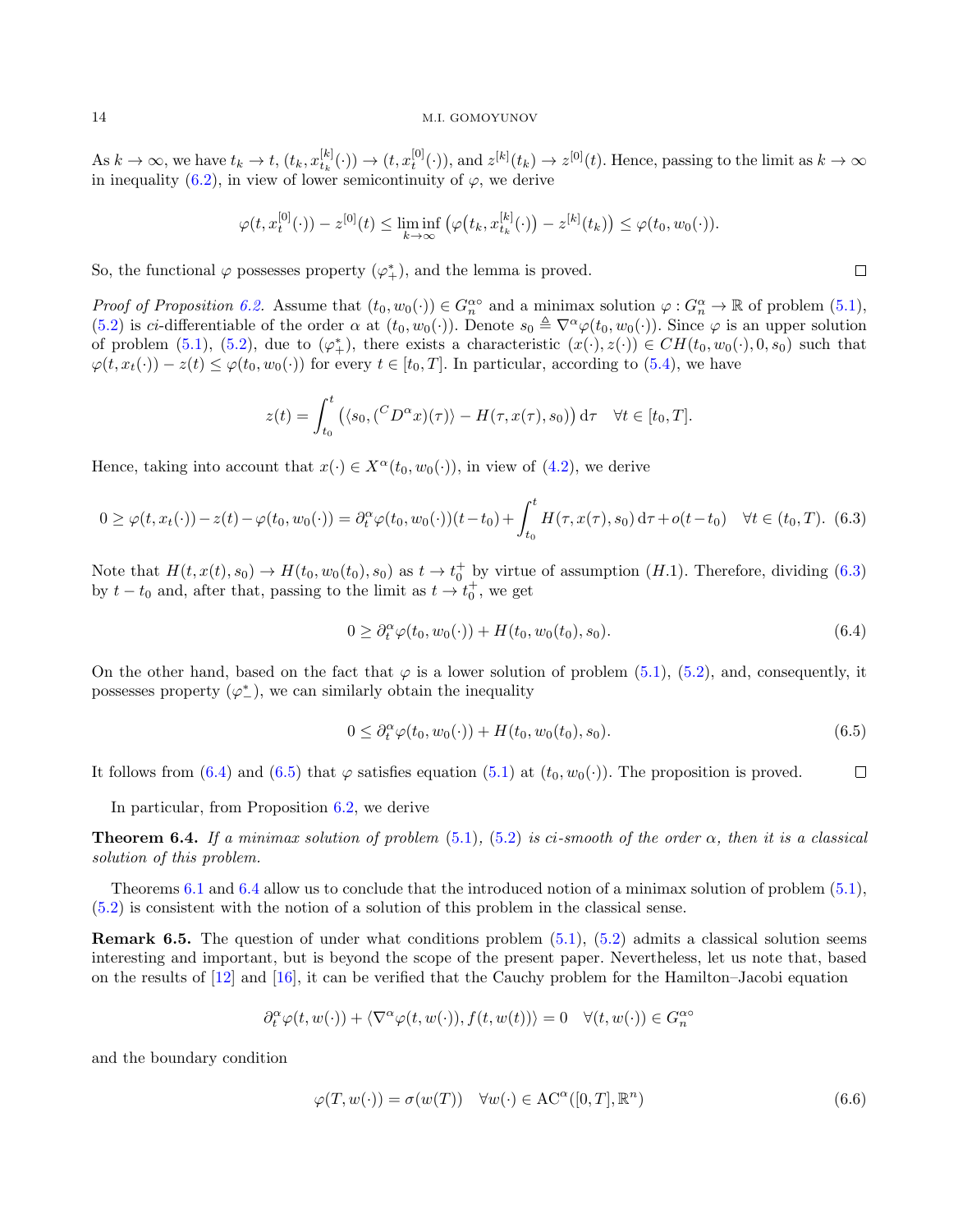As $k \to \infty$, we have $t_k \to t$, $(t_k, x^{[k]}_{t_k}(\cdot)) \to (t, x^{[0]}_t(\cdot))$, and $z^{[k]}(t_k) \to z^{[0]}(t)$. Hence, passing to the limit as $k \to \infty$ in inequality (6.2), in view of lower semicontinuity of $\varphi$, we derive

$$\varphi(t, x^{[0]}_t(\cdot)) - z^{[0]}(t) \leq \liminf_{k\to\infty} \big(\varphi\big(t_k, x^{[k]}_{t_k}(\cdot)\big) - z^{[k]}(t_k)\big) \leq \varphi(t_0, w_0(\cdot)).$$

So, the functional $\varphi$ possesses property $(\varphi^*_+)$, and the lemma is proved. □

*Proof of Proposition 6.2.* Assume that $(t_0, w_0(\cdot)) \in G^{\alpha\circ}_n$ and a minimax solution $\varphi : G^\alpha_n \to \mathbb{R}$ of problem (5.1), (5.2) is *ci*-differentiable of the order $\alpha$ at $(t_0, w_0(\cdot))$. Denote $s_0 \triangleq \nabla^\alpha \varphi(t_0, w_0(\cdot))$. Since $\varphi$ is an upper solution of problem (5.1), (5.2), due to $(\varphi^*_+)$, there exists a characteristic $(x(\cdot), z(\cdot)) \in CH(t_0, w_0(\cdot), 0, s_0)$ such that $\varphi(t, x_t(\cdot)) - z(t) \leq \varphi(t_0, w_0(\cdot))$ for every $t \in [t_0, T]$. In particular, according to (5.4), we have

$$z(t) = \int_{t_0}^t \big(\langle s_0, ({}^C D^\alpha x)(\tau)\rangle - H(\tau, x(\tau), s_0)\big)\, \mathrm{d}\tau \quad \forall t \in [t_0, T].$$

Hence, taking into account that $x(\cdot) \in X^\alpha(t_0, w_0(\cdot))$, in view of (4.2), we derive

$$0 \geq \varphi(t, x_t(\cdot)) - z(t) - \varphi(t_0, w_0(\cdot)) = \partial^\alpha_t \varphi(t_0, w_0(\cdot))(t - t_0) + \int_{t_0}^t H(\tau, x(\tau), s_0)\, \mathrm{d}\tau + o(t - t_0) \quad \forall t \in (t_0, T). \quad (6.3)$$

Note that $H(t, x(t), s_0) \to H(t_0, w_0(t_0), s_0)$ as $t \to t_0^+$ by virtue of assumption $(H.1)$. Therefore, dividing (6.3) by $t - t_0$ and, after that, passing to the limit as $t \to t_0^+$, we get

$$0 \geq \partial^\alpha_t \varphi(t_0, w_0(\cdot)) + H(t_0, w_0(t_0), s_0). \quad (6.4)$$

On the other hand, based on the fact that $\varphi$ is a lower solution of problem (5.1), (5.2), and, consequently, it possesses property $(\varphi^*_-)$, we can similarly obtain the inequality

$$0 \leq \partial^\alpha_t \varphi(t_0, w_0(\cdot)) + H(t_0, w_0(t_0), s_0). \quad (6.5)$$

It follows from (6.4) and (6.5) that $\varphi$ satisfies equation (5.1) at $(t_0, w_0(\cdot))$. The proposition is proved. □

In particular, from Proposition 6.2, we derive

**Theorem 6.4.** *If a minimax solution of problem* (5.1), (5.2) *is ci-smooth of the order $\alpha$, then it is a classical solution of this problem.*

Theorems 6.1 and 6.4 allow us to conclude that the introduced notion of a minimax solution of problem (5.1), (5.2) is consistent with the notion of a solution of this problem in the classical sense.

**Remark 6.5.** The question of under what conditions problem (5.1), (5.2) admits a classical solution seems interesting and important, but is beyond the scope of the present paper. Nevertheless, let us note that, based on the results of [12] and [16], it can be verified that the Cauchy problem for the Hamilton–Jacobi equation

$$\partial^\alpha_t \varphi(t, w(\cdot)) + \langle \nabla^\alpha \varphi(t, w(\cdot)), f(t, w(t))\rangle = 0 \quad \forall (t, w(\cdot)) \in G^{\alpha\circ}_n$$

and the boundary condition

$$\varphi(T, w(\cdot)) = \sigma(w(T)) \quad \forall w(\cdot) \in \mathrm{AC}^\alpha([0, T], \mathbb{R}^n) \quad (6.6)$$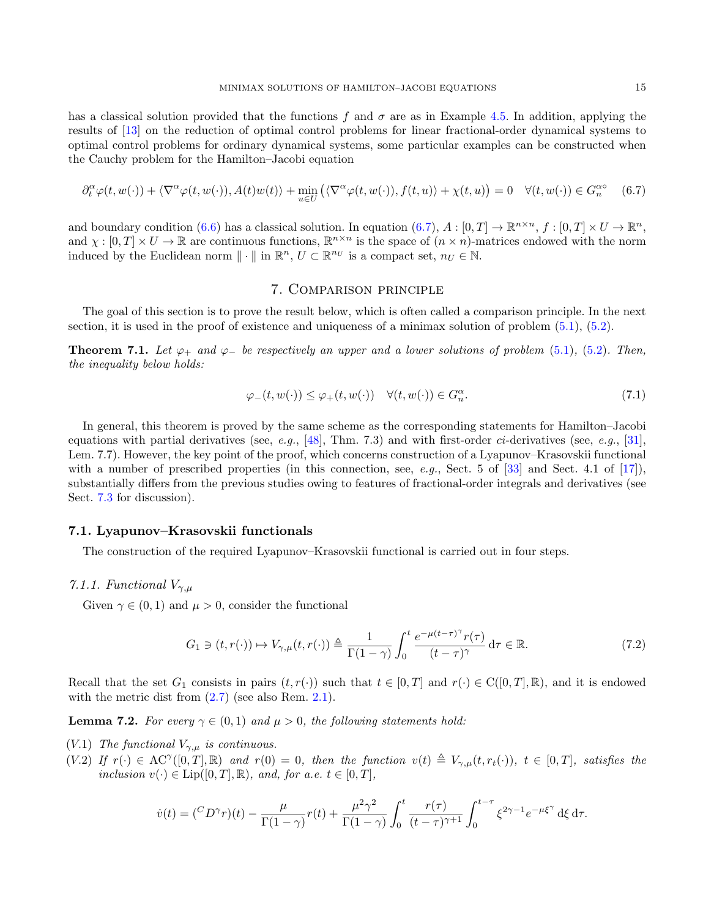has a classical solution provided that the functions $f$ and $\sigma$ are as in Example 4.5. In addition, applying the results of [13] on the reduction of optimal control problems for linear fractional-order dynamical systems to optimal control problems for ordinary dynamical systems, some particular examples can be constructed when the Cauchy problem for the Hamilton–Jacobi equation

$$\partial_t^\alpha \varphi(t, w(\cdot)) + \langle \nabla^\alpha \varphi(t, w(\cdot)), A(t) w(t) \rangle + \min_{u \in U} \big( \langle \nabla^\alpha \varphi(t, w(\cdot)), f(t, u) \rangle + \chi(t, u) \big) = 0 \quad \forall (t, w(\cdot)) \in G_n^{\alpha \circ} \tag{6.7}$$

and boundary condition (6.6) has a classical solution. In equation (6.7), $A : [0, T] \to \mathbb{R}^{n \times n}$, $f : [0, T] \times U \to \mathbb{R}^n$, and $\chi : [0, T] \times U \to \mathbb{R}$ are continuous functions, $\mathbb{R}^{n \times n}$ is the space of $(n \times n)$-matrices endowed with the norm induced by the Euclidean norm $\| \cdot \|$ in $\mathbb{R}^n$, $U \subset \mathbb{R}^{n_U}$ is a compact set, $n_U \in \mathbb{N}$.

## 7. Comparison principle

The goal of this section is to prove the result below, which is often called a comparison principle. In the next section, it is used in the proof of existence and uniqueness of a minimax solution of problem (5.1), (5.2).

**Theorem 7.1.** *Let $\varphi_+$ and $\varphi_-$ be respectively an upper and a lower solutions of problem (5.1), (5.2). Then, the inequality below holds:*

$$\varphi_-(t, w(\cdot)) \leq \varphi_+(t, w(\cdot)) \quad \forall (t, w(\cdot)) \in G_n^\alpha. \tag{7.1}$$

In general, this theorem is proved by the same scheme as the corresponding statements for Hamilton–Jacobi equations with partial derivatives (see, *e.g.*, [48], Thm. 7.3) and with first-order *ci*-derivatives (see, *e.g.*, [31], Lem. 7.7). However, the key point of the proof, which concerns construction of a Lyapunov–Krasovskii functional with a number of prescribed properties (in this connection, see, *e.g.*, Sect. 5 of [33] and Sect. 4.1 of [17]), substantially differs from the previous studies owing to features of fractional-order integrals and derivatives (see Sect. 7.3 for discussion).

### 7.1. Lyapunov–Krasovskii functionals

The construction of the required Lyapunov–Krasovskii functional is carried out in four steps.

#### *7.1.1. Functional $V_{\gamma,\mu}$*

Given $\gamma \in (0, 1)$ and $\mu > 0$, consider the functional

$$G_1 \ni (t, r(\cdot)) \mapsto V_{\gamma,\mu}(t, r(\cdot)) \triangleq \frac{1}{\Gamma(1-\gamma)} \int_0^t \frac{e^{-\mu (t-\tau)^\gamma} r(\tau)}{(t-\tau)^\gamma} \, \mathrm{d}\tau \in \mathbb{R}. \tag{7.2}$$

Recall that the set $G_1$ consists in pairs $(t, r(\cdot))$ such that $t \in [0, T]$ and $r(\cdot) \in \mathrm{C}([0, T], \mathbb{R})$, and it is endowed with the metric dist from (2.7) (see also Rem. 2.1).

**Lemma 7.2.** *For every $\gamma \in (0, 1)$ and $\mu > 0$, the following statements hold:*

- (V.1) *The functional $V_{\gamma,\mu}$ is continuous.*
- (V.2) *If $r(\cdot) \in \mathrm{AC}^\gamma([0, T], \mathbb{R})$ and $r(0) = 0$, then the function $v(t) \triangleq V_{\gamma,\mu}(t, r_t(\cdot))$, $t \in [0, T]$, satisfies the inclusion $v(\cdot) \in \mathrm{Lip}([0, T], \mathbb{R})$, and, for a.e. $t \in [0, T]$,*

$$\dot{v}(t) = ({}^C D^\gamma r)(t) - \frac{\mu}{\Gamma(1-\gamma)} r(t) + \frac{\mu^2 \gamma^2}{\Gamma(1-\gamma)} \int_0^t \frac{r(\tau)}{(t-\tau)^{\gamma+1}} \int_0^{t-\tau} \xi^{2\gamma - 1} e^{-\mu \xi^\gamma} \, \mathrm{d}\xi \, \mathrm{d}\tau.$$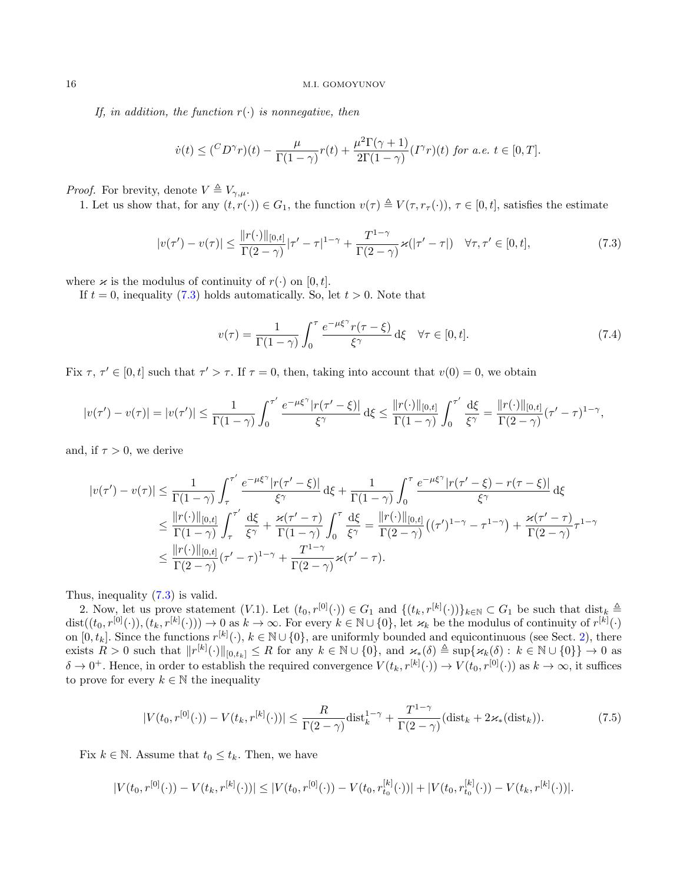*If, in addition, the function $r(\cdot)$ is nonnegative, then*

$$\dot{v}(t) \leq ({}^C D^\gamma r)(t) - \frac{\mu}{\Gamma(1-\gamma)} r(t) + \frac{\mu^2 \Gamma(\gamma+1)}{2\Gamma(1-\gamma)} (I^\gamma r)(t) \text{ for a.e. } t \in [0,T].$$

*Proof.* For brevity, denote $V \triangleq V_{\gamma,\mu}$.

1. Let us show that, for any $(t, r(\cdot)) \in G_1$, the function $v(\tau) \triangleq V(\tau, r_\tau(\cdot))$, $\tau \in [0,t]$, satisfies the estimate

$$|v(\tau') - v(\tau)| \leq \frac{\|r(\cdot)\|_{[0,t]}}{\Gamma(2-\gamma)} |\tau' - \tau|^{1-\gamma} + \frac{T^{1-\gamma}}{\Gamma(2-\gamma)} \varkappa(|\tau' - \tau|) \quad \forall \tau, \tau' \in [0,t], \tag{7.3}$$

where $\varkappa$ is the modulus of continuity of $r(\cdot)$ on $[0,t]$.

If $t = 0$, inequality (7.3) holds automatically. So, let $t > 0$. Note that

$$v(\tau) = \frac{1}{\Gamma(1-\gamma)} \int_0^\tau \frac{e^{-\mu \xi^\gamma} r(\tau - \xi)}{\xi^\gamma} \, \mathrm{d}\xi \quad \forall \tau \in [0,t]. \tag{7.4}$$

Fix $\tau$, $\tau' \in [0,t]$ such that $\tau' > \tau$. If $\tau = 0$, then, taking into account that $v(0) = 0$, we obtain

$$|v(\tau') - v(\tau)| = |v(\tau')| \leq \frac{1}{\Gamma(1-\gamma)} \int_0^{\tau'} \frac{e^{-\mu\xi^\gamma} |r(\tau' - \xi)|}{\xi^\gamma} \, \mathrm{d}\xi \leq \frac{\|r(\cdot)\|_{[0,t]}}{\Gamma(1-\gamma)} \int_0^{\tau'} \frac{\mathrm{d}\xi}{\xi^\gamma} = \frac{\|r(\cdot)\|_{[0,t]}}{\Gamma(2-\gamma)} (\tau' - \tau)^{1-\gamma},$$

and, if $\tau > 0$, we derive

$$\begin{aligned}
|v(\tau') - v(\tau)| &\leq \frac{1}{\Gamma(1-\gamma)} \int_\tau^{\tau'} \frac{e^{-\mu\xi^\gamma} |r(\tau' - \xi)|}{\xi^\gamma} \, \mathrm{d}\xi + \frac{1}{\Gamma(1-\gamma)} \int_0^\tau \frac{e^{-\mu\xi^\gamma} |r(\tau' - \xi) - r(\tau - \xi)|}{\xi^\gamma} \, \mathrm{d}\xi \\
&\leq \frac{\|r(\cdot)\|_{[0,t]}}{\Gamma(1-\gamma)} \int_\tau^{\tau'} \frac{\mathrm{d}\xi}{\xi^\gamma} + \frac{\varkappa(\tau' - \tau)}{\Gamma(1-\gamma)} \int_0^\tau \frac{\mathrm{d}\xi}{\xi^\gamma} = \frac{\|r(\cdot)\|_{[0,t]}}{\Gamma(2-\gamma)} \big( (\tau')^{1-\gamma} - \tau^{1-\gamma} \big) + \frac{\varkappa(\tau' - \tau)}{\Gamma(2-\gamma)} \tau^{1-\gamma} \\
&\leq \frac{\|r(\cdot)\|_{[0,t]}}{\Gamma(2-\gamma)} (\tau' - \tau)^{1-\gamma} + \frac{T^{1-\gamma}}{\Gamma(2-\gamma)} \varkappa(\tau' - \tau).
\end{aligned}$$

Thus, inequality (7.3) is valid.

2. Now, let us prove statement (V.1). Let $(t_0, r^{[0]}(\cdot)) \in G_1$ and $\{(t_k, r^{[k]}(\cdot))\}_{k \in \mathbb{N}} \subset G_1$ be such that $\mathrm{dist}_k \triangleq \mathrm{dist}((t_0, r^{[0]}(\cdot)), (t_k, r^{[k]}(\cdot))) \to 0$ as $k \to \infty$. For every $k \in \mathbb{N} \cup \{0\}$, let $\varkappa_k$ be the modulus of continuity of $r^{[k]}(\cdot)$ on $[0, t_k]$. Since the functions $r^{[k]}(\cdot)$, $k \in \mathbb{N} \cup \{0\}$, are uniformly bounded and equicontinuous (see Sect. 2), there exists $R > 0$ such that $\|r^{[k]}(\cdot)\|_{[0,t_k]} \leq R$ for any $k \in \mathbb{N} \cup \{0\}$, and $\varkappa_*(\delta) \triangleq \sup\{\varkappa_k(\delta) : k \in \mathbb{N} \cup \{0\}\} \to 0$ as $\delta \to 0^+$. Hence, in order to establish the required convergence $V(t_k, r^{[k]}(\cdot)) \to V(t_0, r^{[0]}(\cdot))$ as $k \to \infty$, it suffices to prove for every $k \in \mathbb{N}$ the inequality

$$|V(t_0, r^{[0]}(\cdot)) - V(t_k, r^{[k]}(\cdot))| \leq \frac{R}{\Gamma(2-\gamma)} \mathrm{dist}_k^{1-\gamma} + \frac{T^{1-\gamma}}{\Gamma(2-\gamma)} (\mathrm{dist}_k + 2\varkappa_*(\mathrm{dist}_k)). \tag{7.5}$$

Fix $k \in \mathbb{N}$. Assume that $t_0 \leq t_k$. Then, we have

$$|V(t_0, r^{[0]}(\cdot)) - V(t_k, r^{[k]}(\cdot))| \leq |V(t_0, r^{[0]}(\cdot)) - V(t_0, r^{[k]}_{t_0}(\cdot))| + |V(t_0, r^{[k]}_{t_0}(\cdot)) - V(t_k, r^{[k]}(\cdot))|.$$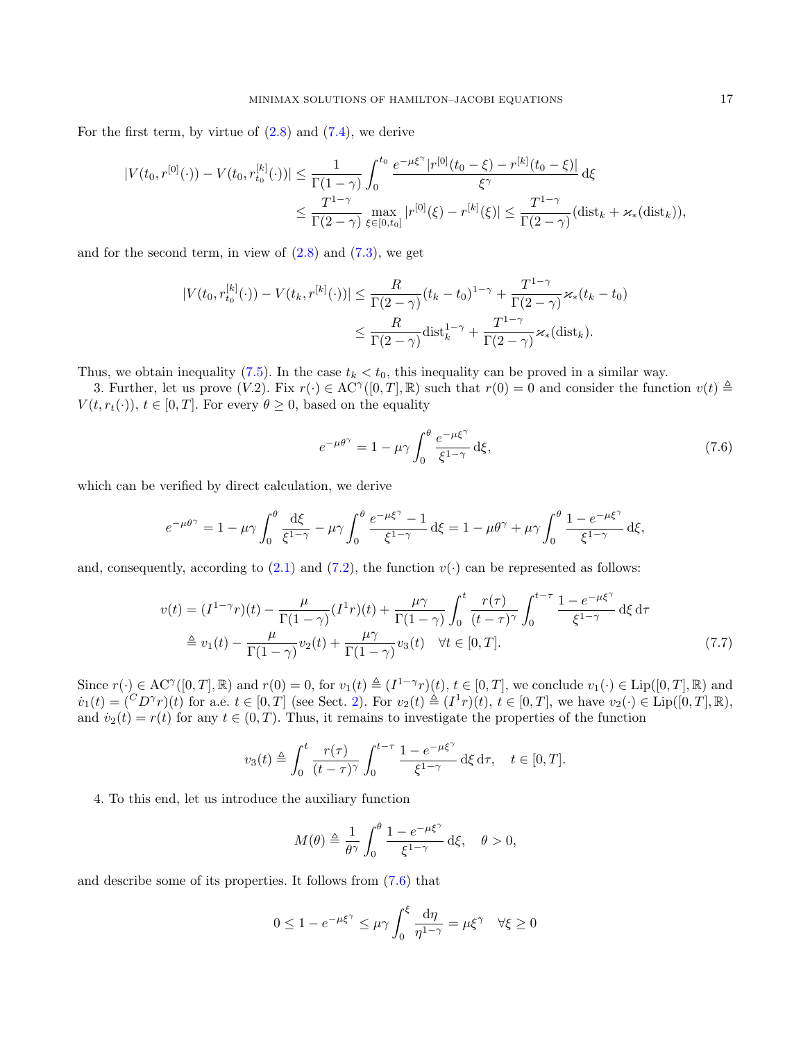For the first term, by virtue of (2.8) and (7.4), we derive

$$
\begin{aligned}
|V(t_0, r^{[0]}(\cdot)) - V(t_0, r^{[k]}_{t_0}(\cdot))| &\le \frac{1}{\Gamma(1-\gamma)} \int_0^{t_0} \frac{e^{-\mu \xi^\gamma} |r^{[0]}(t_0 - \xi) - r^{[k]}(t_0 - \xi)|}{\xi^\gamma} \, \mathrm{d}\xi \\
&\le \frac{T^{1-\gamma}}{\Gamma(2-\gamma)} \max_{\xi \in [0, t_0]} |r^{[0]}(\xi) - r^{[k]}(\xi)| \le \frac{T^{1-\gamma}}{\Gamma(2-\gamma)} (\mathrm{dist}_k + \varkappa_*(\mathrm{dist}_k)),
\end{aligned}
$$

and for the second term, in view of (2.8) and (7.3), we get

$$
\begin{aligned}
|V(t_0, r^{[k]}_{t_0}(\cdot)) - V(t_k, r^{[k]}(\cdot))| &\le \frac{R}{\Gamma(2-\gamma)} (t_k - t_0)^{1-\gamma} + \frac{T^{1-\gamma}}{\Gamma(2-\gamma)} \varkappa_*(t_k - t_0) \\
&\le \frac{R}{\Gamma(2-\gamma)} \mathrm{dist}_k^{1-\gamma} + \frac{T^{1-\gamma}}{\Gamma(2-\gamma)} \varkappa_*(\mathrm{dist}_k).
\end{aligned}
$$

Thus, we obtain inequality (7.5). In the case $t_k < t_0$, this inequality can be proved in a similar way.

3. Further, let us prove $(V.2)$. Fix $r(\cdot) \in \mathrm{AC}^\gamma([0,T], \mathbb{R})$ such that $r(0) = 0$ and consider the function $v(t) \triangleq V(t, r_t(\cdot))$, $t \in [0,T]$. For every $\theta \ge 0$, based on the equality

$$
e^{-\mu \theta^\gamma} = 1 - \mu \gamma \int_0^\theta \frac{e^{-\mu \xi^\gamma}}{\xi^{1-\gamma}} \, \mathrm{d}\xi, \tag{7.6}
$$

which can be verified by direct calculation, we derive

$$
e^{-\mu \theta^\gamma} = 1 - \mu \gamma \int_0^\theta \frac{\mathrm{d}\xi}{\xi^{1-\gamma}} - \mu \gamma \int_0^\theta \frac{e^{-\mu \xi^\gamma} - 1}{\xi^{1-\gamma}} \, \mathrm{d}\xi = 1 - \mu \theta^\gamma + \mu \gamma \int_0^\theta \frac{1 - e^{-\mu \xi^\gamma}}{\xi^{1-\gamma}} \, \mathrm{d}\xi,
$$

and, consequently, according to (2.1) and (7.2), the function $v(\cdot)$ can be represented as follows:

$$
\begin{aligned}
v(t) &= (I^{1-\gamma} r)(t) - \frac{\mu}{\Gamma(1-\gamma)} (I^1 r)(t) + \frac{\mu \gamma}{\Gamma(1-\gamma)} \int_0^t \frac{r(\tau)}{(t-\tau)^\gamma} \int_0^{t-\tau} \frac{1 - e^{-\mu \xi^\gamma}}{\xi^{1-\gamma}} \, \mathrm{d}\xi \, \mathrm{d}\tau \\
&\triangleq v_1(t) - \frac{\mu}{\Gamma(1-\gamma)} v_2(t) + \frac{\mu \gamma}{\Gamma(1-\gamma)} v_3(t) \quad \forall t \in [0,T].
\end{aligned} \tag{7.7}
$$

Since $r(\cdot) \in \mathrm{AC}^\gamma([0,T], \mathbb{R})$ and $r(0) = 0$, for $v_1(t) \triangleq (I^{1-\gamma} r)(t)$, $t \in [0,T]$, we conclude $v_1(\cdot) \in \mathrm{Lip}([0,T], \mathbb{R})$ and $\dot{v}_1(t) = ({}^C D^\gamma r)(t)$ for a.e. $t \in [0,T]$ (see Sect. 2). For $v_2(t) \triangleq (I^1 r)(t)$, $t \in [0,T]$, we have $v_2(\cdot) \in \mathrm{Lip}([0,T], \mathbb{R})$, and $\dot{v}_2(t) = r(t)$ for any $t \in (0,T)$. Thus, it remains to investigate the properties of the function

$$
v_3(t) \triangleq \int_0^t \frac{r(\tau)}{(t-\tau)^\gamma} \int_0^{t-\tau} \frac{1 - e^{-\mu \xi^\gamma}}{\xi^{1-\gamma}} \, \mathrm{d}\xi \, \mathrm{d}\tau, \quad t \in [0,T].
$$

4. To this end, let us introduce the auxiliary function

$$
M(\theta) \triangleq \frac{1}{\theta^\gamma} \int_0^\theta \frac{1 - e^{-\mu \xi^\gamma}}{\xi^{1-\gamma}} \, \mathrm{d}\xi, \quad \theta > 0,
$$

and describe some of its properties. It follows from (7.6) that

$$
0 \le 1 - e^{-\mu \xi^\gamma} \le \mu \gamma \int_0^\xi \frac{\mathrm{d}\eta}{\eta^{1-\gamma}} = \mu \xi^\gamma \quad \forall \xi \ge 0
$$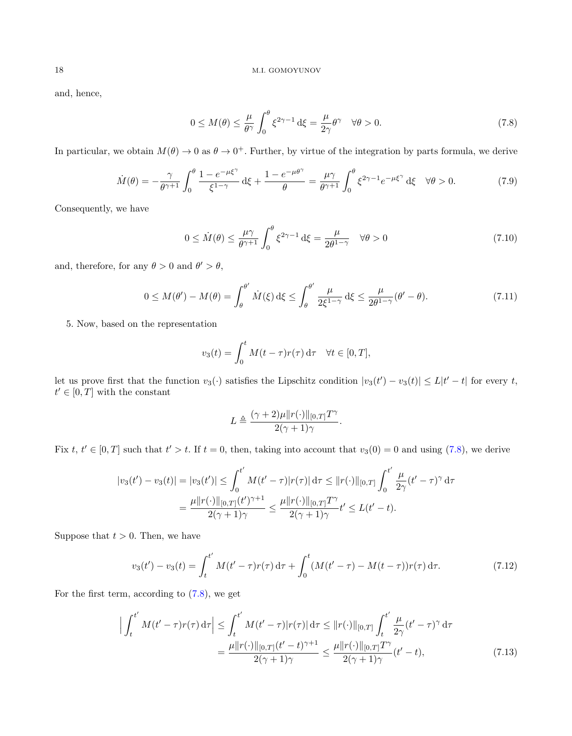and, hence,

$$0 \leq M(\theta) \leq \frac{\mu}{\theta^\gamma} \int_0^\theta \xi^{2\gamma - 1} \, \mathrm{d}\xi = \frac{\mu}{2\gamma} \theta^\gamma \quad \forall \theta > 0. \tag{7.8}$$

In particular, we obtain $M(\theta) \to 0$ as $\theta \to 0^+$. Further, by virtue of the integration by parts formula, we derive

$$\dot{M}(\theta) = -\frac{\gamma}{\theta^{\gamma+1}} \int_0^\theta \frac{1 - e^{-\mu \xi^\gamma}}{\xi^{1-\gamma}} \, \mathrm{d}\xi + \frac{1 - e^{-\mu \theta^\gamma}}{\theta} = \frac{\mu \gamma}{\theta^{\gamma+1}} \int_0^\theta \xi^{2\gamma - 1} e^{-\mu \xi^\gamma} \, \mathrm{d}\xi \quad \forall \theta > 0. \tag{7.9}$$

Consequently, we have

$$0 \leq \dot{M}(\theta) \leq \frac{\mu \gamma}{\theta^{\gamma+1}} \int_0^\theta \xi^{2\gamma - 1} \, \mathrm{d}\xi = \frac{\mu}{2\theta^{1-\gamma}} \quad \forall \theta > 0 \tag{7.10}$$

and, therefore, for any $\theta > 0$ and $\theta' > \theta$,

$$0 \leq M(\theta') - M(\theta) = \int_\theta^{\theta'} \dot{M}(\xi) \, \mathrm{d}\xi \leq \int_\theta^{\theta'} \frac{\mu}{2\xi^{1-\gamma}} \, \mathrm{d}\xi \leq \frac{\mu}{2\theta^{1-\gamma}} (\theta' - \theta). \tag{7.11}$$

5. Now, based on the representation

$$v_3(t) = \int_0^t M(t - \tau) r(\tau) \, \mathrm{d}\tau \quad \forall t \in [0, T],$$

let us prove first that the function $v_3(\cdot)$ satisfies the Lipschitz condition $|v_3(t') - v_3(t)| \leq L|t' - t|$ for every $t$, $t' \in [0, T]$ with the constant

$$L \triangleq \frac{(\gamma + 2)\mu \|r(\cdot)\|_{[0,T]} T^\gamma}{2(\gamma + 1)\gamma}.$$

Fix $t$, $t' \in [0, T]$ such that $t' > t$. If $t = 0$, then, taking into account that $v_3(0) = 0$ and using (7.8), we derive

$$\begin{aligned}
|v_3(t') - v_3(t)| = |v_3(t')| &\leq \int_0^{t'} M(t' - \tau) |r(\tau)| \, \mathrm{d}\tau \leq \|r(\cdot)\|_{[0,T]} \int_0^{t'} \frac{\mu}{2\gamma} (t' - \tau)^\gamma \, \mathrm{d}\tau \\
&= \frac{\mu \|r(\cdot)\|_{[0,T]} (t')^{\gamma+1}}{2(\gamma + 1)\gamma} \leq \frac{\mu \|r(\cdot)\|_{[0,T]} T^\gamma}{2(\gamma + 1)\gamma} t' \leq L(t' - t).
\end{aligned}$$

Suppose that $t > 0$. Then, we have

$$v_3(t') - v_3(t) = \int_t^{t'} M(t' - \tau) r(\tau) \, \mathrm{d}\tau + \int_0^t (M(t' - \tau) - M(t - \tau)) r(\tau) \, \mathrm{d}\tau. \tag{7.12}$$

For the first term, according to (7.8), we get

$$\begin{aligned}
\Big| \int_t^{t'} M(t' - \tau) r(\tau) \, \mathrm{d}\tau \Big| &\leq \int_t^{t'} M(t' - \tau) |r(\tau)| \, \mathrm{d}\tau \leq \|r(\cdot)\|_{[0,T]} \int_t^{t'} \frac{\mu}{2\gamma} (t' - \tau)^\gamma \, \mathrm{d}\tau \\
&= \frac{\mu \|r(\cdot)\|_{[0,T]} (t' - t)^{\gamma+1}}{2(\gamma + 1)\gamma} \leq \frac{\mu \|r(\cdot)\|_{[0,T]} T^\gamma}{2(\gamma + 1)\gamma} (t' - t),
\end{aligned} \tag{7.13}$$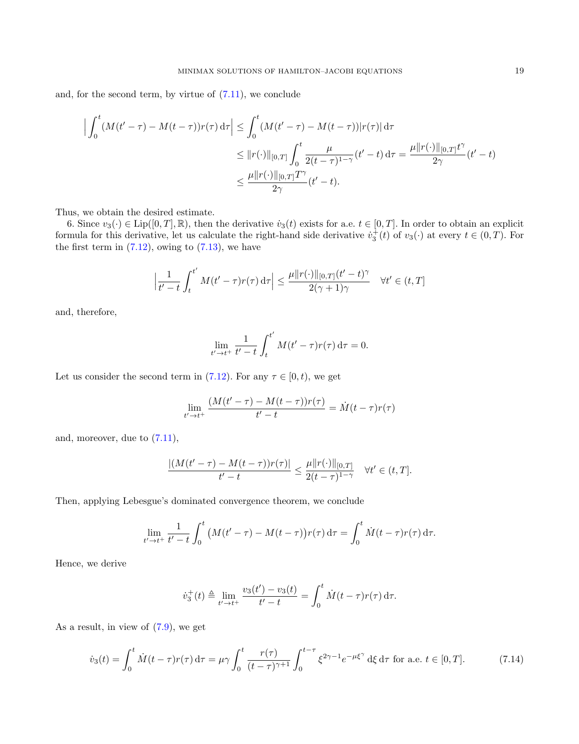and, for the second term, by virtue of (7.11), we conclude

$$
\begin{aligned}
\Big| \int_0^t (M(t'-\tau) - M(t-\tau)) r(\tau) \, \mathrm{d}\tau \Big| &\leq \int_0^t (M(t'-\tau) - M(t-\tau)) |r(\tau)| \, \mathrm{d}\tau \\
&\leq \|r(\cdot)\|_{[0,T]} \int_0^t \frac{\mu}{2(t-\tau)^{1-\gamma}} (t'-t) \, \mathrm{d}\tau = \frac{\mu \|r(\cdot)\|_{[0,T]} t^\gamma}{2\gamma} (t'-t) \\
&\leq \frac{\mu \|r(\cdot)\|_{[0,T]} T^\gamma}{2\gamma} (t'-t).
\end{aligned}
$$

Thus, we obtain the desired estimate.

6. Since $v_3(\cdot) \in \operatorname{Lip}([0,T], \mathbb{R})$, then the derivative $\dot{v}_3(t)$ exists for a.e. $t \in [0,T]$. In order to obtain an explicit formula for this derivative, let us calculate the right-hand side derivative $\dot{v}_3^+(t)$ of $v_3(\cdot)$ at every $t \in (0,T)$. For the first term in (7.12), owing to (7.13), we have

$$
\Big| \frac{1}{t'-t} \int_t^{t'} M(t'-\tau) r(\tau) \, \mathrm{d}\tau \Big| \leq \frac{\mu \|r(\cdot)\|_{[0,T]} (t'-t)^\gamma}{2(\gamma+1)\gamma} \quad \forall t' \in (t,T]
$$

and, therefore,

$$
\lim_{t' \to t^+} \frac{1}{t'-t} \int_t^{t'} M(t'-\tau) r(\tau) \, \mathrm{d}\tau = 0.
$$

Let us consider the second term in (7.12). For any $\tau \in [0,t)$, we get

$$
\lim_{t' \to t^+} \frac{(M(t'-\tau) - M(t-\tau)) r(\tau)}{t'-t} = \dot{M}(t-\tau) r(\tau)
$$

and, moreover, due to (7.11),

$$
\frac{|(M(t'-\tau) - M(t-\tau)) r(\tau)|}{t'-t} \leq \frac{\mu \|r(\cdot)\|_{[0,T]}}{2(t-\tau)^{1-\gamma}} \quad \forall t' \in (t,T].
$$

Then, applying Lebesgue's dominated convergence theorem, we conclude

$$
\lim_{t' \to t^+} \frac{1}{t'-t} \int_0^t \big( M(t'-\tau) - M(t-\tau) \big) r(\tau) \, \mathrm{d}\tau = \int_0^t \dot{M}(t-\tau) r(\tau) \, \mathrm{d}\tau.
$$

Hence, we derive

$$
\dot{v}_3^+(t) \triangleq \lim_{t' \to t^+} \frac{v_3(t') - v_3(t)}{t'-t} = \int_0^t \dot{M}(t-\tau) r(\tau) \, \mathrm{d}\tau.
$$

As a result, in view of (7.9), we get

$$
\dot{v}_3(t) = \int_0^t \dot{M}(t-\tau) r(\tau) \, \mathrm{d}\tau = \mu\gamma \int_0^t \frac{r(\tau)}{(t-\tau)^{\gamma+1}} \int_0^{t-\tau} \xi^{2\gamma-1} e^{-\mu\xi^\gamma} \, \mathrm{d}\xi \, \mathrm{d}\tau \text{ for a.e. } t \in [0,T]. \tag{7.14}
$$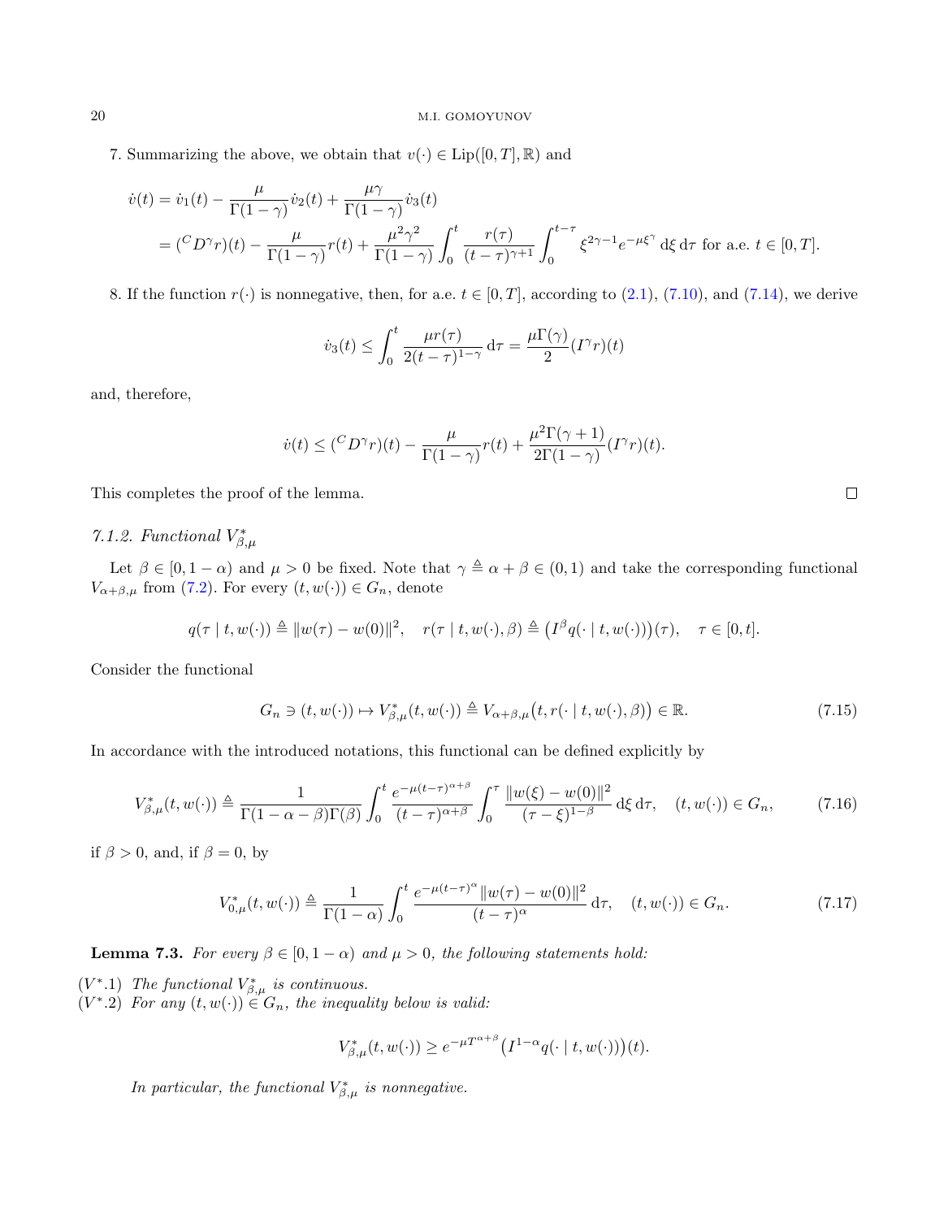7. Summarizing the above, we obtain that $v(\cdot) \in \operatorname{Lip}([0,T],\mathbb{R})$ and

$$\begin{aligned}
\dot{v}(t) &= \dot{v}_1(t) - \frac{\mu}{\Gamma(1-\gamma)} \dot{v}_2(t) + \frac{\mu\gamma}{\Gamma(1-\gamma)} \dot{v}_3(t) \\
&= ({}^C D^\gamma r)(t) - \frac{\mu}{\Gamma(1-\gamma)} r(t) + \frac{\mu^2\gamma^2}{\Gamma(1-\gamma)} \int_0^t \frac{r(\tau)}{(t-\tau)^{\gamma+1}} \int_0^{t-\tau} \xi^{2\gamma-1} e^{-\mu\xi^\gamma} \, \mathrm{d}\xi \, \mathrm{d}\tau \text{ for a.e. } t \in [0,T].
\end{aligned}$$

8. If the function $r(\cdot)$ is nonnegative, then, for a.e. $t \in [0,T]$, according to (2.1), (7.10), and (7.14), we derive

$$\dot{v}_3(t) \leq \int_0^t \frac{\mu r(\tau)}{2(t-\tau)^{1-\gamma}} \, \mathrm{d}\tau = \frac{\mu\Gamma(\gamma)}{2} (I^\gamma r)(t)$$

and, therefore,

$$\dot{v}(t) \leq ({}^C D^\gamma r)(t) - \frac{\mu}{\Gamma(1-\gamma)} r(t) + \frac{\mu^2\Gamma(\gamma+1)}{2\Gamma(1-\gamma)} (I^\gamma r)(t).$$

This completes the proof of the lemma. $\square$

### 7.1.2. Functional $V^*_{\beta,\mu}$

Let $\beta \in [0, 1-\alpha)$ and $\mu > 0$ be fixed. Note that $\gamma \triangleq \alpha + \beta \in (0,1)$ and take the corresponding functional $V_{\alpha+\beta,\mu}$ from (7.2). For every $(t, w(\cdot)) \in G_n$, denote

$$q(\tau \mid t, w(\cdot)) \triangleq \|w(\tau) - w(0)\|^2, \quad r(\tau \mid t, w(\cdot), \beta) \triangleq \big(I^\beta q(\cdot \mid t, w(\cdot))\big)(\tau), \quad \tau \in [0,t].$$

Consider the functional

$$G_n \ni (t, w(\cdot)) \mapsto V^*_{\beta,\mu}(t, w(\cdot)) \triangleq V_{\alpha+\beta,\mu}\big(t, r(\cdot \mid t, w(\cdot), \beta)\big) \in \mathbb{R}. \tag{7.15}$$

In accordance with the introduced notations, this functional can be defined explicitly by

$$V^*_{\beta,\mu}(t, w(\cdot)) \triangleq \frac{1}{\Gamma(1-\alpha-\beta)\Gamma(\beta)} \int_0^t \frac{e^{-\mu(t-\tau)^{\alpha+\beta}}}{(t-\tau)^{\alpha+\beta}} \int_0^\tau \frac{\|w(\xi) - w(0)\|^2}{(\tau-\xi)^{1-\beta}} \, \mathrm{d}\xi \, \mathrm{d}\tau, \quad (t, w(\cdot)) \in G_n, \tag{7.16}$$

if $\beta > 0$, and, if $\beta = 0$, by

$$V^*_{0,\mu}(t, w(\cdot)) \triangleq \frac{1}{\Gamma(1-\alpha)} \int_0^t \frac{e^{-\mu(t-\tau)^\alpha} \|w(\tau) - w(0)\|^2}{(t-\tau)^\alpha} \, \mathrm{d}\tau, \quad (t, w(\cdot)) \in G_n. \tag{7.17}$$

**Lemma 7.3.** *For every $\beta \in [0, 1-\alpha)$ and $\mu > 0$, the following statements hold:*

$(V^*.1)$ *The functional $V^*_{\beta,\mu}$ is continuous.*

$(V^*.2)$ *For any $(t, w(\cdot)) \in G_n$, the inequality below is valid:*

$$V^*_{\beta,\mu}(t, w(\cdot)) \geq e^{-\mu T^{\alpha+\beta}} \big(I^{1-\alpha} q(\cdot \mid t, w(\cdot))\big)(t).$$

*In particular, the functional $V^*_{\beta,\mu}$ is nonnegative.*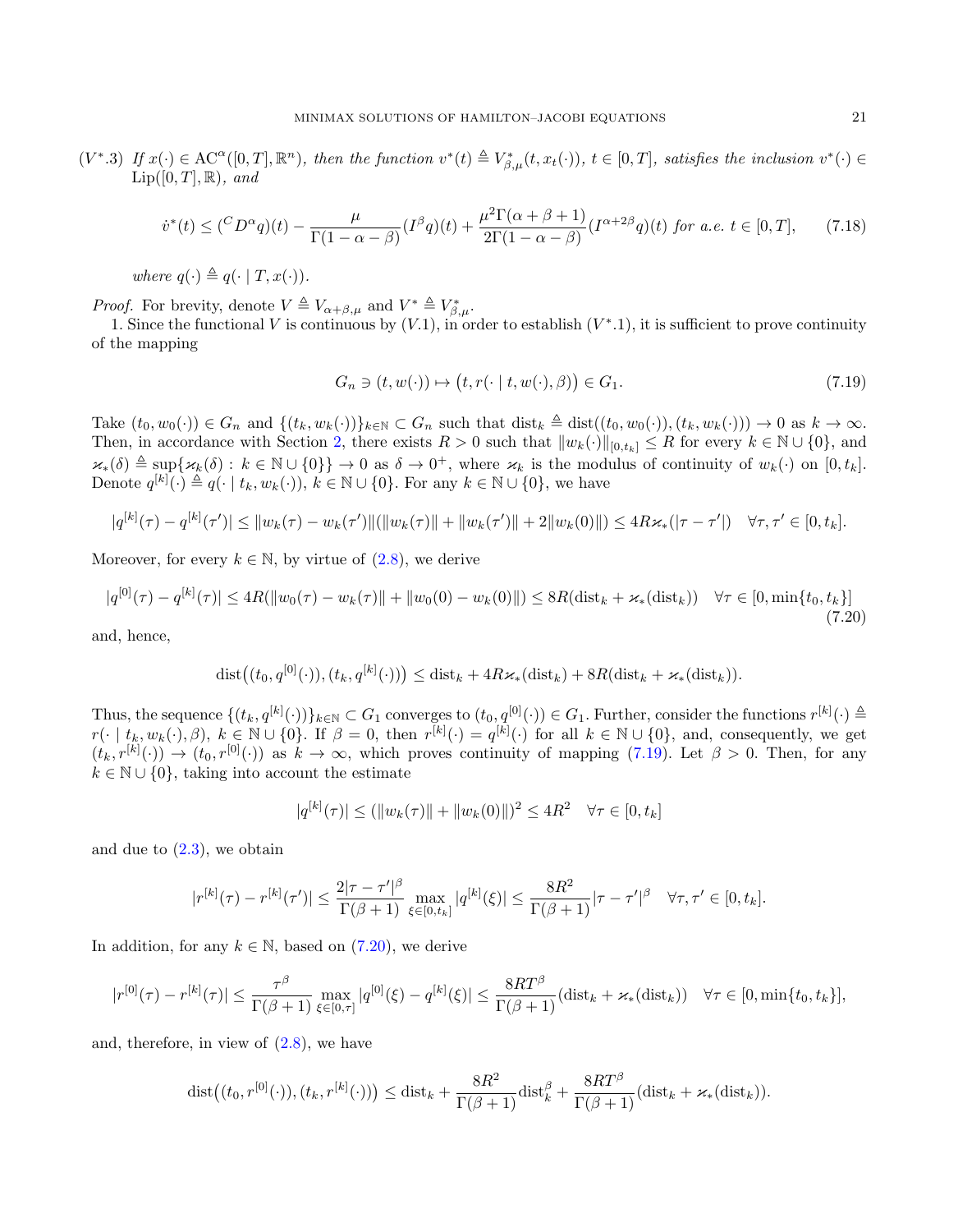$(V^*.3)$ *If* $x(\cdot) \in \mathrm{AC}^\alpha([0,T],\mathbb{R}^n)$*, then the function* $v^*(t) \triangleq V^*_{\beta,\mu}(t, x_t(\cdot))$*,* $t \in [0,T]$*, satisfies the inclusion* $v^*(\cdot) \in \mathrm{Lip}([0,T],\mathbb{R})$*, and*

$$\dot{v}^*(t) \leq ({}^C D^\alpha q)(t) - \frac{\mu}{\Gamma(1-\alpha-\beta)}(I^\beta q)(t) + \frac{\mu^2 \Gamma(\alpha+\beta+1)}{2\Gamma(1-\alpha-\beta)}(I^{\alpha+2\beta} q)(t) \text{ for a.e. } t \in [0,T], \tag{7.18}$$

*where* $q(\cdot) \triangleq q(\cdot \mid T, x(\cdot))$*.*

*Proof.* For brevity, denote $V \triangleq V_{\alpha+\beta,\mu}$ and $V^* \triangleq V^*_{\beta,\mu}$.

1. Since the functional $V$ is continuous by $(V.1)$, in order to establish $(V^*.1)$, it is sufficient to prove continuity of the mapping

$$G_n \ni (t, w(\cdot)) \mapsto \big(t, r(\cdot \mid t, w(\cdot), \beta)\big) \in G_1. \tag{7.19}$$

Take $(t_0, w_0(\cdot)) \in G_n$ and $\{(t_k, w_k(\cdot))\}_{k\in\mathbb{N}} \subset G_n$ such that $\mathrm{dist}_k \triangleq \mathrm{dist}((t_0, w_0(\cdot)), (t_k, w_k(\cdot))) \to 0$ as $k \to \infty$. Then, in accordance with Section 2, there exists $R > 0$ such that $\|w_k(\cdot)\|_{[0,t_k]} \leq R$ for every $k \in \mathbb{N} \cup \{0\}$, and $\varkappa_*(\delta) \triangleq \sup\{\varkappa_k(\delta) : k \in \mathbb{N} \cup \{0\}\} \to 0$ as $\delta \to 0^+$, where $\varkappa_k$ is the modulus of continuity of $w_k(\cdot)$ on $[0, t_k]$. Denote $q^{[k]}(\cdot) \triangleq q(\cdot \mid t_k, w_k(\cdot))$, $k \in \mathbb{N} \cup \{0\}$. For any $k \in \mathbb{N} \cup \{0\}$, we have

$$|q^{[k]}(\tau) - q^{[k]}(\tau')| \leq \|w_k(\tau) - w_k(\tau')\|(\|w_k(\tau)\| + \|w_k(\tau')\| + 2\|w_k(0)\|) \leq 4R\varkappa_*(|\tau - \tau'|) \quad \forall \tau, \tau' \in [0, t_k].$$

Moreover, for every $k \in \mathbb{N}$, by virtue of (2.8), we derive

$$|q^{[0]}(\tau) - q^{[k]}(\tau)| \leq 4R(\|w_0(\tau) - w_k(\tau)\| + \|w_0(0) - w_k(0)\|) \leq 8R(\mathrm{dist}_k + \varkappa_*(\mathrm{dist}_k)) \quad \forall \tau \in [0, \min\{t_0, t_k\}] \tag{7.20}$$

and, hence,

$$\mathrm{dist}\big((t_0, q^{[0]}(\cdot)), (t_k, q^{[k]}(\cdot))\big) \leq \mathrm{dist}_k + 4R\varkappa_*(\mathrm{dist}_k) + 8R(\mathrm{dist}_k + \varkappa_*(\mathrm{dist}_k)).$$

Thus, the sequence $\{(t_k, q^{[k]}(\cdot))\}_{k\in\mathbb{N}} \subset G_1$ converges to $(t_0, q^{[0]}(\cdot)) \in G_1$. Further, consider the functions $r^{[k]}(\cdot) \triangleq r(\cdot \mid t_k, w_k(\cdot), \beta)$, $k \in \mathbb{N} \cup \{0\}$. If $\beta = 0$, then $r^{[k]}(\cdot) = q^{[k]}(\cdot)$ for all $k \in \mathbb{N} \cup \{0\}$, and, consequently, we get $(t_k, r^{[k]}(\cdot)) \to (t_0, r^{[0]}(\cdot))$ as $k \to \infty$, which proves continuity of mapping (7.19). Let $\beta > 0$. Then, for any $k \in \mathbb{N} \cup \{0\}$, taking into account the estimate

$$|q^{[k]}(\tau)| \leq (\|w_k(\tau)\| + \|w_k(0)\|)^2 \leq 4R^2 \quad \forall \tau \in [0, t_k]$$

and due to (2.3), we obtain

$$|r^{[k]}(\tau) - r^{[k]}(\tau')| \leq \frac{2|\tau - \tau'|^\beta}{\Gamma(\beta+1)} \max_{\xi \in [0,t_k]} |q^{[k]}(\xi)| \leq \frac{8R^2}{\Gamma(\beta+1)}|\tau - \tau'|^\beta \quad \forall \tau, \tau' \in [0, t_k].$$

In addition, for any $k \in \mathbb{N}$, based on (7.20), we derive

$$|r^{[0]}(\tau) - r^{[k]}(\tau)| \leq \frac{\tau^\beta}{\Gamma(\beta+1)} \max_{\xi \in [0,\tau]} |q^{[0]}(\xi) - q^{[k]}(\xi)| \leq \frac{8RT^\beta}{\Gamma(\beta+1)}(\mathrm{dist}_k + \varkappa_*(\mathrm{dist}_k)) \quad \forall \tau \in [0, \min\{t_0, t_k\}],$$

and, therefore, in view of (2.8), we have

$$\mathrm{dist}\big((t_0, r^{[0]}(\cdot)), (t_k, r^{[k]}(\cdot))\big) \leq \mathrm{dist}_k + \frac{8R^2}{\Gamma(\beta+1)}\mathrm{dist}_k^\beta + \frac{8RT^\beta}{\Gamma(\beta+1)}(\mathrm{dist}_k + \varkappa_*(\mathrm{dist}_k)).$$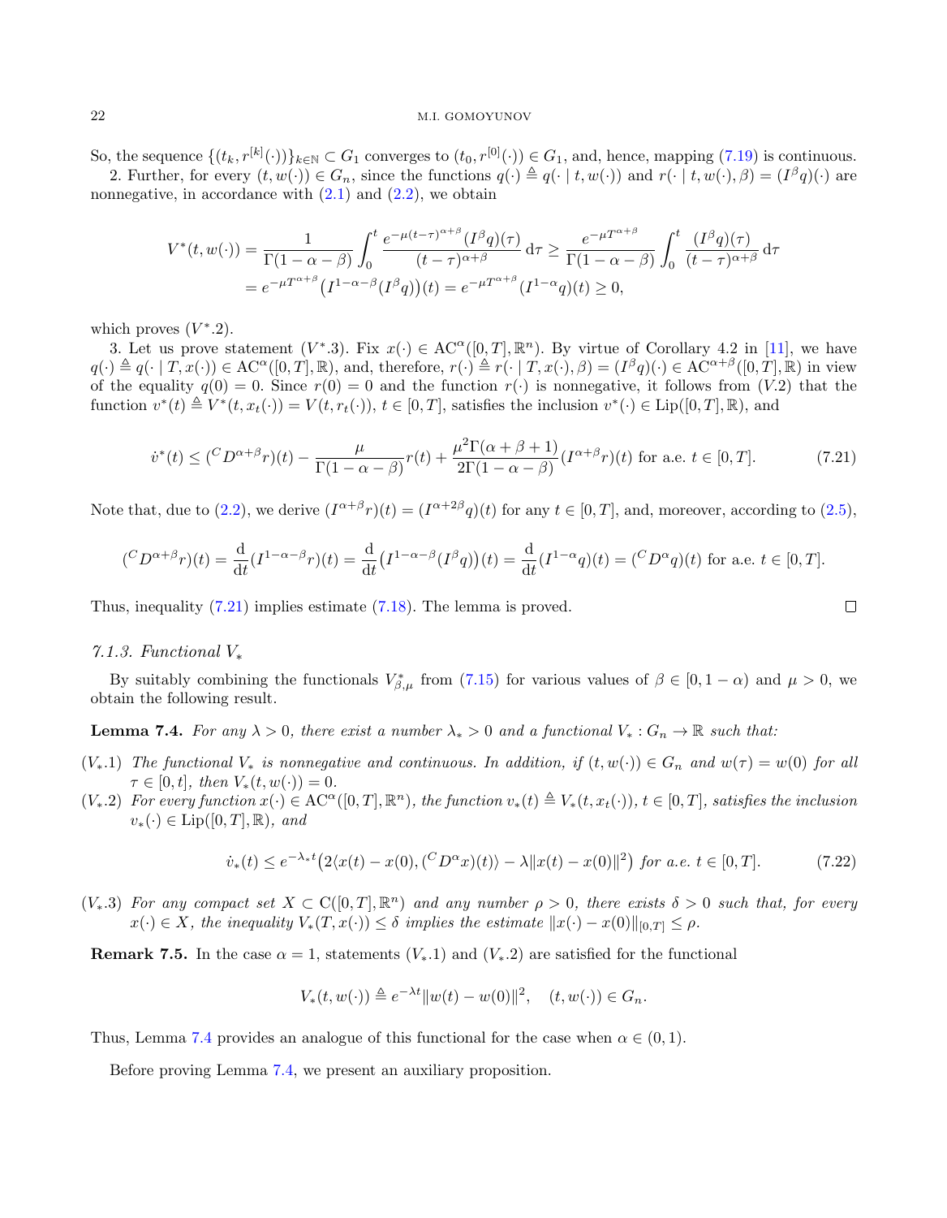So, the sequence $\{(t_k, r^{[k]}(\cdot))\}_{k\in\mathbb{N}} \subset G_1$ converges to $(t_0, r^{[0]}(\cdot)) \in G_1$, and, hence, mapping (7.19) is continuous.

2. Further, for every $(t, w(\cdot)) \in G_n$, since the functions $q(\cdot) \triangleq q(\cdot \mid t, w(\cdot))$ and $r(\cdot \mid t, w(\cdot), \beta) = (I^\beta q)(\cdot)$ are nonnegative, in accordance with (2.1) and (2.2), we obtain

$$
\begin{aligned}
V^*(t, w(\cdot)) &= \frac{1}{\Gamma(1-\alpha-\beta)} \int_0^t \frac{e^{-\mu(t-\tau)^{\alpha+\beta}} (I^\beta q)(\tau)}{(t-\tau)^{\alpha+\beta}} \, \mathrm{d}\tau \geq \frac{e^{-\mu T^{\alpha+\beta}}}{\Gamma(1-\alpha-\beta)} \int_0^t \frac{(I^\beta q)(\tau)}{(t-\tau)^{\alpha+\beta}} \, \mathrm{d}\tau \\
&= e^{-\mu T^{\alpha+\beta}} \big(I^{1-\alpha-\beta}(I^\beta q)\big)(t) = e^{-\mu T^{\alpha+\beta}} (I^{1-\alpha} q)(t) \geq 0,
\end{aligned}
$$

which proves $(V^*.2)$.

3. Let us prove statement $(V^*.3)$. Fix $x(\cdot) \in \mathrm{AC}^\alpha([0,T], \mathbb{R}^n)$. By virtue of Corollary 4.2 in [11], we have $q(\cdot) \triangleq q(\cdot \mid T, x(\cdot)) \in \mathrm{AC}^\alpha([0,T], \mathbb{R})$, and, therefore, $r(\cdot) \triangleq r(\cdot \mid T, x(\cdot), \beta) = (I^\beta q)(\cdot) \in \mathrm{AC}^{\alpha+\beta}([0,T], \mathbb{R})$ in view of the equality $q(0) = 0$. Since $r(0) = 0$ and the function $r(\cdot)$ is nonnegative, it follows from $(V.2)$ that the function $v^*(t) \triangleq V^*(t, x_t(\cdot)) = V(t, r_t(\cdot))$, $t \in [0,T]$, satisfies the inclusion $v^*(\cdot) \in \mathrm{Lip}([0,T], \mathbb{R})$, and

$$
\dot{v}^*(t) \leq ({}^C D^{\alpha+\beta} r)(t) - \frac{\mu}{\Gamma(1-\alpha-\beta)} r(t) + \frac{\mu^2 \Gamma(\alpha+\beta+1)}{2\Gamma(1-\alpha-\beta)} (I^{\alpha+\beta} r)(t) \text{ for a.e. } t \in [0,T]. \tag{7.21}
$$

Note that, due to (2.2), we derive $(I^{\alpha+\beta} r)(t) = (I^{\alpha+2\beta} q)(t)$ for any $t \in [0,T]$, and, moreover, according to (2.5),

$$
({}^C D^{\alpha+\beta} r)(t) = \frac{\mathrm{d}}{\mathrm{d}t} (I^{1-\alpha-\beta} r)(t) = \frac{\mathrm{d}}{\mathrm{d}t} \big(I^{1-\alpha-\beta}(I^\beta q)\big)(t) = \frac{\mathrm{d}}{\mathrm{d}t} (I^{1-\alpha} q)(t) = ({}^C D^\alpha q)(t) \text{ for a.e. } t \in [0,T].
$$

Thus, inequality (7.21) implies estimate (7.18). The lemma is proved. □

### 7.1.3. Functional $V_*$

By suitably combining the functionals $V^*_{\beta,\mu}$ from (7.15) for various values of $\beta \in [0, 1-\alpha)$ and $\mu > 0$, we obtain the following result.

**Lemma 7.4.** *For any $\lambda > 0$, there exist a number $\lambda_* > 0$ and a functional $V_* : G_n \to \mathbb{R}$ such that:*

- $(V_*.1)$ *The functional $V_*$ is nonnegative and continuous. In addition, if $(t, w(\cdot)) \in G_n$ and $w(\tau) = w(0)$ for all $\tau \in [0,t]$, then $V_*(t, w(\cdot)) = 0$.*
- $(V_*.2)$ *For every function $x(\cdot) \in \mathrm{AC}^\alpha([0,T], \mathbb{R}^n)$, the function $v_*(t) \triangleq V_*(t, x_t(\cdot))$, $t \in [0,T]$, satisfies the inclusion $v_*(\cdot) \in \mathrm{Lip}([0,T], \mathbb{R})$, and*

$$
\dot{v}_*(t) \leq e^{-\lambda_* t} \big(2\langle x(t) - x(0), ({}^C D^\alpha x)(t)\rangle - \lambda \|x(t) - x(0)\|^2\big) \text{ for a.e. } t \in [0,T]. \tag{7.22}
$$

- $(V_*.3)$ *For any compact set $X \subset \mathrm{C}([0,T], \mathbb{R}^n)$ and any number $\rho > 0$, there exists $\delta > 0$ such that, for every $x(\cdot) \in X$, the inequality $V_*(T, x(\cdot)) \leq \delta$ implies the estimate $\|x(\cdot) - x(0)\|_{[0,T]} \leq \rho$.*

**Remark 7.5.** In the case $\alpha = 1$, statements $(V_*.1)$ and $(V_*.2)$ are satisfied for the functional

$$
V_*(t, w(\cdot)) \triangleq e^{-\lambda t} \|w(t) - w(0)\|^2, \quad (t, w(\cdot)) \in G_n.
$$

Thus, Lemma 7.4 provides an analogue of this functional for the case when $\alpha \in (0,1)$.

Before proving Lemma 7.4, we present an auxiliary proposition.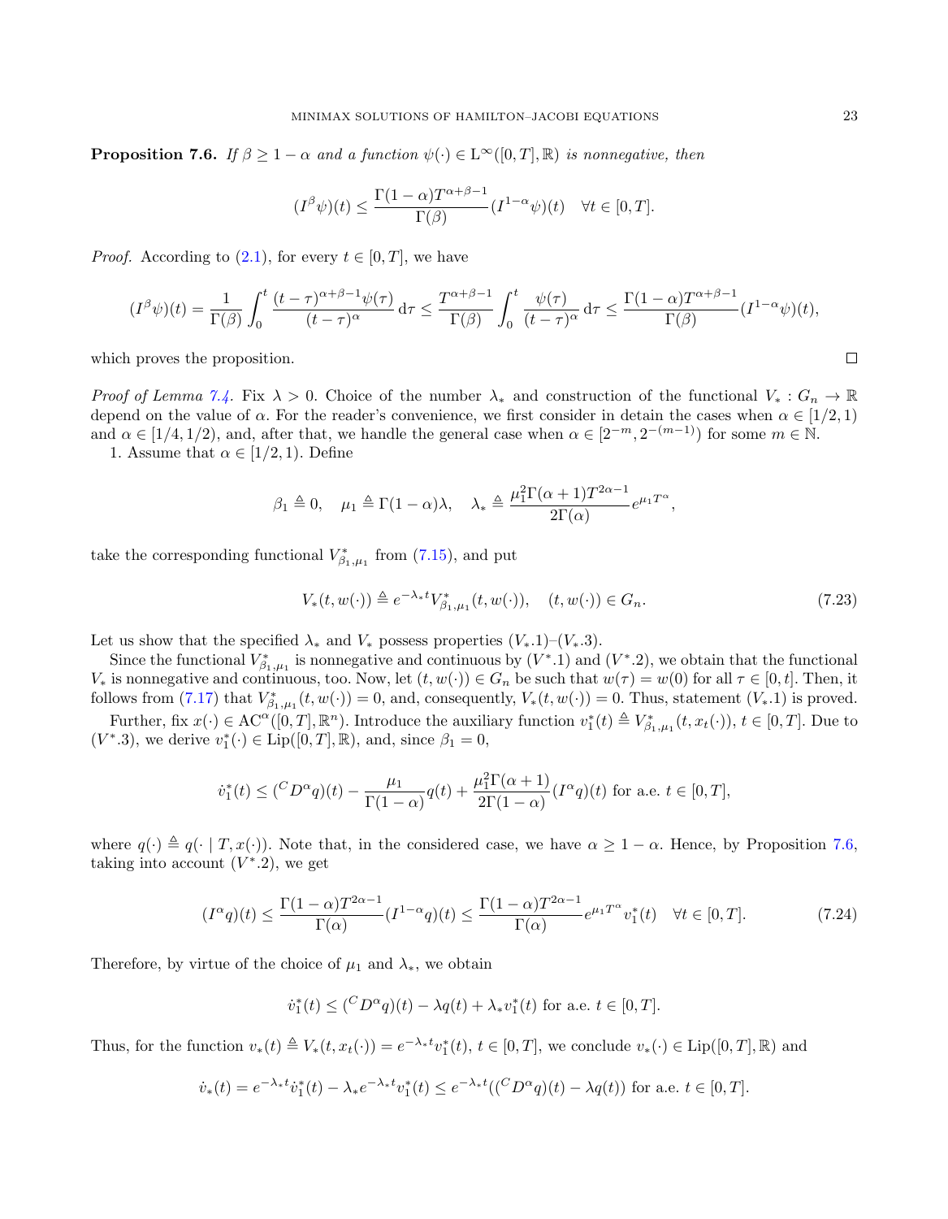**Proposition 7.6.** *If $\beta \geq 1 - \alpha$ and a function $\psi(\cdot) \in \mathrm{L}^\infty([0,T], \mathbb{R})$ is nonnegative, then*

$$(I^\beta \psi)(t) \leq \frac{\Gamma(1-\alpha) T^{\alpha+\beta-1}}{\Gamma(\beta)} (I^{1-\alpha}\psi)(t) \quad \forall t \in [0,T].$$

*Proof.* According to (2.1), for every $t \in [0,T]$, we have

$$(I^\beta \psi)(t) = \frac{1}{\Gamma(\beta)} \int_0^t \frac{(t-\tau)^{\alpha+\beta-1}\psi(\tau)}{(t-\tau)^\alpha} \,\mathrm{d}\tau \leq \frac{T^{\alpha+\beta-1}}{\Gamma(\beta)} \int_0^t \frac{\psi(\tau)}{(t-\tau)^\alpha} \,\mathrm{d}\tau \leq \frac{\Gamma(1-\alpha)T^{\alpha+\beta-1}}{\Gamma(\beta)} (I^{1-\alpha}\psi)(t),$$

which proves the proposition. ∎

*Proof of Lemma 7.4.* Fix $\lambda > 0$. Choice of the number $\lambda_*$ and construction of the functional $V_* : G_n \to \mathbb{R}$ depend on the value of $\alpha$. For the reader's convenience, we first consider in detain the cases when $\alpha \in [1/2, 1)$ and $\alpha \in [1/4, 1/2)$, and, after that, we handle the general case when $\alpha \in [2^{-m}, 2^{-(m-1)})$ for some $m \in \mathbb{N}$.

1. Assume that $\alpha \in [1/2, 1)$. Define

$$\beta_1 \triangleq 0, \quad \mu_1 \triangleq \Gamma(1-\alpha)\lambda, \quad \lambda_* \triangleq \frac{\mu_1^2 \Gamma(\alpha+1) T^{2\alpha-1}}{2\Gamma(\alpha)} e^{\mu_1 T^\alpha},$$

take the corresponding functional $V^*_{\beta_1,\mu_1}$ from (7.15), and put

$$V_*(t, w(\cdot)) \triangleq e^{-\lambda_* t} V^*_{\beta_1,\mu_1}(t, w(\cdot)), \quad (t, w(\cdot)) \in G_n. \tag{7.23}$$

Let us show that the specified $\lambda_*$ and $V_*$ possess properties $(V_*.1)$–$(V_*.3)$.

Since the functional $V^*_{\beta_1,\mu_1}$ is nonnegative and continuous by $(V^*.1)$ and $(V^*.2)$, we obtain that the functional $V_*$ is nonnegative and continuous, too. Now, let $(t, w(\cdot)) \in G_n$ be such that $w(\tau) = w(0)$ for all $\tau \in [0,t]$. Then, it follows from (7.17) that $V^*_{\beta_1,\mu_1}(t, w(\cdot)) = 0$, and, consequently, $V_*(t, w(\cdot)) = 0$. Thus, statement $(V_*.1)$ is proved.

Further, fix $x(\cdot) \in \mathrm{AC}^\alpha([0,T], \mathbb{R}^n)$. Introduce the auxiliary function $v^*_1(t) \triangleq V^*_{\beta_1,\mu_1}(t, x_t(\cdot))$, $t \in [0,T]$. Due to $(V^*.3)$, we derive $v^*_1(\cdot) \in \mathrm{Lip}([0,T], \mathbb{R})$, and, since $\beta_1 = 0$,

$$\dot{v}^*_1(t) \leq ({}^C D^\alpha q)(t) - \frac{\mu_1}{\Gamma(1-\alpha)} q(t) + \frac{\mu_1^2 \Gamma(\alpha+1)}{2\Gamma(1-\alpha)} (I^\alpha q)(t) \text{ for a.e. } t \in [0,T],$$

where $q(\cdot) \triangleq q(\cdot \mid T, x(\cdot))$. Note that, in the considered case, we have $\alpha \geq 1 - \alpha$. Hence, by Proposition 7.6, taking into account $(V^*.2)$, we get

$$(I^\alpha q)(t) \leq \frac{\Gamma(1-\alpha) T^{2\alpha-1}}{\Gamma(\alpha)} (I^{1-\alpha} q)(t) \leq \frac{\Gamma(1-\alpha) T^{2\alpha-1}}{\Gamma(\alpha)} e^{\mu_1 T^\alpha} v^*_1(t) \quad \forall t \in [0,T]. \tag{7.24}$$

Therefore, by virtue of the choice of $\mu_1$ and $\lambda_*$, we obtain

$$\dot{v}^*_1(t) \leq ({}^C D^\alpha q)(t) - \lambda q(t) + \lambda_* v^*_1(t) \text{ for a.e. } t \in [0,T].$$

Thus, for the function $v_*(t) \triangleq V_*(t, x_t(\cdot)) = e^{-\lambda_* t} v^*_1(t)$, $t \in [0,T]$, we conclude $v_*(\cdot) \in \mathrm{Lip}([0,T], \mathbb{R})$ and

$$\dot{v}_*(t) = e^{-\lambda_* t} \dot{v}^*_1(t) - \lambda_* e^{-\lambda_* t} v^*_1(t) \leq e^{-\lambda_* t} (({}^C D^\alpha q)(t) - \lambda q(t)) \text{ for a.e. } t \in [0,T].$$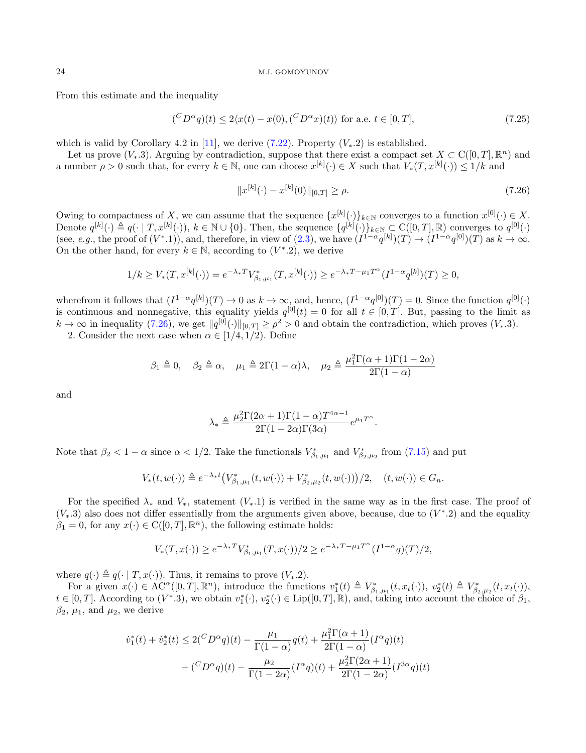From this estimate and the inequality

$$({}^C D^\alpha q)(t) \leq 2\langle x(t) - x(0), ({}^C D^\alpha x)(t)\rangle \text{ for a.e. } t \in [0,T], \tag{7.25}$$

which is valid by Corollary 4.2 in [11], we derive (7.22). Property $(V_*.2)$ is established.

Let us prove $(V_*.3)$. Arguing by contradiction, suppose that there exist a compact set $X \subset \mathrm{C}([0,T],\mathbb{R}^n)$ and a number $\rho > 0$ such that, for every $k \in \mathbb{N}$, one can choose $x^{[k]}(\cdot) \in X$ such that $V_*(T, x^{[k]}(\cdot)) \leq 1/k$ and

$$\|x^{[k]}(\cdot) - x^{[k]}(0)\|_{[0,T]} \geq \rho. \tag{7.26}$$

Owing to compactness of $X$, we can assume that the sequence $\{x^{[k]}(\cdot)\}_{k\in\mathbb{N}}$ converges to a function $x^{[0]}(\cdot) \in X$. Denote $q^{[k]}(\cdot) \triangleq q(\cdot \mid T, x^{[k]}(\cdot))$, $k \in \mathbb{N} \cup \{0\}$. Then, the sequence $\{q^{[k]}(\cdot)\}_{k\in\mathbb{N}} \subset \mathrm{C}([0,T],\mathbb{R})$ converges to $q^{[0]}(\cdot)$ (see, *e.g.*, the proof of $(V^*.1)$), and, therefore, in view of (2.3), we have $(I^{1-\alpha}q^{[k]})(T) \to (I^{1-\alpha}q^{[0]})(T)$ as $k \to \infty$. On the other hand, for every $k \in \mathbb{N}$, according to $(V^*.2)$, we derive

$$1/k \geq V_*(T, x^{[k]}(\cdot)) = e^{-\lambda_* T} V^*_{\beta_1,\mu_1}(T, x^{[k]}(\cdot)) \geq e^{-\lambda_* T - \mu_1 T^\alpha} (I^{1-\alpha} q^{[k]})(T) \geq 0,$$

wherefrom it follows that $(I^{1-\alpha}q^{[k]})(T) \to 0$ as $k \to \infty$, and, hence, $(I^{1-\alpha}q^{[0]})(T) = 0$. Since the function $q^{[0]}(\cdot)$ is continuous and nonnegative, this equality yields $q^{[0]}(t) = 0$ for all $t \in [0,T]$. But, passing to the limit as $k \to \infty$ in inequality (7.26), we get $\|q^{[0]}(\cdot)\|_{[0,T]} \geq \rho^2 > 0$ and obtain the contradiction, which proves $(V_*.3)$.

2. Consider the next case when $\alpha \in [1/4, 1/2)$. Define

$$\beta_1 \triangleq 0, \quad \beta_2 \triangleq \alpha, \quad \mu_1 \triangleq 2\Gamma(1-\alpha)\lambda, \quad \mu_2 \triangleq \frac{\mu_1^2 \Gamma(\alpha+1)\Gamma(1-2\alpha)}{2\Gamma(1-\alpha)}$$

and

$$\lambda_* \triangleq \frac{\mu_2^2 \Gamma(2\alpha+1)\Gamma(1-\alpha) T^{4\alpha-1}}{2\Gamma(1-2\alpha)\Gamma(3\alpha)} e^{\mu_1 T^\alpha}.$$

Note that $\beta_2 < 1 - \alpha$ since $\alpha < 1/2$. Take the functionals $V^*_{\beta_1,\mu_1}$ and $V^*_{\beta_2,\mu_2}$ from (7.15) and put

$$V_*(t, w(\cdot)) \triangleq e^{-\lambda_* t}\big(V^*_{\beta_1,\mu_1}(t, w(\cdot)) + V^*_{\beta_2,\mu_2}(t, w(\cdot))\big)/2, \quad (t, w(\cdot)) \in G_n.$$

For the specified $\lambda_*$ and $V_*$, statement $(V_*.1)$ is verified in the same way as in the first case. The proof of $(V_*.3)$ also does not differ essentially from the arguments given above, because, due to $(V^*.2)$ and the equality $\beta_1 = 0$, for any $x(\cdot) \in \mathrm{C}([0,T],\mathbb{R}^n)$, the following estimate holds:

$$V_*(T, x(\cdot)) \geq e^{-\lambda_* T} V^*_{\beta_1,\mu_1}(T, x(\cdot))/2 \geq e^{-\lambda_* T - \mu_1 T^\alpha} (I^{1-\alpha} q)(T)/2,$$

where $q(\cdot) \triangleq q(\cdot \mid T, x(\cdot))$. Thus, it remains to prove $(V_*.2)$.

For a given $x(\cdot) \in \mathrm{AC}^\alpha([0,T],\mathbb{R}^n)$, introduce the functions $v_1^*(t) \triangleq V^*_{\beta_1,\mu_1}(t, x_t(\cdot))$, $v_2^*(t) \triangleq V^*_{\beta_2,\mu_2}(t, x_t(\cdot))$, $t \in [0,T]$. According to $(V^*.3)$, we obtain $v_1^*(\cdot), v_2^*(\cdot) \in \mathrm{Lip}([0,T],\mathbb{R})$, and, taking into account the choice of $\beta_1$, $\beta_2$, $\mu_1$, and $\mu_2$, we derive

$$\begin{aligned}
\dot{v}_1^*(t) + \dot{v}_2^*(t) \leq\ & 2({}^C D^\alpha q)(t) - \frac{\mu_1}{\Gamma(1-\alpha)} q(t) + \frac{\mu_1^2 \Gamma(\alpha+1)}{2\Gamma(1-\alpha)} (I^\alpha q)(t) \\
&+ ({}^C D^\alpha q)(t) - \frac{\mu_2}{\Gamma(1-2\alpha)} (I^\alpha q)(t) + \frac{\mu_2^2 \Gamma(2\alpha+1)}{2\Gamma(1-2\alpha)} (I^{3\alpha} q)(t)
\end{aligned}$$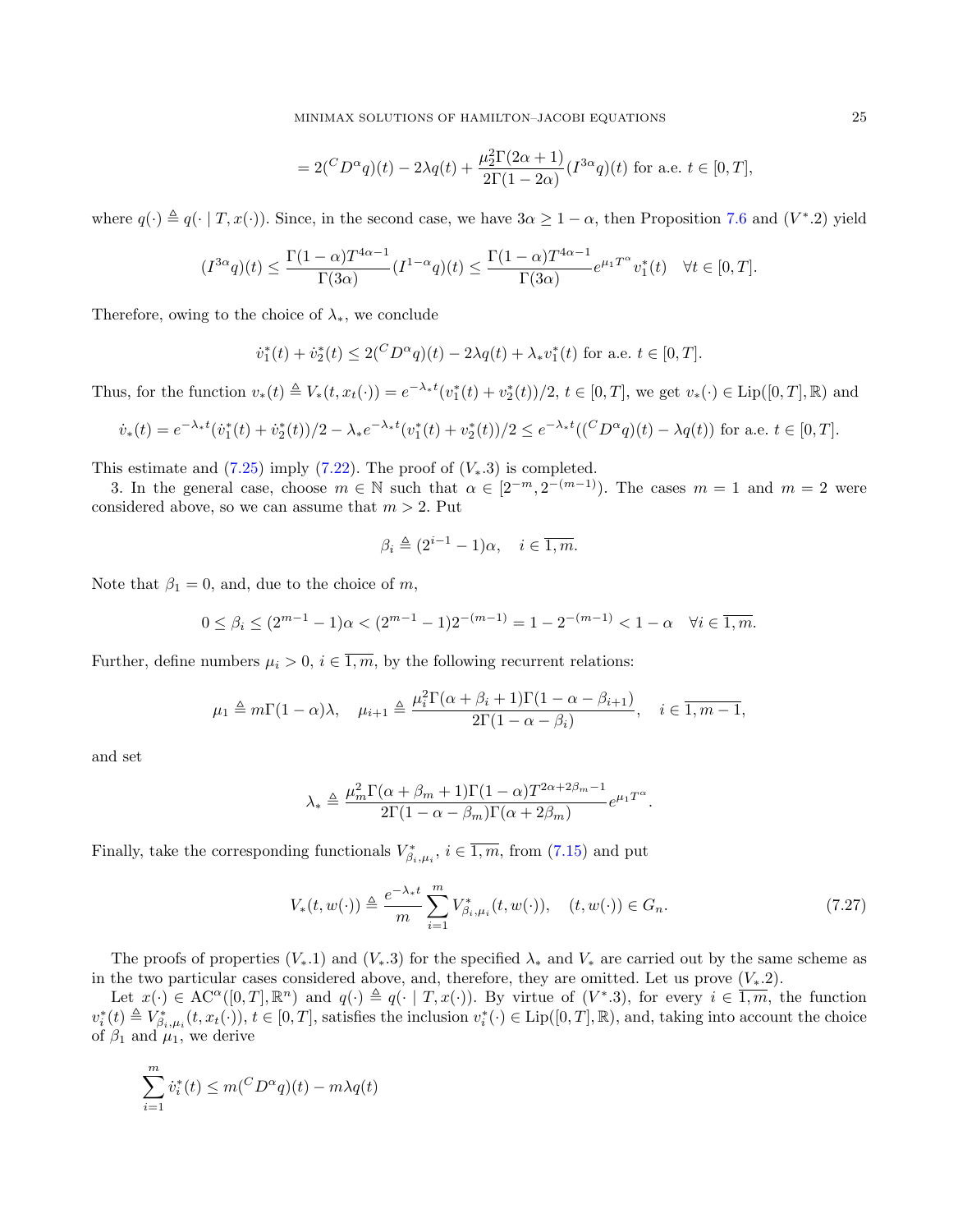$$= 2({}^C D^\alpha q)(t) - 2\lambda q(t) + \frac{\mu_2^2 \Gamma(2\alpha + 1)}{2\Gamma(1 - 2\alpha)} (I^{3\alpha} q)(t) \text{ for a.e. } t \in [0, T],$$

where $q(\cdot) \triangleq q(\cdot \mid T, x(\cdot))$. Since, in the second case, we have $3\alpha \geq 1 - \alpha$, then Proposition 7.6 and $(V^*.2)$ yield

$$(I^{3\alpha} q)(t) \leq \frac{\Gamma(1-\alpha) T^{4\alpha - 1}}{\Gamma(3\alpha)} (I^{1-\alpha} q)(t) \leq \frac{\Gamma(1-\alpha) T^{4\alpha - 1}}{\Gamma(3\alpha)} e^{\mu_1 T^\alpha} v_1^*(t) \quad \forall t \in [0, T].$$

Therefore, owing to the choice of $\lambda_*$, we conclude

$$\dot{v}_1^*(t) + \dot{v}_2^*(t) \leq 2({}^C D^\alpha q)(t) - 2\lambda q(t) + \lambda_* v_1^*(t) \text{ for a.e. } t \in [0, T].$$

Thus, for the function $v_*(t) \triangleq V_*(t, x_t(\cdot)) = e^{-\lambda_* t}(v_1^*(t) + v_2^*(t))/2$, $t \in [0, T]$, we get $v_*(\cdot) \in \mathrm{Lip}([0, T], \mathbb{R})$ and

$$\dot{v}_*(t) = e^{-\lambda_* t}(\dot{v}_1^*(t) + \dot{v}_2^*(t))/2 - \lambda_* e^{-\lambda_* t}(v_1^*(t) + v_2^*(t))/2 \leq e^{-\lambda_* t}(({}^C D^\alpha q)(t) - \lambda q(t)) \text{ for a.e. } t \in [0, T].$$

This estimate and (7.25) imply (7.22). The proof of $(V_*.3)$ is completed.

3. In the general case, choose $m \in \mathbb{N}$ such that $\alpha \in [2^{-m}, 2^{-(m-1)})$. The cases $m = 1$ and $m = 2$ were considered above, so we can assume that $m > 2$. Put

$$\beta_i \triangleq (2^{i-1} - 1)\alpha, \quad i \in \overline{1, m}.$$

Note that $\beta_1 = 0$, and, due to the choice of $m$,

$$0 \leq \beta_i \leq (2^{m-1} - 1)\alpha < (2^{m-1} - 1) 2^{-(m-1)} = 1 - 2^{-(m-1)} < 1 - \alpha \quad \forall i \in \overline{1, m}.$$

Further, define numbers $\mu_i > 0$, $i \in \overline{1, m}$, by the following recurrent relations:

$$\mu_1 \triangleq m\Gamma(1 - \alpha)\lambda, \quad \mu_{i+1} \triangleq \frac{\mu_i^2 \Gamma(\alpha + \beta_i + 1) \Gamma(1 - \alpha - \beta_{i+1})}{2\Gamma(1 - \alpha - \beta_i)}, \quad i \in \overline{1, m - 1},$$

and set

$$\lambda_* \triangleq \frac{\mu_m^2 \Gamma(\alpha + \beta_m + 1) \Gamma(1 - \alpha) T^{2\alpha + 2\beta_m - 1}}{2\Gamma(1 - \alpha - \beta_m) \Gamma(\alpha + 2\beta_m)} e^{\mu_1 T^\alpha}.$$

Finally, take the corresponding functionals $V^*_{\beta_i, \mu_i}$, $i \in \overline{1, m}$, from (7.15) and put

$$V_*(t, w(\cdot)) \triangleq \frac{e^{-\lambda_* t}}{m} \sum_{i=1}^m V^*_{\beta_i, \mu_i}(t, w(\cdot)), \quad (t, w(\cdot)) \in G_n. \tag{7.27}$$

The proofs of properties $(V_*.1)$ and $(V_*.3)$ for the specified $\lambda_*$ and $V_*$ are carried out by the same scheme as in the two particular cases considered above, and, therefore, they are omitted. Let us prove $(V_*.2)$.

Let $x(\cdot) \in \mathrm{AC}^\alpha([0, T], \mathbb{R}^n)$ and $q(\cdot) \triangleq q(\cdot \mid T, x(\cdot))$. By virtue of $(V^*.3)$, for every $i \in \overline{1, m}$, the function $v_i^*(t) \triangleq V^*_{\beta_i, \mu_i}(t, x_t(\cdot))$, $t \in [0, T]$, satisfies the inclusion $v_i^*(\cdot) \in \mathrm{Lip}([0, T], \mathbb{R})$, and, taking into account the choice of $\beta_1$ and $\mu_1$, we derive

$$\sum_{i=1}^m \dot{v}_i^*(t) \leq m({}^C D^\alpha q)(t) - m\lambda q(t)$$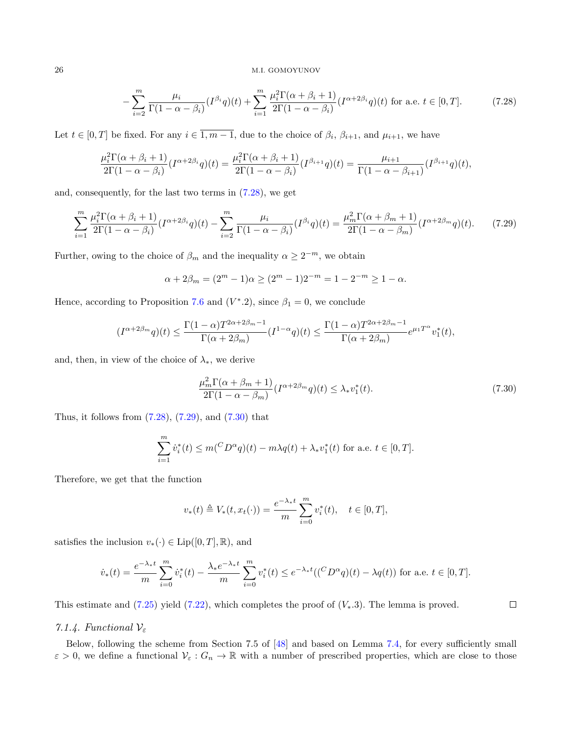$$-\sum_{i=2}^{m} \frac{\mu_i}{\Gamma(1-\alpha-\beta_i)} (I^{\beta_i} q)(t) + \sum_{i=1}^{m} \frac{\mu_i^2 \Gamma(\alpha+\beta_i+1)}{2\Gamma(1-\alpha-\beta_i)} (I^{\alpha+2\beta_i} q)(t) \text{ for a.e. } t \in [0,T]. \tag{7.28}$$

Let $t \in [0,T]$ be fixed. For any $i \in \overline{1, m-1}$, due to the choice of $\beta_i$, $\beta_{i+1}$, and $\mu_{i+1}$, we have

$$\frac{\mu_i^2 \Gamma(\alpha+\beta_i+1)}{2\Gamma(1-\alpha-\beta_i)} (I^{\alpha+2\beta_i} q)(t) = \frac{\mu_i^2 \Gamma(\alpha+\beta_i+1)}{2\Gamma(1-\alpha-\beta_i)} (I^{\beta_{i+1}} q)(t) = \frac{\mu_{i+1}}{\Gamma(1-\alpha-\beta_{i+1})} (I^{\beta_{i+1}} q)(t),$$

and, consequently, for the last two terms in (7.28), we get

$$\sum_{i=1}^{m} \frac{\mu_i^2 \Gamma(\alpha+\beta_i+1)}{2\Gamma(1-\alpha-\beta_i)} (I^{\alpha+2\beta_i} q)(t) - \sum_{i=2}^{m} \frac{\mu_i}{\Gamma(1-\alpha-\beta_i)} (I^{\beta_i} q)(t) = \frac{\mu_m^2 \Gamma(\alpha+\beta_m+1)}{2\Gamma(1-\alpha-\beta_m)} (I^{\alpha+2\beta_m} q)(t). \tag{7.29}$$

Further, owing to the choice of $\beta_m$ and the inequality $\alpha \geq 2^{-m}$, we obtain

$$\alpha + 2\beta_m = (2^m - 1)\alpha \geq (2^m - 1) 2^{-m} = 1 - 2^{-m} \geq 1 - \alpha.$$

Hence, according to Proposition 7.6 and ($V^*$.2), since $\beta_1 = 0$, we conclude

$$(I^{\alpha+2\beta_m} q)(t) \leq \frac{\Gamma(1-\alpha) T^{2\alpha+2\beta_m-1}}{\Gamma(\alpha+2\beta_m)} (I^{1-\alpha} q)(t) \leq \frac{\Gamma(1-\alpha) T^{2\alpha+2\beta_m-1}}{\Gamma(\alpha+2\beta_m)} e^{\mu_1 T^\alpha} v_1^*(t),$$

and, then, in view of the choice of $\lambda_*$, we derive

$$\frac{\mu_m^2 \Gamma(\alpha+\beta_m+1)}{2\Gamma(1-\alpha-\beta_m)} (I^{\alpha+2\beta_m} q)(t) \leq \lambda_* v_1^*(t). \tag{7.30}$$

Thus, it follows from (7.28), (7.29), and (7.30) that

$$\sum_{i=1}^{m} \dot{v}_i^*(t) \leq m ({}^C D^\alpha q)(t) - m\lambda q(t) + \lambda_* v_1^*(t) \text{ for a.e. } t \in [0,T].$$

Therefore, we get that the function

$$v_*(t) \triangleq V_*(t, x_t(\cdot)) = \frac{e^{-\lambda_* t}}{m} \sum_{i=0}^{m} v_i^*(t), \quad t \in [0,T],$$

satisfies the inclusion $v_*(\cdot) \in \mathrm{Lip}([0,T], \mathbb{R})$, and

$$\dot{v}_*(t) = \frac{e^{-\lambda_* t}}{m} \sum_{i=0}^{m} \dot{v}_i^*(t) - \frac{\lambda_* e^{-\lambda_* t}}{m} \sum_{i=0}^{m} v_i^*(t) \leq e^{-\lambda_* t} (({}^C D^\alpha q)(t) - \lambda q(t)) \text{ for a.e. } t \in [0,T].$$

This estimate and (7.25) yield (7.22), which completes the proof of ($V_*$.3). The lemma is proved. ∎

#### 7.1.4. Functional $\mathcal{V}_\varepsilon$

Below, following the scheme from Section 7.5 of [48] and based on Lemma 7.4, for every sufficiently small $\varepsilon > 0$, we define a functional $\mathcal{V}_\varepsilon : G_n \to \mathbb{R}$ with a number of prescribed properties, which are close to those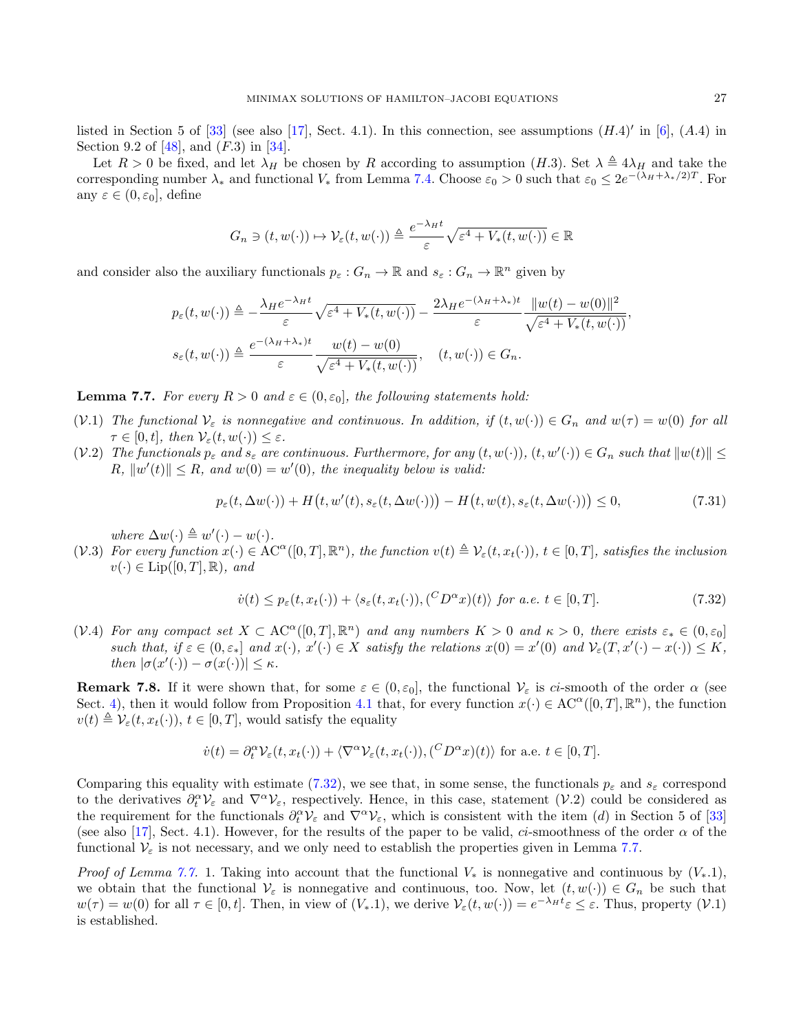listed in Section 5 of [33] (see also [17], Sect. 4.1). In this connection, see assumptions $(H.4)'$ in [6], $(A.4)$ in Section 9.2 of [48], and $(F.3)$ in [34].

Let $R > 0$ be fixed, and let $\lambda_H$ be chosen by $R$ according to assumption $(H.3)$. Set $\lambda \triangleq 4\lambda_H$ and take the corresponding number $\lambda_*$ and functional $V_*$ from Lemma 7.4. Choose $\varepsilon_0 > 0$ such that $\varepsilon_0 \leq 2e^{-(\lambda_H + \lambda_*/2)T}$. For any $\varepsilon \in (0, \varepsilon_0]$, define

$$G_n \ni (t, w(\cdot)) \mapsto \mathcal{V}_\varepsilon(t, w(\cdot)) \triangleq \frac{e^{-\lambda_H t}}{\varepsilon} \sqrt{\varepsilon^4 + V_*(t, w(\cdot))} \in \mathbb{R}$$

and consider also the auxiliary functionals $p_\varepsilon : G_n \to \mathbb{R}$ and $s_\varepsilon : G_n \to \mathbb{R}^n$ given by

$$p_\varepsilon(t, w(\cdot)) \triangleq -\frac{\lambda_H e^{-\lambda_H t}}{\varepsilon} \sqrt{\varepsilon^4 + V_*(t, w(\cdot))} - \frac{2\lambda_H e^{-(\lambda_H + \lambda_*)t}}{\varepsilon} \frac{\|w(t) - w(0)\|^2}{\sqrt{\varepsilon^4 + V_*(t, w(\cdot))}},$$

$$s_\varepsilon(t, w(\cdot)) \triangleq \frac{e^{-(\lambda_H + \lambda_*)t}}{\varepsilon} \frac{w(t) - w(0)}{\sqrt{\varepsilon^4 + V_*(t, w(\cdot))}}, \quad (t, w(\cdot)) \in G_n.$$

**Lemma 7.7.** *For every $R > 0$ and $\varepsilon \in (0, \varepsilon_0]$, the following statements hold:*

$(\mathcal{V}.1)$ *The functional $\mathcal{V}_\varepsilon$ is nonnegative and continuous. In addition, if $(t, w(\cdot)) \in G_n$ and $w(\tau) = w(0)$ for all $\tau \in [0, t]$, then $\mathcal{V}_\varepsilon(t, w(\cdot)) \leq \varepsilon$.*

$(\mathcal{V}.2)$ *The functionals $p_\varepsilon$ and $s_\varepsilon$ are continuous. Furthermore, for any $(t, w(\cdot))$, $(t, w'(\cdot)) \in G_n$ such that $\|w(t)\| \leq R$, $\|w'(t)\| \leq R$, and $w(0) = w'(0)$, the inequality below is valid:*

$$p_\varepsilon(t, \Delta w(\cdot)) + H\big(t, w'(t), s_\varepsilon(t, \Delta w(\cdot))\big) - H\big(t, w(t), s_\varepsilon(t, \Delta w(\cdot))\big) \leq 0, \tag{7.31}$$

*where $\Delta w(\cdot) \triangleq w'(\cdot) - w(\cdot)$.*

$(\mathcal{V}.3)$ *For every function $x(\cdot) \in \mathrm{AC}^\alpha([0, T], \mathbb{R}^n)$, the function $v(t) \triangleq \mathcal{V}_\varepsilon(t, x_t(\cdot))$, $t \in [0, T]$, satisfies the inclusion $v(\cdot) \in \mathrm{Lip}([0, T], \mathbb{R})$, and*

$$\dot{v}(t) \leq p_\varepsilon(t, x_t(\cdot)) + \langle s_\varepsilon(t, x_t(\cdot)), ({}^C D^\alpha x)(t) \rangle \text{ for a.e. } t \in [0, T]. \tag{7.32}$$

$(\mathcal{V}.4)$ *For any compact set $X \subset \mathrm{AC}^\alpha([0, T], \mathbb{R}^n)$ and any numbers $K > 0$ and $\kappa > 0$, there exists $\varepsilon_* \in (0, \varepsilon_0]$ such that, if $\varepsilon \in (0, \varepsilon_*]$ and $x(\cdot)$, $x'(\cdot) \in X$ satisfy the relations $x(0) = x'(0)$ and $\mathcal{V}_\varepsilon(T, x'(\cdot) - x(\cdot)) \leq K$, then $|\sigma(x'(\cdot)) - \sigma(x(\cdot))| \leq \kappa$.*

**Remark 7.8.** If it were shown that, for some $\varepsilon \in (0, \varepsilon_0]$, the functional $\mathcal{V}_\varepsilon$ is *ci*-smooth of the order $\alpha$ (see Sect. 4), then it would follow from Proposition 4.1 that, for every function $x(\cdot) \in \mathrm{AC}^\alpha([0, T], \mathbb{R}^n)$, the function $v(t) \triangleq \mathcal{V}_\varepsilon(t, x_t(\cdot))$, $t \in [0, T]$, would satisfy the equality

$$\dot{v}(t) = \partial_t^\alpha \mathcal{V}_\varepsilon(t, x_t(\cdot)) + \langle \nabla^\alpha \mathcal{V}_\varepsilon(t, x_t(\cdot)), ({}^C D^\alpha x)(t) \rangle \text{ for a.e. } t \in [0, T].$$

Comparing this equality with estimate (7.32), we see that, in some sense, the functionals $p_\varepsilon$ and $s_\varepsilon$ correspond to the derivatives $\partial_t^\alpha \mathcal{V}_\varepsilon$ and $\nabla^\alpha \mathcal{V}_\varepsilon$, respectively. Hence, in this case, statement $(\mathcal{V}.2)$ could be considered as the requirement for the functionals $\partial_t^\alpha \mathcal{V}_\varepsilon$ and $\nabla^\alpha \mathcal{V}_\varepsilon$, which is consistent with the item $(d)$ in Section 5 of [33] (see also [17], Sect. 4.1). However, for the results of the paper to be valid, *ci*-smoothness of the order $\alpha$ of the functional $\mathcal{V}_\varepsilon$ is not necessary, and we only need to establish the properties given in Lemma 7.7.

*Proof of Lemma 7.7.* 1. Taking into account that the functional $V_*$ is nonnegative and continuous by $(V_*.1)$, we obtain that the functional $\mathcal{V}_\varepsilon$ is nonnegative and continuous, too. Now, let $(t, w(\cdot)) \in G_n$ be such that $w(\tau) = w(0)$ for all $\tau \in [0, t]$. Then, in view of $(V_*.1)$, we derive $\mathcal{V}_\varepsilon(t, w(\cdot)) = e^{-\lambda_H t}\varepsilon \leq \varepsilon$. Thus, property $(\mathcal{V}.1)$ is established.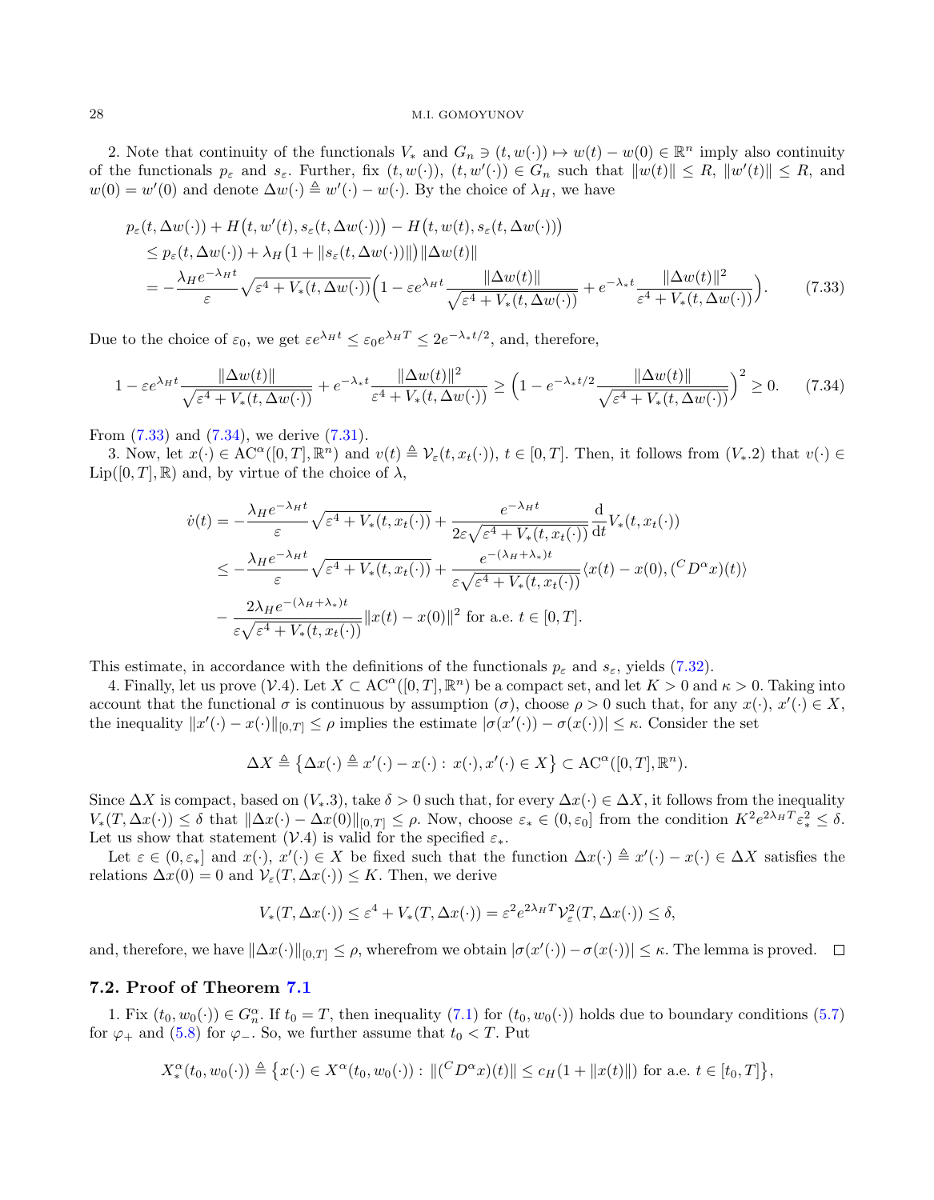2. Note that continuity of the functionals $V_*$ and $G_n \ni (t, w(\cdot)) \mapsto w(t) - w(0) \in \mathbb{R}^n$ imply also continuity of the functionals $p_\varepsilon$ and $s_\varepsilon$. Further, fix $(t, w(\cdot))$, $(t, w'(\cdot)) \in G_n$ such that $\|w(t)\| \leq R$, $\|w'(t)\| \leq R$, and $w(0) = w'(0)$ and denote $\Delta w(\cdot) \triangleq w'(\cdot) - w(\cdot)$. By the choice of $\lambda_H$, we have

$$
\begin{aligned}
&p_\varepsilon(t, \Delta w(\cdot)) + H\big(t, w'(t), s_\varepsilon(t, \Delta w(\cdot))\big) - H\big(t, w(t), s_\varepsilon(t, \Delta w(\cdot))\big) \\
&\leq p_\varepsilon(t, \Delta w(\cdot)) + \lambda_H \big(1 + \|s_\varepsilon(t, \Delta w(\cdot))\|\big)\|\Delta w(t)\| \\
&= -\frac{\lambda_H e^{-\lambda_H t}}{\varepsilon}\sqrt{\varepsilon^4 + V_*(t, \Delta w(\cdot))}\Big(1 - \varepsilon e^{\lambda_H t}\frac{\|\Delta w(t)\|}{\sqrt{\varepsilon^4 + V_*(t, \Delta w(\cdot))}} + e^{-\lambda_* t}\frac{\|\Delta w(t)\|^2}{\varepsilon^4 + V_*(t, \Delta w(\cdot))}\Big).
\end{aligned} \tag{7.33}
$$

Due to the choice of $\varepsilon_0$, we get $\varepsilon e^{\lambda_H t} \leq \varepsilon_0 e^{\lambda_H T} \leq 2e^{-\lambda_* t/2}$, and, therefore,

$$
1 - \varepsilon e^{\lambda_H t}\frac{\|\Delta w(t)\|}{\sqrt{\varepsilon^4 + V_*(t, \Delta w(\cdot))}} + e^{-\lambda_* t}\frac{\|\Delta w(t)\|^2}{\varepsilon^4 + V_*(t, \Delta w(\cdot))} \geq \Big(1 - e^{-\lambda_* t/2}\frac{\|\Delta w(t)\|}{\sqrt{\varepsilon^4 + V_*(t, \Delta w(\cdot))}}\Big)^2 \geq 0. \tag{7.34}
$$

From (7.33) and (7.34), we derive (7.31).

3. Now, let $x(\cdot) \in \mathrm{AC}^\alpha([0,T], \mathbb{R}^n)$ and $v(t) \triangleq \mathcal{V}_\varepsilon(t, x_t(\cdot))$, $t \in [0,T]$. Then, it follows from $(V_*.2)$ that $v(\cdot) \in \mathrm{Lip}([0,T], \mathbb{R})$ and, by virtue of the choice of $\lambda$,

$$
\begin{aligned}
\dot v(t) &= -\frac{\lambda_H e^{-\lambda_H t}}{\varepsilon}\sqrt{\varepsilon^4 + V_*(t, x_t(\cdot))} + \frac{e^{-\lambda_H t}}{2\varepsilon\sqrt{\varepsilon^4 + V_*(t, x_t(\cdot))}}\frac{\mathrm{d}}{\mathrm{d}t}V_*(t, x_t(\cdot)) \\
&\leq -\frac{\lambda_H e^{-\lambda_H t}}{\varepsilon}\sqrt{\varepsilon^4 + V_*(t, x_t(\cdot))} + \frac{e^{-(\lambda_H + \lambda_*)t}}{\varepsilon\sqrt{\varepsilon^4 + V_*(t, x_t(\cdot))}}\langle x(t) - x(0), ({}^C D^\alpha x)(t)\rangle \\
&\quad - \frac{2\lambda_H e^{-(\lambda_H + \lambda_*)t}}{\varepsilon\sqrt{\varepsilon^4 + V_*(t, x_t(\cdot))}}\|x(t) - x(0)\|^2 \text{ for a.e. } t \in [0,T].
\end{aligned}
$$

This estimate, in accordance with the definitions of the functionals $p_\varepsilon$ and $s_\varepsilon$, yields (7.32).

4. Finally, let us prove $(\mathcal{V}.4)$. Let $X \subset \mathrm{AC}^\alpha([0,T], \mathbb{R}^n)$ be a compact set, and let $K > 0$ and $\kappa > 0$. Taking into account that the functional $\sigma$ is continuous by assumption $(\sigma)$, choose $\rho > 0$ such that, for any $x(\cdot)$, $x'(\cdot) \in X$, the inequality $\|x'(\cdot) - x(\cdot)\|_{[0,T]} \leq \rho$ implies the estimate $|\sigma(x'(\cdot)) - \sigma(x(\cdot))| \leq \kappa$. Consider the set

$$
\Delta X \triangleq \big\{\Delta x(\cdot) \triangleq x'(\cdot) - x(\cdot) : \, x(\cdot), x'(\cdot) \in X\big\} \subset \mathrm{AC}^\alpha([0,T], \mathbb{R}^n).
$$

Since $\Delta X$ is compact, based on $(V_*.3)$, take $\delta > 0$ such that, for every $\Delta x(\cdot) \in \Delta X$, it follows from the inequality $V_*(T, \Delta x(\cdot)) \leq \delta$ that $\|\Delta x(\cdot) - \Delta x(0)\|_{[0,T]} \leq \rho$. Now, choose $\varepsilon_* \in (0, \varepsilon_0]$ from the condition $K^2 e^{2\lambda_H T}\varepsilon_*^2 \leq \delta$. Let us show that statement $(\mathcal{V}.4)$ is valid for the specified $\varepsilon_*$.

Let $\varepsilon \in (0, \varepsilon_*]$ and $x(\cdot)$, $x'(\cdot) \in X$ be fixed such that the function $\Delta x(\cdot) \triangleq x'(\cdot) - x(\cdot) \in \Delta X$ satisfies the relations $\Delta x(0) = 0$ and $\mathcal{V}_\varepsilon(T, \Delta x(\cdot)) \leq K$. Then, we derive

$$
V_*(T, \Delta x(\cdot)) \leq \varepsilon^4 + V_*(T, \Delta x(\cdot)) = \varepsilon^2 e^{2\lambda_H T}\mathcal{V}_\varepsilon^2(T, \Delta x(\cdot)) \leq \delta,
$$

and, therefore, we have $\|\Delta x(\cdot)\|_{[0,T]} \leq \rho$, wherefrom we obtain $|\sigma(x'(\cdot)) - \sigma(x(\cdot))| \leq \kappa$. The lemma is proved. $\square$

### 7.2. Proof of Theorem 7.1

1. Fix $(t_0, w_0(\cdot)) \in G_n^\alpha$. If $t_0 = T$, then inequality (7.1) for $(t_0, w_0(\cdot))$ holds due to boundary conditions (5.7) for $\varphi_+$ and (5.8) for $\varphi_-$. So, we further assume that $t_0 < T$. Put

$$
X_*^\alpha(t_0, w_0(\cdot)) \triangleq \big\{x(\cdot) \in X^\alpha(t_0, w_0(\cdot)) : \, \|({}^C D^\alpha x)(t)\| \leq c_H(1 + \|x(t)\|) \text{ for a.e. } t \in [t_0, T]\big\},
$$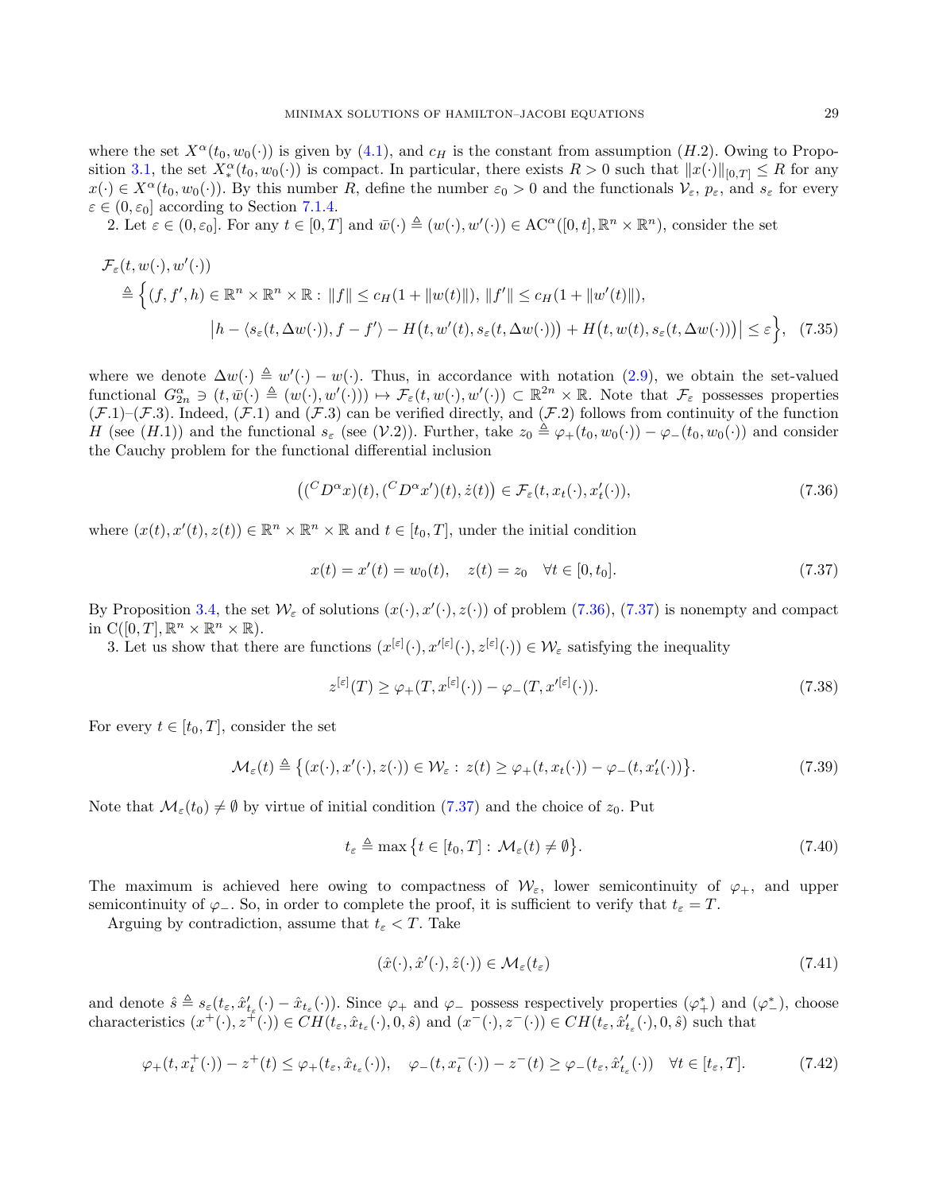where the set $X^\alpha(t_0, w_0(\cdot))$ is given by (4.1), and $c_H$ is the constant from assumption $(H.2)$. Owing to Proposition 3.1, the set $X^\alpha_*(t_0, w_0(\cdot))$ is compact. In particular, there exists $R > 0$ such that $\|x(\cdot)\|_{[0,T]} \leq R$ for any $x(\cdot) \in X^\alpha(t_0, w_0(\cdot))$. By this number $R$, define the number $\varepsilon_0 > 0$ and the functionals $\mathcal{V}_\varepsilon$, $p_\varepsilon$, and $s_\varepsilon$ for every $\varepsilon \in (0, \varepsilon_0]$ according to Section 7.1.4.

2. Let $\varepsilon \in (0, \varepsilon_0]$. For any $t \in [0, T]$ and $\bar{w}(\cdot) \triangleq (w(\cdot), w'(\cdot)) \in \mathrm{AC}^\alpha([0,t], \mathbb{R}^n \times \mathbb{R}^n)$, consider the set

$$
\begin{aligned}
&\mathcal{F}_\varepsilon(t, w(\cdot), w'(\cdot)) \\
&\quad \triangleq \Big\{ (f, f', h) \in \mathbb{R}^n \times \mathbb{R}^n \times \mathbb{R} : \|f\| \leq c_H(1 + \|w(t)\|), \ \|f'\| \leq c_H(1 + \|w'(t)\|), \\
&\qquad\qquad \big| h - \langle s_\varepsilon(t, \Delta w(\cdot)), f - f' \rangle - H\big(t, w'(t), s_\varepsilon(t, \Delta w(\cdot))\big) + H\big(t, w(t), s_\varepsilon(t, \Delta w(\cdot))\big) \big| \leq \varepsilon \Big\}, \quad (7.35)
\end{aligned}
$$

where we denote $\Delta w(\cdot) \triangleq w'(\cdot) - w(\cdot)$. Thus, in accordance with notation (2.9), we obtain the set-valued functional $G^\alpha_{2n} \ni (t, \bar{w}(\cdot) \triangleq (w(\cdot), w'(\cdot))) \mapsto \mathcal{F}_\varepsilon(t, w(\cdot), w'(\cdot)) \subset \mathbb{R}^{2n} \times \mathbb{R}$. Note that $\mathcal{F}_\varepsilon$ possesses properties $(\mathcal{F}.1)$–$(\mathcal{F}.3)$. Indeed, $(\mathcal{F}.1)$ and $(\mathcal{F}.3)$ can be verified directly, and $(\mathcal{F}.2)$ follows from continuity of the function $H$ (see $(H.1)$) and the functional $s_\varepsilon$ (see $(\mathcal{V}.2)$). Further, take $z_0 \triangleq \varphi_+(t_0, w_0(\cdot)) - \varphi_-(t_0, w_0(\cdot))$ and consider the Cauchy problem for the functional differential inclusion

$$
\big( ({}^C D^\alpha x)(t), ({}^C D^\alpha x')(t), \dot{z}(t) \big) \in \mathcal{F}_\varepsilon(t, x_t(\cdot), x'_t(\cdot)), \tag{7.36}
$$

where $(x(t), x'(t), z(t)) \in \mathbb{R}^n \times \mathbb{R}^n \times \mathbb{R}$ and $t \in [t_0, T]$, under the initial condition

$$
x(t) = x'(t) = w_0(t), \quad z(t) = z_0 \quad \forall t \in [0, t_0]. \tag{7.37}
$$

By Proposition 3.4, the set $\mathcal{W}_\varepsilon$ of solutions $(x(\cdot), x'(\cdot), z(\cdot))$ of problem (7.36), (7.37) is nonempty and compact in $\mathrm{C}([0,T], \mathbb{R}^n \times \mathbb{R}^n \times \mathbb{R})$.

3. Let us show that there are functions $(x^{[\varepsilon]}(\cdot), x'^{[\varepsilon]}(\cdot), z^{[\varepsilon]}(\cdot)) \in \mathcal{W}_\varepsilon$ satisfying the inequality

$$
z^{[\varepsilon]}(T) \geq \varphi_+(T, x^{[\varepsilon]}(\cdot)) - \varphi_-(T, x'^{[\varepsilon]}(\cdot)). \tag{7.38}
$$

For every $t \in [t_0, T]$, consider the set

$$
\mathcal{M}_\varepsilon(t) \triangleq \big\{ (x(\cdot), x'(\cdot), z(\cdot)) \in \mathcal{W}_\varepsilon : z(t) \geq \varphi_+(t, x_t(\cdot)) - \varphi_-(t, x'_t(\cdot)) \big\}. \tag{7.39}
$$

Note that $\mathcal{M}_\varepsilon(t_0) \neq \emptyset$ by virtue of initial condition (7.37) and the choice of $z_0$. Put

$$
t_\varepsilon \triangleq \max \big\{ t \in [t_0, T] : \mathcal{M}_\varepsilon(t) \neq \emptyset \big\}. \tag{7.40}
$$

The maximum is achieved here owing to compactness of $\mathcal{W}_\varepsilon$, lower semicontinuity of $\varphi_+$, and upper semicontinuity of $\varphi_-$. So, in order to complete the proof, it is sufficient to verify that $t_\varepsilon = T$.

Arguing by contradiction, assume that $t_\varepsilon < T$. Take

$$
(\hat{x}(\cdot), \hat{x}'(\cdot), \hat{z}(\cdot)) \in \mathcal{M}_\varepsilon(t_\varepsilon) \tag{7.41}
$$

and denote $\hat{s} \triangleq s_\varepsilon(t_\varepsilon, \hat{x}'_{t_\varepsilon}(\cdot) - \hat{x}_{t_\varepsilon}(\cdot))$. Since $\varphi_+$ and $\varphi_-$ possess respectively properties $(\varphi^*_+)$ and $(\varphi^*_-)$, choose characteristics $(x^+(\cdot), z^+(\cdot)) \in CH(t_\varepsilon, \hat{x}_{t_\varepsilon}(\cdot), 0, \hat{s})$ and $(x^-(\cdot), z^-(\cdot)) \in CH(t_\varepsilon, \hat{x}'_{t_\varepsilon}(\cdot), 0, \hat{s})$ such that

$$
\varphi_+(t, x^+_t(\cdot)) - z^+(t) \leq \varphi_+(t_\varepsilon, \hat{x}_{t_\varepsilon}(\cdot)), \quad \varphi_-(t, x^-_t(\cdot)) - z^-(t) \geq \varphi_-(t_\varepsilon, \hat{x}'_{t_\varepsilon}(\cdot)) \quad \forall t \in [t_\varepsilon, T]. \tag{7.42}
$$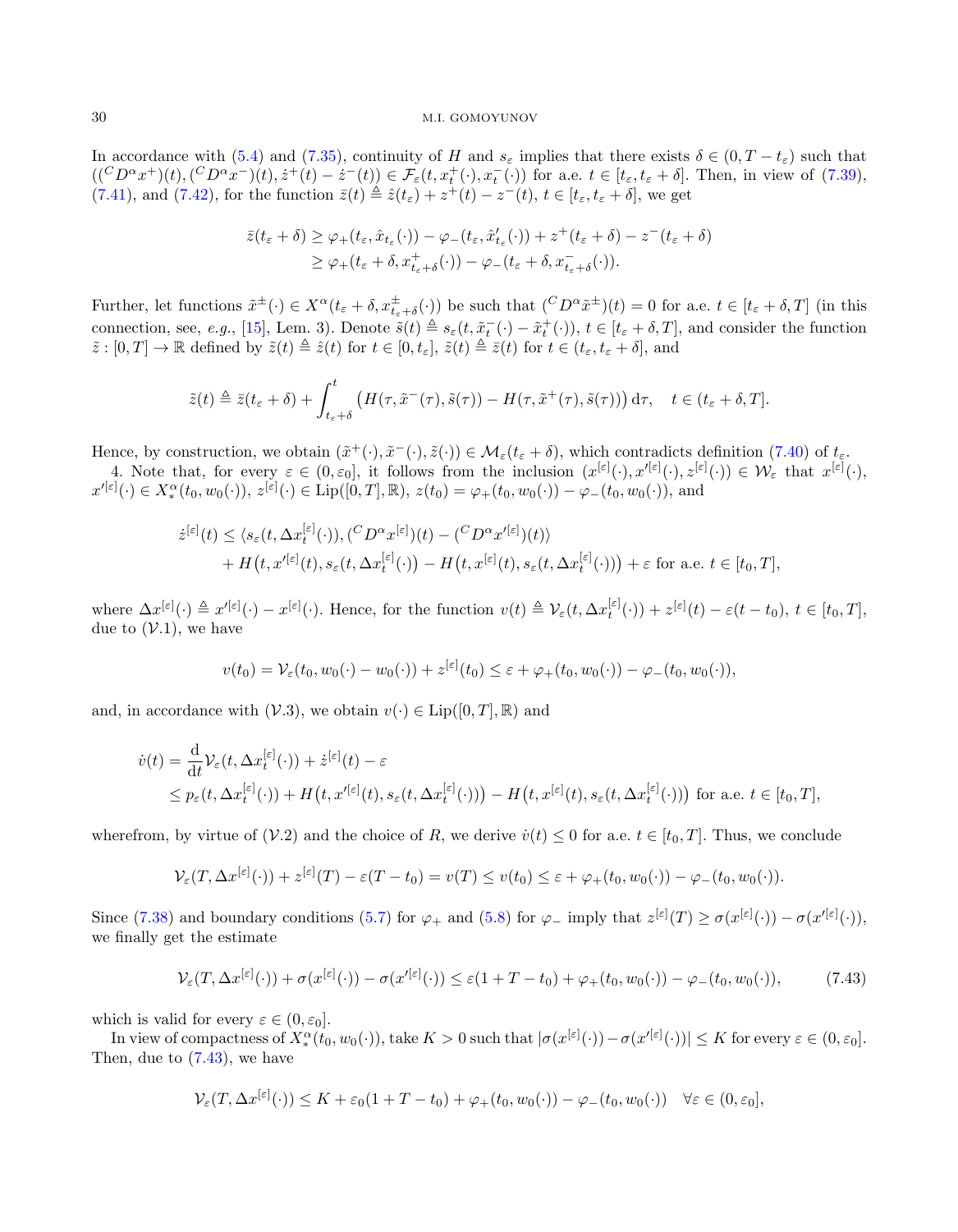In accordance with (5.4) and (7.35), continuity of $H$ and $s_\varepsilon$ implies that there exists $\delta \in (0, T - t_\varepsilon)$ such that $(({}^C D^\alpha x^+)(t), ({}^C D^\alpha x^-)(t), \dot{z}^+(t) - \dot{z}^-(t)) \in \mathcal{F}_\varepsilon(t, x_t^+(\cdot), x_t^-(\cdot))$ for a.e. $t \in [t_\varepsilon, t_\varepsilon + \delta]$. Then, in view of (7.39), (7.41), and (7.42), for the function $\bar{z}(t) \triangleq \hat{z}(t_\varepsilon) + z^+(t) - z^-(t)$, $t \in [t_\varepsilon, t_\varepsilon + \delta]$, we get

$$\begin{aligned}
\bar{z}(t_\varepsilon + \delta) &\geq \varphi_+(t_\varepsilon, \hat{x}_{t_\varepsilon}(\cdot)) - \varphi_-(t_\varepsilon, \hat{x}'_{t_\varepsilon}(\cdot)) + z^+(t_\varepsilon + \delta) - z^-(t_\varepsilon + \delta) \\
&\geq \varphi_+(t_\varepsilon + \delta, x^+_{t_\varepsilon + \delta}(\cdot)) - \varphi_-(t_\varepsilon + \delta, x^-_{t_\varepsilon + \delta}(\cdot)).
\end{aligned}$$

Further, let functions $\tilde{x}^\pm(\cdot) \in X^\alpha(t_\varepsilon + \delta, x^\pm_{t_\varepsilon + \delta}(\cdot))$ be such that $({}^C D^\alpha \tilde{x}^\pm)(t) = 0$ for a.e. $t \in [t_\varepsilon + \delta, T]$ (in this connection, see, *e.g.*, [15], Lem. 3). Denote $\tilde{s}(t) \triangleq s_\varepsilon(t, \tilde{x}^-_t(\cdot) - \tilde{x}^+_t(\cdot))$, $t \in [t_\varepsilon + \delta, T]$, and consider the function $\tilde{z} : [0, T] \to \mathbb{R}$ defined by $\tilde{z}(t) \triangleq \hat{z}(t)$ for $t \in [0, t_\varepsilon]$, $\tilde{z}(t) \triangleq \bar{z}(t)$ for $t \in (t_\varepsilon, t_\varepsilon + \delta]$, and

$$\tilde{z}(t) \triangleq \bar{z}(t_\varepsilon + \delta) + \int_{t_\varepsilon + \delta}^{t} \big( H(\tau, \tilde{x}^-(\tau), \tilde{s}(\tau)) - H(\tau, \tilde{x}^+(\tau), \tilde{s}(\tau)) \big) \, \mathrm{d}\tau, \quad t \in (t_\varepsilon + \delta, T].$$

Hence, by construction, we obtain $(\tilde{x}^+(\cdot), \tilde{x}^-(\cdot), \tilde{z}(\cdot)) \in \mathcal{M}_\varepsilon(t_\varepsilon + \delta)$, which contradicts definition (7.40) of $t_\varepsilon$.

4. Note that, for every $\varepsilon \in (0, \varepsilon_0]$, it follows from the inclusion $(x^{[\varepsilon]}(\cdot), x'^{[\varepsilon]}(\cdot), z^{[\varepsilon]}(\cdot)) \in \mathcal{W}_\varepsilon$ that $x^{[\varepsilon]}(\cdot)$, $x'^{[\varepsilon]}(\cdot) \in X_*^\alpha(t_0, w_0(\cdot))$, $z^{[\varepsilon]}(\cdot) \in \operatorname{Lip}([0, T], \mathbb{R})$, $z(t_0) = \varphi_+(t_0, w_0(\cdot)) - \varphi_-(t_0, w_0(\cdot))$, and

$$\begin{aligned}
\dot{z}^{[\varepsilon]}(t) &\leq \langle s_\varepsilon(t, \Delta x_t^{[\varepsilon]}(\cdot)), ({}^C D^\alpha x^{[\varepsilon]})(t) - ({}^C D^\alpha x'^{[\varepsilon]})(t) \rangle \\
&\quad + H\big(t, x'^{[\varepsilon]}(t), s_\varepsilon(t, \Delta x_t^{[\varepsilon]}(\cdot)\big) - H\big(t, x^{[\varepsilon]}(t), s_\varepsilon(t, \Delta x_t^{[\varepsilon]}(\cdot))\big) + \varepsilon \text{ for a.e. } t \in [t_0, T],
\end{aligned}$$

where $\Delta x^{[\varepsilon]}(\cdot) \triangleq x'^{[\varepsilon]}(\cdot) - x^{[\varepsilon]}(\cdot)$. Hence, for the function $v(t) \triangleq \mathcal{V}_\varepsilon(t, \Delta x_t^{[\varepsilon]}(\cdot)) + z^{[\varepsilon]}(t) - \varepsilon(t - t_0)$, $t \in [t_0, T]$, due to $(\mathcal{V}.1)$, we have

$$v(t_0) = \mathcal{V}_\varepsilon(t_0, w_0(\cdot) - w_0(\cdot)) + z^{[\varepsilon]}(t_0) \leq \varepsilon + \varphi_+(t_0, w_0(\cdot)) - \varphi_-(t_0, w_0(\cdot)),$$

and, in accordance with $(\mathcal{V}.3)$, we obtain $v(\cdot) \in \operatorname{Lip}([0, T], \mathbb{R})$ and

$$\begin{aligned}
\dot{v}(t) &= \frac{\mathrm{d}}{\mathrm{d}t} \mathcal{V}_\varepsilon(t, \Delta x_t^{[\varepsilon]}(\cdot)) + \dot{z}^{[\varepsilon]}(t) - \varepsilon \\
&\leq p_\varepsilon(t, \Delta x_t^{[\varepsilon]}(\cdot)) + H\big(t, x'^{[\varepsilon]}(t), s_\varepsilon(t, \Delta x_t^{[\varepsilon]}(\cdot))\big) - H\big(t, x^{[\varepsilon]}(t), s_\varepsilon(t, \Delta x_t^{[\varepsilon]}(\cdot))\big) \text{ for a.e. } t \in [t_0, T],
\end{aligned}$$

wherefrom, by virtue of $(\mathcal{V}.2)$ and the choice of $R$, we derive $\dot{v}(t) \leq 0$ for a.e. $t \in [t_0, T]$. Thus, we conclude

$$\mathcal{V}_\varepsilon(T, \Delta x^{[\varepsilon]}(\cdot)) + z^{[\varepsilon]}(T) - \varepsilon(T - t_0) = v(T) \leq v(t_0) \leq \varepsilon + \varphi_+(t_0, w_0(\cdot)) - \varphi_-(t_0, w_0(\cdot)).$$

Since (7.38) and boundary conditions (5.7) for $\varphi_+$ and (5.8) for $\varphi_-$ imply that $z^{[\varepsilon]}(T) \geq \sigma(x^{[\varepsilon]}(\cdot)) - \sigma(x'^{[\varepsilon]}(\cdot))$, we finally get the estimate

$$\mathcal{V}_\varepsilon(T, \Delta x^{[\varepsilon]}(\cdot)) + \sigma(x^{[\varepsilon]}(\cdot)) - \sigma(x'^{[\varepsilon]}(\cdot)) \leq \varepsilon(1 + T - t_0) + \varphi_+(t_0, w_0(\cdot)) - \varphi_-(t_0, w_0(\cdot)), \tag{7.43}$$

which is valid for every $\varepsilon \in (0, \varepsilon_0]$.

In view of compactness of $X_*^\alpha(t_0, w_0(\cdot))$, take $K > 0$ such that $|\sigma(x^{[\varepsilon]}(\cdot)) - \sigma(x'^{[\varepsilon]}(\cdot))| \leq K$ for every $\varepsilon \in (0, \varepsilon_0]$. Then, due to (7.43), we have

$$\mathcal{V}_\varepsilon(T, \Delta x^{[\varepsilon]}(\cdot)) \leq K + \varepsilon_0(1 + T - t_0) + \varphi_+(t_0, w_0(\cdot)) - \varphi_-(t_0, w_0(\cdot)) \quad \forall \varepsilon \in (0, \varepsilon_0],$$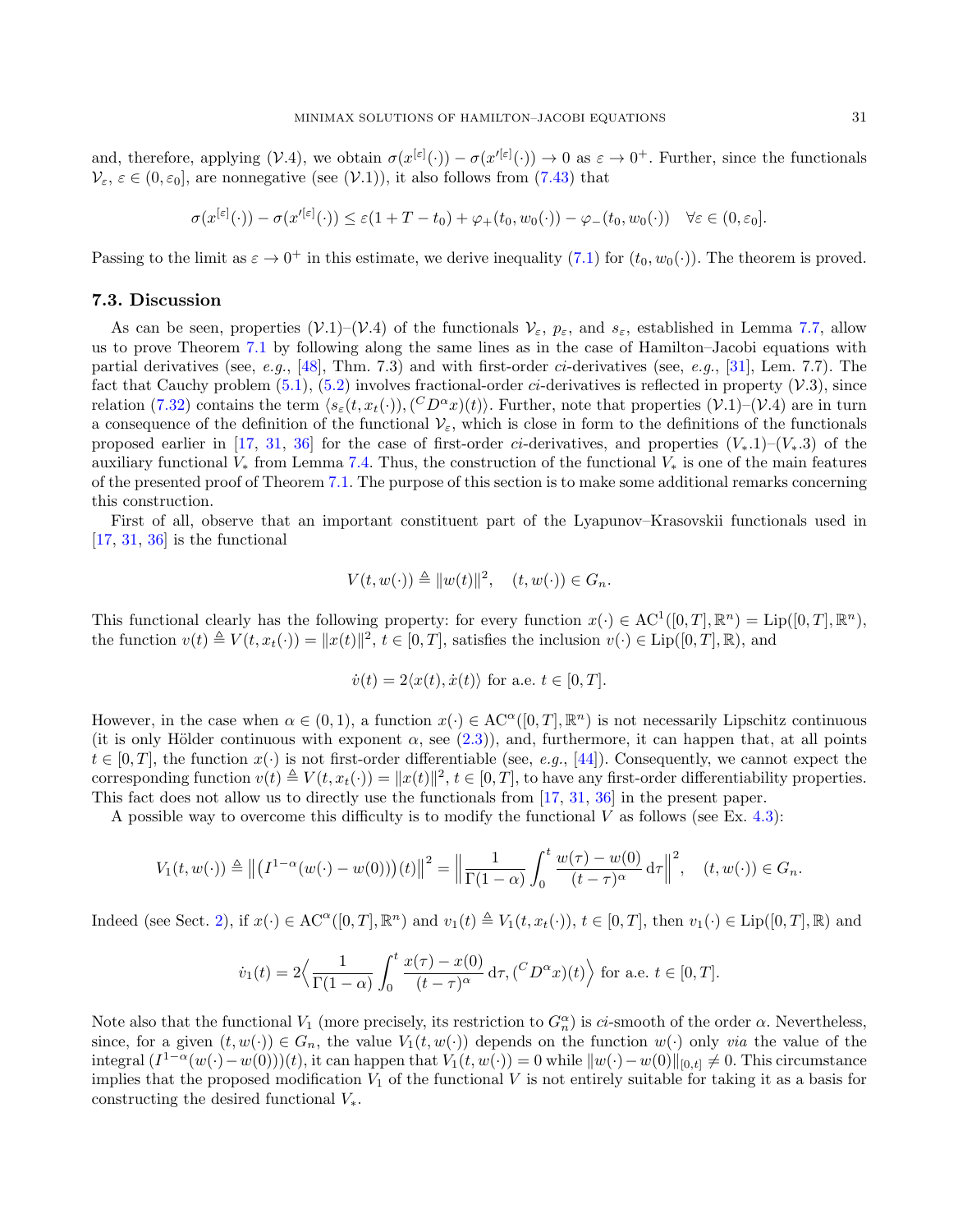and, therefore, applying $(\mathcal{V}.4)$, we obtain $\sigma(x^{[\varepsilon]}(\cdot)) - \sigma(x'^{[\varepsilon]}(\cdot)) \to 0$ as $\varepsilon \to 0^+$. Further, since the functionals $\mathcal{V}_\varepsilon$, $\varepsilon \in (0, \varepsilon_0]$, are nonnegative (see $(\mathcal{V}.1)$), it also follows from (7.43) that

$$\sigma(x^{[\varepsilon]}(\cdot)) - \sigma(x'^{[\varepsilon]}(\cdot)) \leq \varepsilon(1 + T - t_0) + \varphi_+(t_0, w_0(\cdot)) - \varphi_-(t_0, w_0(\cdot)) \quad \forall \varepsilon \in (0, \varepsilon_0].$$

Passing to the limit as $\varepsilon \to 0^+$ in this estimate, we derive inequality (7.1) for $(t_0, w_0(\cdot))$. The theorem is proved.

### 7.3. Discussion

As can be seen, properties $(\mathcal{V}.1)$–$(\mathcal{V}.4)$ of the functionals $\mathcal{V}_\varepsilon$, $p_\varepsilon$, and $s_\varepsilon$, established in Lemma 7.7, allow us to prove Theorem 7.1 by following along the same lines as in the case of Hamilton–Jacobi equations with partial derivatives (see, *e.g.*, [48], Thm. 7.3) and with first-order *ci*-derivatives (see, *e.g.*, [31], Lem. 7.7). The fact that Cauchy problem (5.1), (5.2) involves fractional-order *ci*-derivatives is reflected in property $(\mathcal{V}.3)$, since relation (7.32) contains the term $\langle s_\varepsilon(t, x_t(\cdot)), ({}^C D^\alpha x)(t) \rangle$. Further, note that properties $(\mathcal{V}.1)$–$(\mathcal{V}.4)$ are in turn a consequence of the definition of the functional $\mathcal{V}_\varepsilon$, which is close in form to the definitions of the functionals proposed earlier in [17, 31, 36] for the case of first-order *ci*-derivatives, and properties $(V_*.1)$–$(V_*.3)$ of the auxiliary functional $V_*$ from Lemma 7.4. Thus, the construction of the functional $V_*$ is one of the main features of the presented proof of Theorem 7.1. The purpose of this section is to make some additional remarks concerning this construction.

First of all, observe that an important constituent part of the Lyapunov–Krasovskii functionals used in [17, 31, 36] is the functional

$$V(t, w(\cdot)) \triangleq \|w(t)\|^2, \quad (t, w(\cdot)) \in G_n.$$

This functional clearly has the following property: for every function $x(\cdot) \in \mathrm{AC}^1([0,T], \mathbb{R}^n) = \mathrm{Lip}([0,T], \mathbb{R}^n)$, the function $v(t) \triangleq V(t, x_t(\cdot)) = \|x(t)\|^2$, $t \in [0,T]$, satisfies the inclusion $v(\cdot) \in \mathrm{Lip}([0,T], \mathbb{R})$, and

$$\dot{v}(t) = 2\langle x(t), \dot{x}(t) \rangle \text{ for a.e. } t \in [0,T].$$

However, in the case when $\alpha \in (0,1)$, a function $x(\cdot) \in \mathrm{AC}^\alpha([0,T], \mathbb{R}^n)$ is not necessarily Lipschitz continuous (it is only Hölder continuous with exponent $\alpha$, see (2.3)), and, furthermore, it can happen that, at all points $t \in [0,T]$, the function $x(\cdot)$ is not first-order differentiable (see, *e.g.*, [44]). Consequently, we cannot expect the corresponding function $v(t) \triangleq V(t, x_t(\cdot)) = \|x(t)\|^2$, $t \in [0,T]$, to have any first-order differentiability properties. This fact does not allow us to directly use the functionals from [17, 31, 36] in the present paper.

A possible way to overcome this difficulty is to modify the functional $V$ as follows (see Ex. 4.3):

$$V_1(t, w(\cdot)) \triangleq \big\| \big(I^{1-\alpha}(w(\cdot) - w(0))\big)(t) \big\|^2 = \Big\| \frac{1}{\Gamma(1-\alpha)} \int_0^t \frac{w(\tau) - w(0)}{(t-\tau)^\alpha} \, \mathrm{d}\tau \Big\|^2, \quad (t, w(\cdot)) \in G_n.$$

Indeed (see Sect. 2), if $x(\cdot) \in \mathrm{AC}^\alpha([0,T], \mathbb{R}^n)$ and $v_1(t) \triangleq V_1(t, x_t(\cdot))$, $t \in [0,T]$, then $v_1(\cdot) \in \mathrm{Lip}([0,T], \mathbb{R})$ and

$$\dot{v}_1(t) = 2\Big\langle \frac{1}{\Gamma(1-\alpha)} \int_0^t \frac{x(\tau) - x(0)}{(t-\tau)^\alpha} \, \mathrm{d}\tau, ({}^C D^\alpha x)(t) \Big\rangle \text{ for a.e. } t \in [0,T].$$

Note also that the functional $V_1$ (more precisely, its restriction to $G_n^\alpha$) is *ci*-smooth of the order $\alpha$. Nevertheless, since, for a given $(t, w(\cdot)) \in G_n$, the value $V_1(t, w(\cdot))$ depends on the function $w(\cdot)$ only *via* the value of the integral $(I^{1-\alpha}(w(\cdot) - w(0)))(t)$, it can happen that $V_1(t, w(\cdot)) = 0$ while $\|w(\cdot) - w(0)\|_{[0,t]} \neq 0$. This circumstance implies that the proposed modification $V_1$ of the functional $V$ is not entirely suitable for taking it as a basis for constructing the desired functional $V_*$.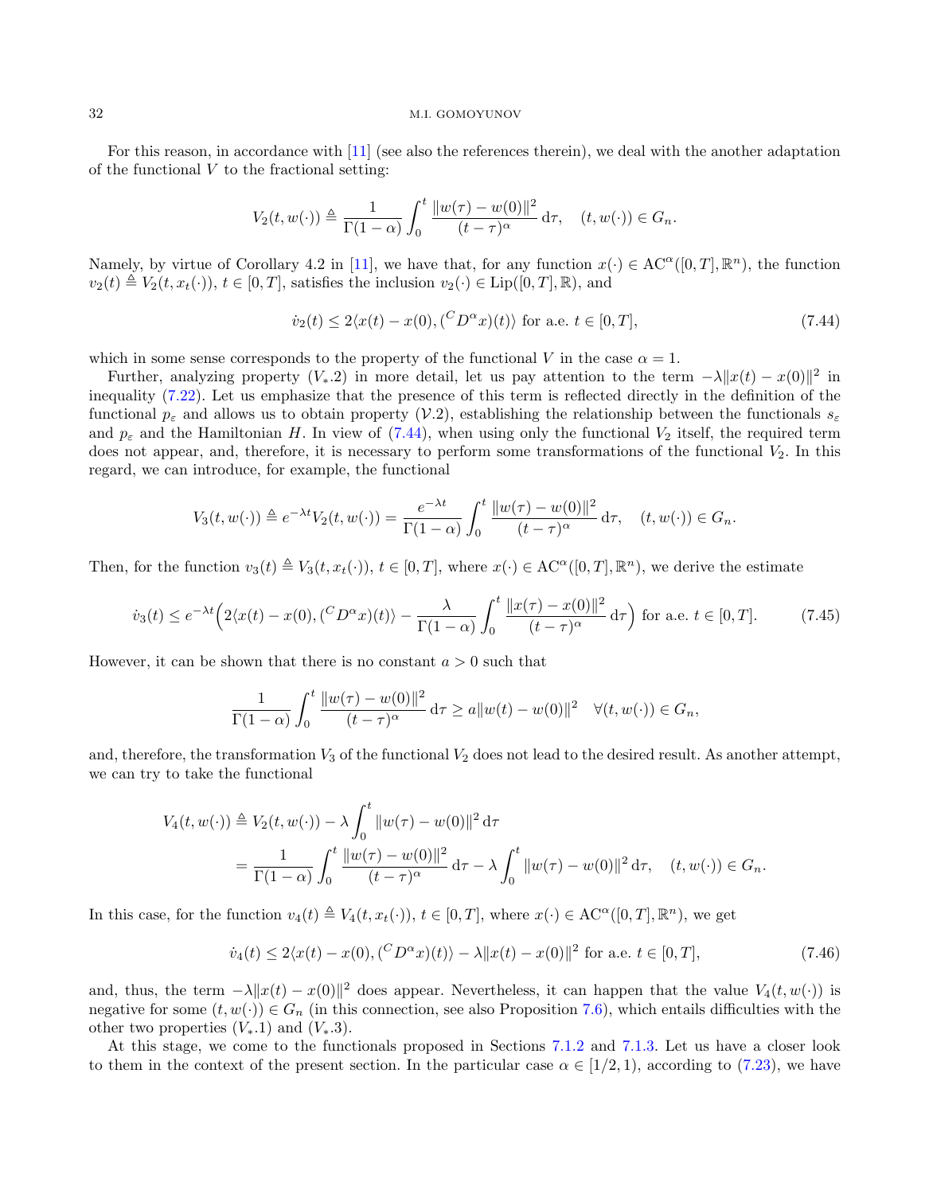For this reason, in accordance with [11] (see also the references therein), we deal with the another adaptation of the functional $V$ to the fractional setting:

$$V_2(t, w(\cdot)) \triangleq \frac{1}{\Gamma(1-\alpha)} \int_0^t \frac{\|w(\tau) - w(0)\|^2}{(t-\tau)^\alpha} \, \mathrm{d}\tau, \quad (t, w(\cdot)) \in G_n.$$

Namely, by virtue of Corollary 4.2 in [11], we have that, for any function $x(\cdot) \in \mathrm{AC}^\alpha([0,T], \mathbb{R}^n)$, the function $v_2(t) \triangleq V_2(t, x_t(\cdot))$, $t \in [0,T]$, satisfies the inclusion $v_2(\cdot) \in \mathrm{Lip}([0,T], \mathbb{R})$, and

$$\dot{v}_2(t) \leq 2\langle x(t) - x(0), ({}^C D^\alpha x)(t) \rangle \text{ for a.e. } t \in [0,T], \tag{7.44}$$

which in some sense corresponds to the property of the functional $V$ in the case $\alpha = 1$.

Further, analyzing property ($V_*.2$) in more detail, let us pay attention to the term $-\lambda \|x(t) - x(0)\|^2$ in inequality (7.22). Let us emphasize that the presence of this term is reflected directly in the definition of the functional $p_\varepsilon$ and allows us to obtain property ($\mathcal{V}.2$), establishing the relationship between the functionals $s_\varepsilon$ and $p_\varepsilon$ and the Hamiltonian $H$. In view of (7.44), when using only the functional $V_2$ itself, the required term does not appear, and, therefore, it is necessary to perform some transformations of the functional $V_2$. In this regard, we can introduce, for example, the functional

$$V_3(t, w(\cdot)) \triangleq e^{-\lambda t} V_2(t, w(\cdot)) = \frac{e^{-\lambda t}}{\Gamma(1-\alpha)} \int_0^t \frac{\|w(\tau) - w(0)\|^2}{(t-\tau)^\alpha} \, \mathrm{d}\tau, \quad (t, w(\cdot)) \in G_n.$$

Then, for the function $v_3(t) \triangleq V_3(t, x_t(\cdot))$, $t \in [0,T]$, where $x(\cdot) \in \mathrm{AC}^\alpha([0,T], \mathbb{R}^n)$, we derive the estimate

$$\dot{v}_3(t) \leq e^{-\lambda t} \Big( 2\langle x(t) - x(0), ({}^C D^\alpha x)(t) \rangle - \frac{\lambda}{\Gamma(1-\alpha)} \int_0^t \frac{\|x(\tau) - x(0)\|^2}{(t-\tau)^\alpha} \, \mathrm{d}\tau \Big) \text{ for a.e. } t \in [0,T]. \tag{7.45}$$

However, it can be shown that there is no constant $a > 0$ such that

$$\frac{1}{\Gamma(1-\alpha)} \int_0^t \frac{\|w(\tau) - w(0)\|^2}{(t-\tau)^\alpha} \, \mathrm{d}\tau \geq a \|w(t) - w(0)\|^2 \quad \forall (t, w(\cdot)) \in G_n,$$

and, therefore, the transformation $V_3$ of the functional $V_2$ does not lead to the desired result. As another attempt, we can try to take the functional

$$\begin{aligned} V_4(t, w(\cdot)) &\triangleq V_2(t, w(\cdot)) - \lambda \int_0^t \|w(\tau) - w(0)\|^2 \, \mathrm{d}\tau \\ &= \frac{1}{\Gamma(1-\alpha)} \int_0^t \frac{\|w(\tau) - w(0)\|^2}{(t-\tau)^\alpha} \, \mathrm{d}\tau - \lambda \int_0^t \|w(\tau) - w(0)\|^2 \, \mathrm{d}\tau, \quad (t, w(\cdot)) \in G_n. \end{aligned}$$

In this case, for the function $v_4(t) \triangleq V_4(t, x_t(\cdot))$, $t \in [0,T]$, where $x(\cdot) \in \mathrm{AC}^\alpha([0,T], \mathbb{R}^n)$, we get

$$\dot{v}_4(t) \leq 2\langle x(t) - x(0), ({}^C D^\alpha x)(t) \rangle - \lambda \|x(t) - x(0)\|^2 \text{ for a.e. } t \in [0,T], \tag{7.46}$$

and, thus, the term $-\lambda \|x(t) - x(0)\|^2$ does appear. Nevertheless, it can happen that the value $V_4(t, w(\cdot))$ is negative for some $(t, w(\cdot)) \in G_n$ (in this connection, see also Proposition 7.6), which entails difficulties with the other two properties ($V_*.1$) and ($V_*.3$).

At this stage, we come to the functionals proposed in Sections 7.1.2 and 7.1.3. Let us have a closer look to them in the context of the present section. In the particular case $\alpha \in [1/2, 1)$, according to (7.23), we have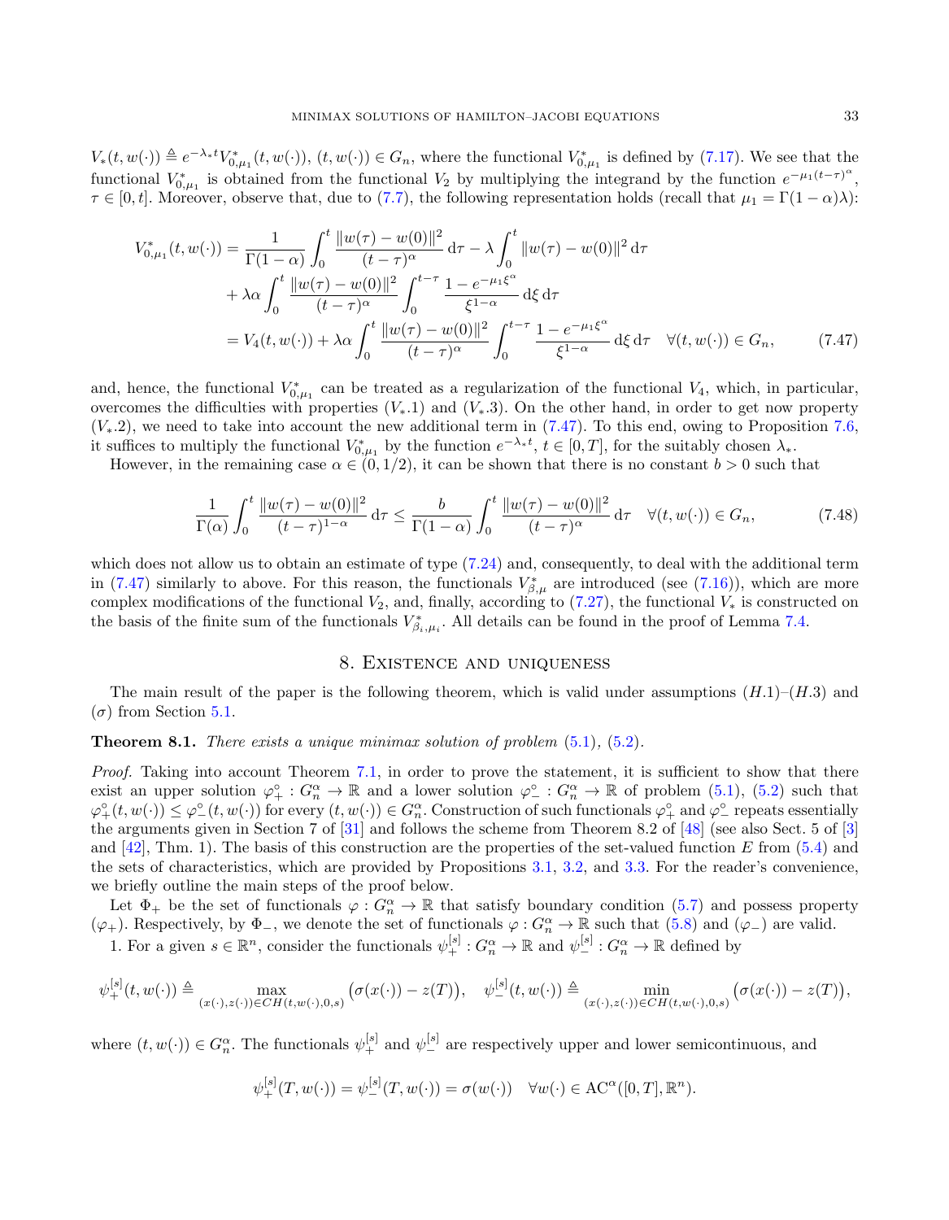$V_*(t, w(\cdot)) \triangleq e^{-\lambda_* t} V^*_{0,\mu_1}(t, w(\cdot))$, $(t, w(\cdot)) \in G_n$, where the functional $V^*_{0,\mu_1}$ is defined by (7.17). We see that the functional $V^*_{0,\mu_1}$ is obtained from the functional $V_2$ by multiplying the integrand by the function $e^{-\mu_1 (t-\tau)^\alpha}$, $\tau \in [0, t]$. Moreover, observe that, due to (7.7), the following representation holds (recall that $\mu_1 = \Gamma(1-\alpha)\lambda$):

$$
\begin{aligned}
V^*_{0,\mu_1}(t, w(\cdot)) &= \frac{1}{\Gamma(1-\alpha)} \int_0^t \frac{\|w(\tau) - w(0)\|^2}{(t-\tau)^\alpha} \, \mathrm{d}\tau - \lambda \int_0^t \|w(\tau) - w(0)\|^2 \, \mathrm{d}\tau \\
&\quad + \lambda\alpha \int_0^t \frac{\|w(\tau) - w(0)\|^2}{(t-\tau)^\alpha} \int_0^{t-\tau} \frac{1 - e^{-\mu_1 \xi^\alpha}}{\xi^{1-\alpha}} \, \mathrm{d}\xi \, \mathrm{d}\tau \\
&= V_4(t, w(\cdot)) + \lambda\alpha \int_0^t \frac{\|w(\tau) - w(0)\|^2}{(t-\tau)^\alpha} \int_0^{t-\tau} \frac{1 - e^{-\mu_1 \xi^\alpha}}{\xi^{1-\alpha}} \, \mathrm{d}\xi \, \mathrm{d}\tau \quad \forall (t, w(\cdot)) \in G_n,
\end{aligned}
\tag{7.47}
$$

and, hence, the functional $V^*_{0,\mu_1}$ can be treated as a regularization of the functional $V_4$, which, in particular, overcomes the difficulties with properties $(V_*.1)$ and $(V_*.3)$. On the other hand, in order to get now property $(V_*.2)$, we need to take into account the new additional term in (7.47). To this end, owing to Proposition 7.6, it suffices to multiply the functional $V^*_{0,\mu_1}$ by the function $e^{-\lambda_* t}$, $t \in [0, T]$, for the suitably chosen $\lambda_*$.

However, in the remaining case $\alpha \in (0, 1/2)$, it can be shown that there is no constant $b > 0$ such that

$$
\frac{1}{\Gamma(\alpha)} \int_0^t \frac{\|w(\tau) - w(0)\|^2}{(t-\tau)^{1-\alpha}} \, \mathrm{d}\tau \le \frac{b}{\Gamma(1-\alpha)} \int_0^t \frac{\|w(\tau) - w(0)\|^2}{(t-\tau)^\alpha} \, \mathrm{d}\tau \quad \forall (t, w(\cdot)) \in G_n,
\tag{7.48}
$$

which does not allow us to obtain an estimate of type (7.24) and, consequently, to deal with the additional term in (7.47) similarly to above. For this reason, the functionals $V^*_{\beta,\mu}$ are introduced (see (7.16)), which are more complex modifications of the functional $V_2$, and, finally, according to (7.27), the functional $V_*$ is constructed on the basis of the finite sum of the functionals $V^*_{\beta_i,\mu_i}$. All details can be found in the proof of Lemma 7.4.

## 8. Existence and uniqueness

The main result of the paper is the following theorem, which is valid under assumptions $(H.1)$–$(H.3)$ and $(\sigma)$ from Section 5.1.

**Theorem 8.1.** *There exists a unique minimax solution of problem* (5.1), (5.2).

*Proof.* Taking into account Theorem 7.1, in order to prove the statement, it is sufficient to show that there exist an upper solution $\varphi^\circ_+ : G^\alpha_n \to \mathbb{R}$ and a lower solution $\varphi^\circ_- : G^\alpha_n \to \mathbb{R}$ of problem (5.1), (5.2) such that $\varphi^\circ_+(t, w(\cdot)) \le \varphi^\circ_-(t, w(\cdot))$ for every $(t, w(\cdot)) \in G^\alpha_n$. Construction of such functionals $\varphi^\circ_+$ and $\varphi^\circ_-$ repeats essentially the arguments given in Section 7 of [31] and follows the scheme from Theorem 8.2 of [48] (see also Sect. 5 of [3] and [42], Thm. 1). The basis of this construction are the properties of the set-valued function $E$ from (5.4) and the sets of characteristics, which are provided by Propositions 3.1, 3.2, and 3.3. For the reader's convenience, we briefly outline the main steps of the proof below.

Let $\Phi_+$ be the set of functionals $\varphi : G^\alpha_n \to \mathbb{R}$ that satisfy boundary condition (5.7) and possess property $(\varphi_+)$. Respectively, by $\Phi_-$, we denote the set of functionals $\varphi : G^\alpha_n \to \mathbb{R}$ such that (5.8) and $(\varphi_-)$ are valid.

1. For a given $s \in \mathbb{R}^n$, consider the functionals $\psi^{[s]}_+ : G^\alpha_n \to \mathbb{R}$ and $\psi^{[s]}_- : G^\alpha_n \to \mathbb{R}$ defined by

$$
\psi^{[s]}_+(t, w(\cdot)) \triangleq \max_{(x(\cdot), z(\cdot)) \in CH(t, w(\cdot), 0, s)} \big(\sigma(x(\cdot)) - z(T)\big), \quad \psi^{[s]}_-(t, w(\cdot)) \triangleq \min_{(x(\cdot), z(\cdot)) \in CH(t, w(\cdot), 0, s)} \big(\sigma(x(\cdot)) - z(T)\big),
$$

where $(t, w(\cdot)) \in G^\alpha_n$. The functionals $\psi^{[s]}_+$ and $\psi^{[s]}_-$ are respectively upper and lower semicontinuous, and

$$
\psi^{[s]}_+(T, w(\cdot)) = \psi^{[s]}_-(T, w(\cdot)) = \sigma(w(\cdot)) \quad \forall w(\cdot) \in \mathrm{AC}^\alpha([0, T], \mathbb{R}^n).
$$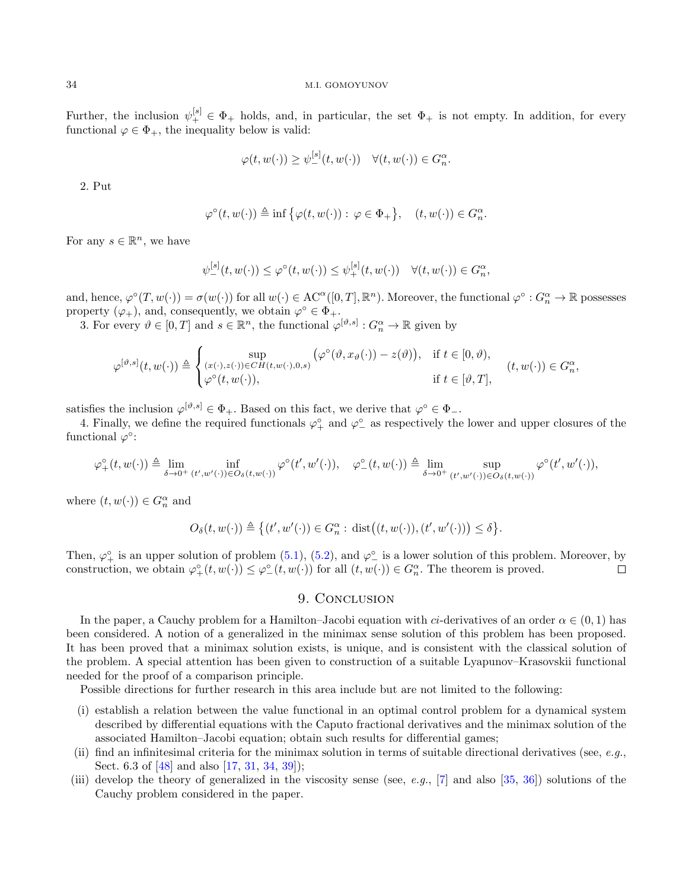Further, the inclusion $\psi_+^{[s]} \in \Phi_+$ holds, and, in particular, the set $\Phi_+$ is not empty. In addition, for every functional $\varphi \in \Phi_+$, the inequality below is valid:

$$\varphi(t, w(\cdot)) \geq \psi_-^{[s]}(t, w(\cdot)) \quad \forall (t, w(\cdot)) \in G_n^\alpha.$$

2. Put

$$\varphi^\circ(t, w(\cdot)) \triangleq \inf \big\{ \varphi(t, w(\cdot)) : \varphi \in \Phi_+ \big\}, \quad (t, w(\cdot)) \in G_n^\alpha.$$

For any $s \in \mathbb{R}^n$, we have

$$\psi_-^{[s]}(t, w(\cdot)) \leq \varphi^\circ(t, w(\cdot)) \leq \psi_+^{[s]}(t, w(\cdot)) \quad \forall (t, w(\cdot)) \in G_n^\alpha,$$

and, hence, $\varphi^\circ(T, w(\cdot)) = \sigma(w(\cdot))$ for all $w(\cdot) \in \mathrm{AC}^\alpha([0,T], \mathbb{R}^n)$. Moreover, the functional $\varphi^\circ : G_n^\alpha \to \mathbb{R}$ possesses property $(\varphi_+)$, and, consequently, we obtain $\varphi^\circ \in \Phi_+$.

3. For every $\vartheta \in [0, T]$ and $s \in \mathbb{R}^n$, the functional $\varphi^{[\vartheta, s]} : G_n^\alpha \to \mathbb{R}$ given by

$$\varphi^{[\vartheta,s]}(t, w(\cdot)) \triangleq \begin{cases} \sup\limits_{(x(\cdot), z(\cdot)) \in CH(t, w(\cdot), 0, s)} \big( \varphi^\circ(\vartheta, x_\vartheta(\cdot)) - z(\vartheta) \big), & \text{if } t \in [0, \vartheta), \\ \varphi^\circ(t, w(\cdot)), & \text{if } t \in [\vartheta, T], \end{cases} \quad (t, w(\cdot)) \in G_n^\alpha,$$

satisfies the inclusion $\varphi^{[\vartheta,s]} \in \Phi_+$. Based on this fact, we derive that $\varphi^\circ \in \Phi_-$.

4. Finally, we define the required functionals $\varphi_+^\circ$ and $\varphi_-^\circ$ as respectively the lower and upper closures of the functional $\varphi^\circ$:

$$\varphi_+^\circ(t, w(\cdot)) \triangleq \lim_{\delta \to 0^+} \inf_{(t', w'(\cdot)) \in O_\delta(t, w(\cdot))} \varphi^\circ(t', w'(\cdot)), \quad \varphi_-^\circ(t, w(\cdot)) \triangleq \lim_{\delta \to 0^+} \sup_{(t', w'(\cdot)) \in O_\delta(t, w(\cdot))} \varphi^\circ(t', w'(\cdot)),$$

where $(t, w(\cdot)) \in G_n^\alpha$ and

$$O_\delta(t, w(\cdot)) \triangleq \big\{ (t', w'(\cdot)) \in G_n^\alpha : \operatorname{dist}\big((t, w(\cdot)), (t', w'(\cdot))\big) \leq \delta \big\}.$$

Then, $\varphi_+^\circ$ is an upper solution of problem (5.1), (5.2), and $\varphi_-^\circ$ is a lower solution of this problem. Moreover, by construction, we obtain $\varphi_+^\circ(t, w(\cdot)) \leq \varphi_-^\circ(t, w(\cdot))$ for all $(t, w(\cdot)) \in G_n^\alpha$. The theorem is proved. $\square$

## 9. Conclusion

In the paper, a Cauchy problem for a Hamilton–Jacobi equation with *ci*-derivatives of an order $\alpha \in (0,1)$ has been considered. A notion of a generalized in the minimax sense solution of this problem has been proposed. It has been proved that a minimax solution exists, is unique, and is consistent with the classical solution of the problem. A special attention has been given to construction of a suitable Lyapunov–Krasovskii functional needed for the proof of a comparison principle.

Possible directions for further research in this area include but are not limited to the following:

(i) establish a relation between the value functional in an optimal control problem for a dynamical system described by differential equations with the Caputo fractional derivatives and the minimax solution of the associated Hamilton–Jacobi equation; obtain such results for differential games;

(ii) find an infinitesimal criteria for the minimax solution in terms of suitable directional derivatives (see, *e.g.*, Sect. 6.3 of [48] and also [17, 31, 34, 39]);

(iii) develop the theory of generalized in the viscosity sense (see, *e.g.*, [7] and also [35, 36]) solutions of the Cauchy problem considered in the paper.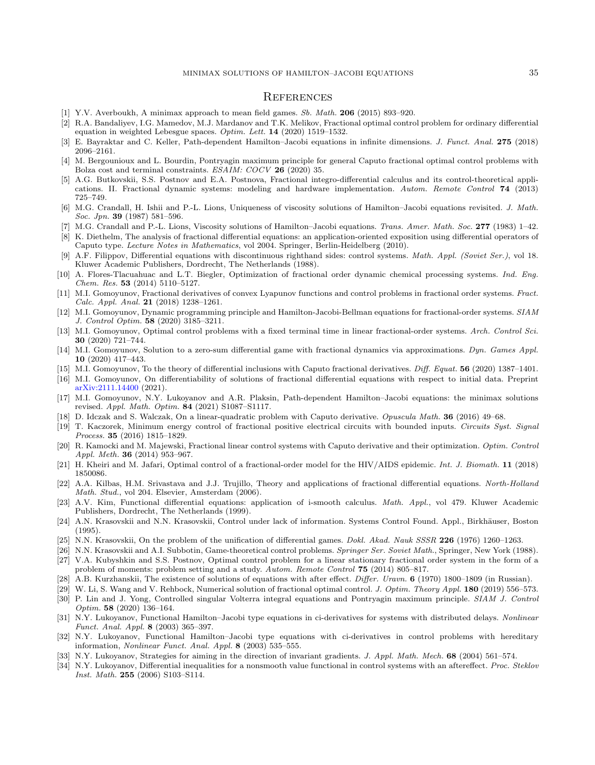# References

[1] Y.V. Averboukh, A minimax approach to mean field games. *Sb. Math.* **206** (2015) 893–920.

[2] R.A. Bandaliyev, I.G. Mamedov, M.J. Mardanov and T.K. Melikov, Fractional optimal control problem for ordinary differential equation in weighted Lebesgue spaces. *Optim. Lett.* **14** (2020) 1519–1532.

[3] E. Bayraktar and C. Keller, Path-dependent Hamilton–Jacobi equations in infinite dimensions. *J. Funct. Anal.* **275** (2018) 2096–2161.

[4] M. Bergounioux and L. Bourdin, Pontryagin maximum principle for general Caputo fractional optimal control problems with Bolza cost and terminal constraints. *ESAIM: COCV* **26** (2020) 35.

[5] A.G. Butkovskii, S.S. Postnov and E.A. Postnova, Fractional integro-differential calculus and its control-theoretical applications. II. Fractional dynamic systems: modeling and hardware implementation. *Autom. Remote Control* **74** (2013) 725–749.

[6] M.G. Crandall, H. Ishii and P.-L. Lions, Uniqueness of viscosity solutions of Hamilton–Jacobi equations revisited. *J. Math. Soc. Jpn.* **39** (1987) 581–596.

[7] M.G. Crandall and P.-L. Lions, Viscosity solutions of Hamilton–Jacobi equations. *Trans. Amer. Math. Soc.* **277** (1983) 1–42.

[8] K. Diethelm, The analysis of fractional differential equations: an application-oriented exposition using differential operators of Caputo type. *Lecture Notes in Mathematics*, vol 2004. Springer, Berlin-Heidelberg (2010).

[9] A.F. Filippov, Differential equations with discontinuous righthand sides: control systems. *Math. Appl. (Soviet Ser.)*, vol 18. Kluwer Academic Publishers, Dordrecht, The Netherlands (1988).

[10] A. Flores-Tlacuahuac and L.T. Biegler, Optimization of fractional order dynamic chemical processing systems. *Ind. Eng. Chem. Res.* **53** (2014) 5110–5127.

[11] M.I. Gomoyunov, Fractional derivatives of convex Lyapunov functions and control problems in fractional order systems. *Fract. Calc. Appl. Anal.* **21** (2018) 1238–1261.

[12] M.I. Gomoyunov, Dynamic programming principle and Hamilton-Jacobi-Bellman equations for fractional-order systems. *SIAM J. Control Optim.* **58** (2020) 3185–3211.

[13] M.I. Gomoyunov, Optimal control problems with a fixed terminal time in linear fractional-order systems. *Arch. Control Sci.* **30** (2020) 721–744.

[14] M.I. Gomoyunov, Solution to a zero-sum differential game with fractional dynamics via approximations. *Dyn. Games Appl.* **10** (2020) 417–443.

[15] M.I. Gomoyunov, To the theory of differential inclusions with Caputo fractional derivatives. *Diff. Equat.* **56** (2020) 1387–1401.

[16] M.I. Gomoyunov, On differentiability of solutions of fractional differential equations with respect to initial data. Preprint arXiv:2111.14400 (2021).

[17] M.I. Gomoyunov, N.Y. Lukoyanov and A.R. Plaksin, Path-dependent Hamilton–Jacobi equations: the minimax solutions revised. *Appl. Math. Optim.* **84** (2021) S1087–S1117.

[18] D. Idczak and S. Walczak, On a linear-quadratic problem with Caputo derivative. *Opuscula Math.* **36** (2016) 49–68.

[19] T. Kaczorek, Minimum energy control of fractional positive electrical circuits with bounded inputs. *Circuits Syst. Signal Process.* **35** (2016) 1815–1829.

[20] R. Kamocki and M. Majewski, Fractional linear control systems with Caputo derivative and their optimization. *Optim. Control Appl. Meth.* **36** (2014) 953–967.

[21] H. Kheiri and M. Jafari, Optimal control of a fractional-order model for the HIV/AIDS epidemic. *Int. J. Biomath.* **11** (2018) 1850086.

[22] A.A. Kilbas, H.M. Srivastava and J.J. Trujillo, Theory and applications of fractional differential equations. *North-Holland Math. Stud.*, vol 204. Elsevier, Amsterdam (2006).

[23] A.V. Kim, Functional differential equations: application of i-smooth calculus. *Math. Appl.*, vol 479. Kluwer Academic Publishers, Dordrecht, The Netherlands (1999).

[24] A.N. Krasovskii and N.N. Krasovskii, Control under lack of information. Systems Control Found. Appl., Birkhäuser, Boston (1995).

[25] N.N. Krasovskii, On the problem of the unification of differential games. *Dokl. Akad. Nauk SSSR* **226** (1976) 1260–1263.

[26] N.N. Krasovskii and A.I. Subbotin, Game-theoretical control problems. *Springer Ser. Soviet Math.*, Springer, New York (1988).

[27] V.A. Kubyshkin and S.S. Postnov, Optimal control problem for a linear stationary fractional order system in the form of a problem of moments: problem setting and a study. *Autom. Remote Control* **75** (2014) 805–817.

[28] A.B. Kurzhanskii, The existence of solutions of equations with after effect. *Differ. Uravn.* **6** (1970) 1800–1809 (in Russian).

[29] W. Li, S. Wang and V. Rehbock, Numerical solution of fractional optimal control. *J. Optim. Theory Appl.* **180** (2019) 556–573.

[30] P. Lin and J. Yong, Controlled singular Volterra integral equations and Pontryagin maximum principle. *SIAM J. Control Optim.* **58** (2020) 136–164.

[31] N.Y. Lukoyanov, Functional Hamilton–Jacobi type equations in ci-derivatives for systems with distributed delays. *Nonlinear Funct. Anal. Appl.* **8** (2003) 365–397.

[32] N.Y. Lukoyanov, Functional Hamilton–Jacobi type equations with ci-derivatives in control problems with hereditary information, *Nonlinear Funct. Anal. Appl.* **8** (2003) 535–555.

[33] N.Y. Lukoyanov, Strategies for aiming in the direction of invariant gradients. *J. Appl. Math. Mech.* **68** (2004) 561–574.

[34] N.Y. Lukoyanov, Differential inequalities for a nonsmooth value functional in control systems with an aftereffect. *Proc. Steklov Inst. Math.* **255** (2006) S103–S114.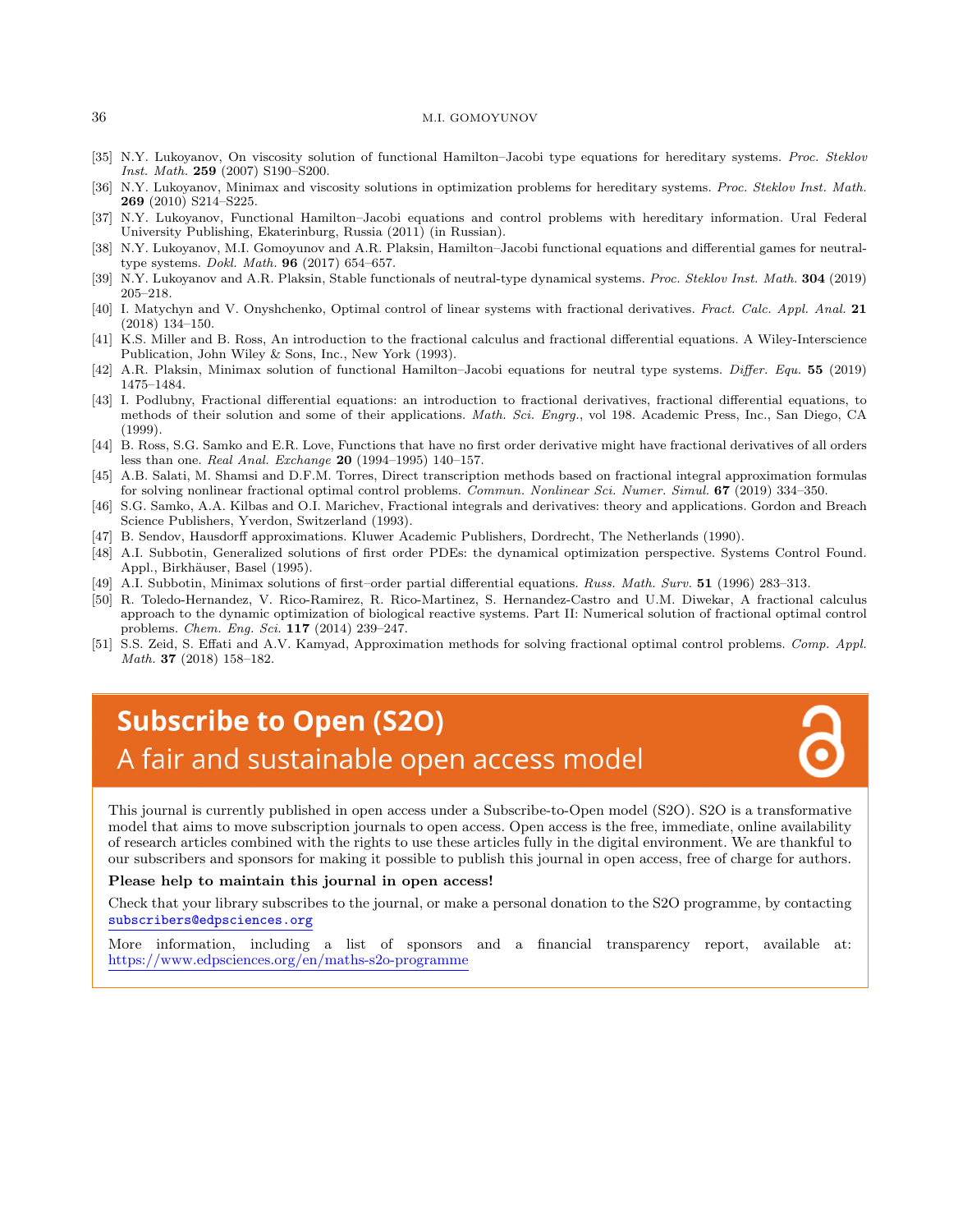[35] N.Y. Lukoyanov, On viscosity solution of functional Hamilton–Jacobi type equations for hereditary systems. *Proc. Steklov Inst. Math.* **259** (2007) S190–S200.

[36] N.Y. Lukoyanov, Minimax and viscosity solutions in optimization problems for hereditary systems. *Proc. Steklov Inst. Math.* **269** (2010) S214–S225.

[37] N.Y. Lukoyanov, Functional Hamilton–Jacobi equations and control problems with hereditary information. Ural Federal University Publishing, Ekaterinburg, Russia (2011) (in Russian).

[38] N.Y. Lukoyanov, M.I. Gomoyunov and A.R. Plaksin, Hamilton–Jacobi functional equations and differential games for neutral-type systems. *Dokl. Math.* **96** (2017) 654–657.

[39] N.Y. Lukoyanov and A.R. Plaksin, Stable functionals of neutral-type dynamical systems. *Proc. Steklov Inst. Math.* **304** (2019) 205–218.

[40] I. Matychyn and V. Onyshchenko, Optimal control of linear systems with fractional derivatives. *Fract. Calc. Appl. Anal.* **21** (2018) 134–150.

[41] K.S. Miller and B. Ross, An introduction to the fractional calculus and fractional differential equations. A Wiley-Interscience Publication, John Wiley & Sons, Inc., New York (1993).

[42] A.R. Plaksin, Minimax solution of functional Hamilton–Jacobi equations for neutral type systems. *Differ. Equ.* **55** (2019) 1475–1484.

[43] I. Podlubny, Fractional differential equations: an introduction to fractional derivatives, fractional differential equations, to methods of their solution and some of their applications. *Math. Sci. Engrg.*, vol 198. Academic Press, Inc., San Diego, CA (1999).

[44] B. Ross, S.G. Samko and E.R. Love, Functions that have no first order derivative might have fractional derivatives of all orders less than one. *Real Anal. Exchange* **20** (1994–1995) 140–157.

[45] A.B. Salati, M. Shamsi and D.F.M. Torres, Direct transcription methods based on fractional integral approximation formulas for solving nonlinear fractional optimal control problems. *Commun. Nonlinear Sci. Numer. Simul.* **67** (2019) 334–350.

[46] S.G. Samko, A.A. Kilbas and O.I. Marichev, Fractional integrals and derivatives: theory and applications. Gordon and Breach Science Publishers, Yverdon, Switzerland (1993).

[47] B. Sendov, Hausdorff approximations. Kluwer Academic Publishers, Dordrecht, The Netherlands (1990).

[48] A.I. Subbotin, Generalized solutions of first order PDEs: the dynamical optimization perspective. Systems Control Found. Appl., Birkhäuser, Basel (1995).

[49] A.I. Subbotin, Minimax solutions of first–order partial differential equations. *Russ. Math. Surv.* **51** (1996) 283–313.

[50] R. Toledo-Hernandez, V. Rico-Ramirez, R. Rico-Martinez, S. Hernandez-Castro and U.M. Diwekar, A fractional calculus approach to the dynamic optimization of biological reactive systems. Part II: Numerical solution of fractional optimal control problems. *Chem. Eng. Sci.* **117** (2014) 239–247.

[51] S.S. Zeid, S. Effati and A.V. Kamyad, Approximation methods for solving fractional optimal control problems. *Comp. Appl. Math.* **37** (2018) 158–182.

## Subscribe to Open (S2O)

A fair and sustainable open access model

This journal is currently published in open access under a Subscribe-to-Open model (S2O). S2O is a transformative model that aims to move subscription journals to open access. Open access is the free, immediate, online availability of research articles combined with the rights to use these articles fully in the digital environment. We are thankful to our subscribers and sponsors for making it possible to publish this journal in open access, free of charge for authors.

**Please help to maintain this journal in open access!**

Check that your library subscribes to the journal, or make a personal donation to the S2O programme, by contacting subscribers@edpsciences.org

More information, including a list of sponsors and a financial transparency report, available at: https://www.edpsciences.org/en/maths-s2o-programme